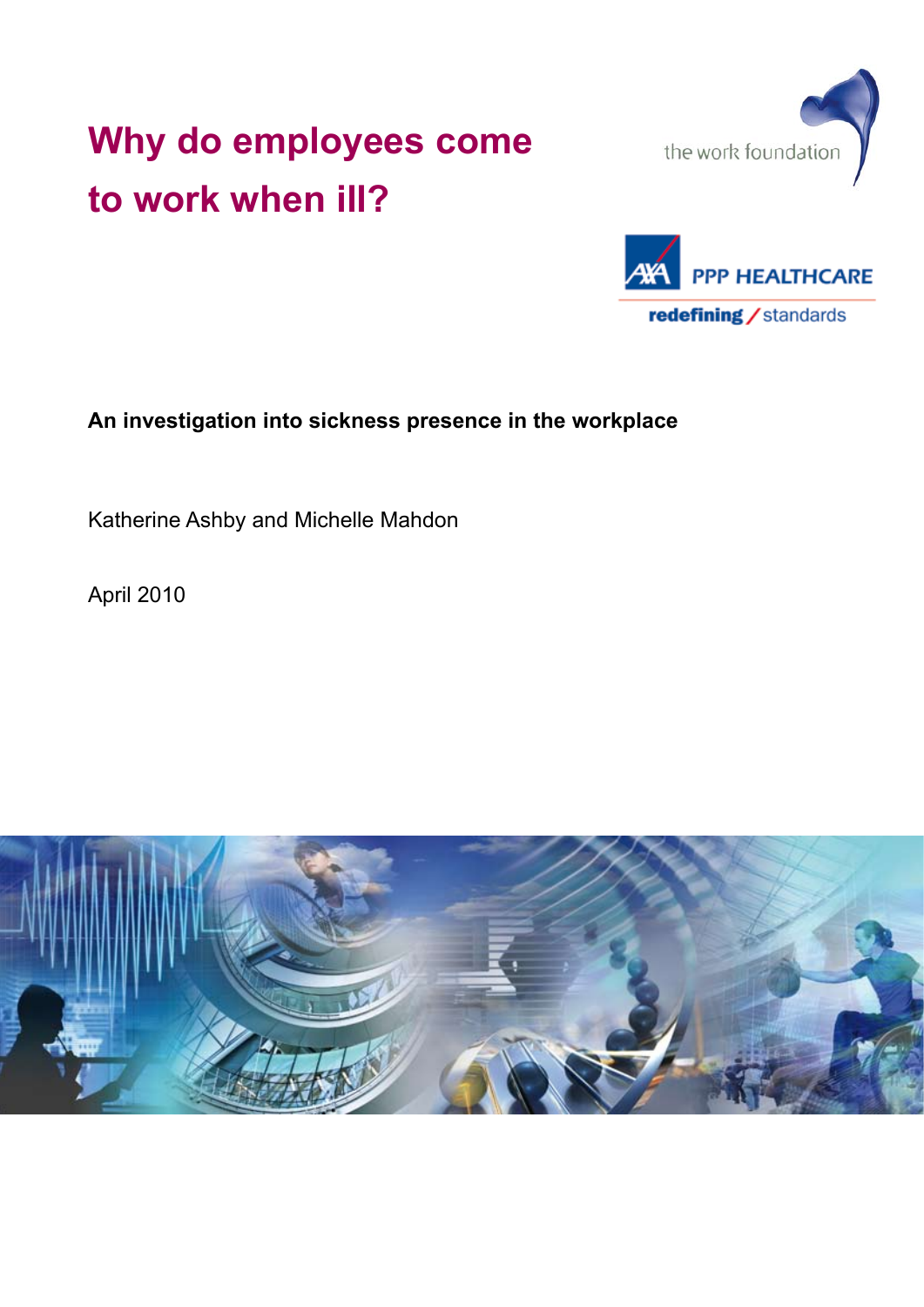# Why do employees come to work when ill?

the work foundation

AXA PPP HEALTHCARE

redefining / standards

**An investigation into sickness presence in the workplace**

Katherine Ashby and Michelle Mahdon

April 2010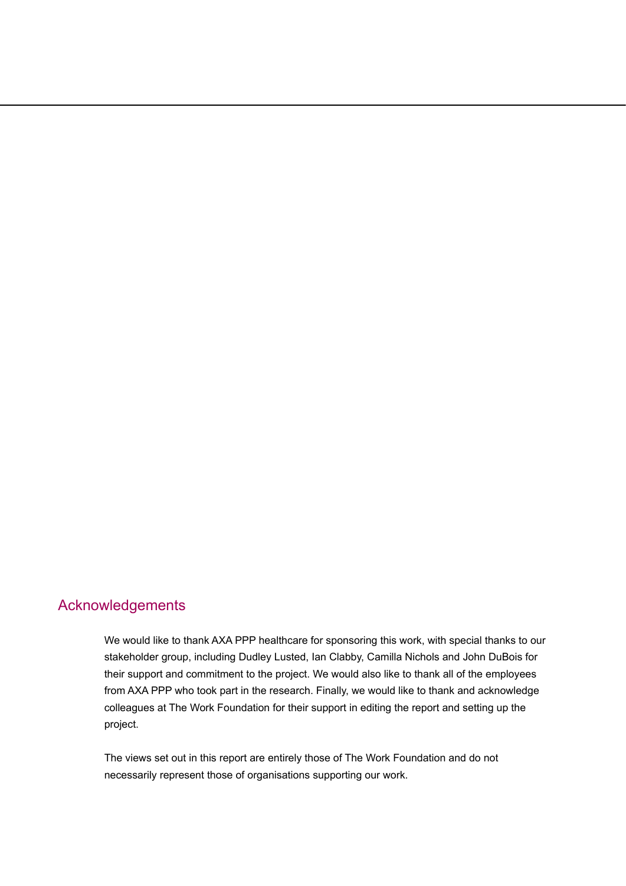## Acknowledgements

We would like to thank AXA PPP healthcare for sponsoring this work, with special thanks to our stakeholder group, including Dudley Lusted, Ian Clabby, Camilla Nichols and John DuBois for their support and commitment to the project. We would also like to thank all of the employees from AXA PPP who took part in the research. Finally, we would like to thank and acknowledge colleagues at The Work Foundation for their support in editing the report and setting up the project.

The views set out in this report are entirely those of The Work Foundation and do not necessarily represent those of organisations supporting our work.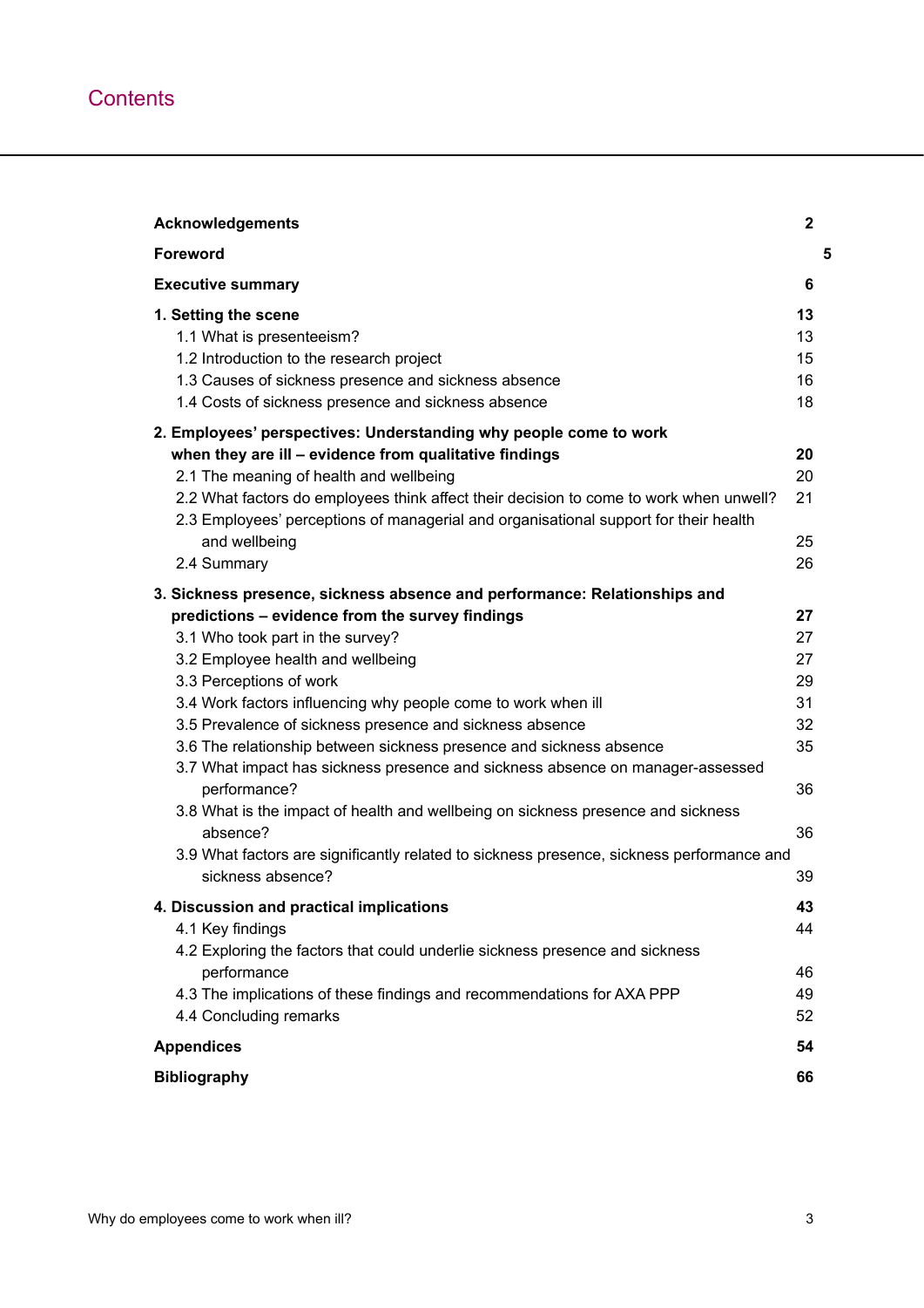# Contents

| | |
|---|---|
| **Acknowledgements** | **2** |
| **Foreword** | **5** |
| **Executive summary** | **6** |
| **1. Setting the scene** | **13** |
| 1.1 What is presenteeism? | 13 |
| 1.2 Introduction to the research project | 15 |
| 1.3 Causes of sickness presence and sickness absence | 16 |
| 1.4 Costs of sickness presence and sickness absence | 18 |
| **2. Employees' perspectives: Understanding why people come to work when they are ill – evidence from qualitative findings** | **20** |
| 2.1 The meaning of health and wellbeing | 20 |
| 2.2 What factors do employees think affect their decision to come to work when unwell? | 21 |
| 2.3 Employees' perceptions of managerial and organisational support for their health and wellbeing | 25 |
| 2.4 Summary | 26 |
| **3. Sickness presence, sickness absence and performance: Relationships and predictions – evidence from the survey findings** | **27** |
| 3.1 Who took part in the survey? | 27 |
| 3.2 Employee health and wellbeing | 27 |
| 3.3 Perceptions of work | 29 |
| 3.4 Work factors influencing why people come to work when ill | 31 |
| 3.5 Prevalence of sickness presence and sickness absence | 32 |
| 3.6 The relationship between sickness presence and sickness absence | 35 |
| 3.7 What impact has sickness presence and sickness absence on manager-assessed performance? | 36 |
| 3.8 What is the impact of health and wellbeing on sickness presence and sickness absence? | 36 |
| 3.9 What factors are significantly related to sickness presence, sickness performance and sickness absence? | 39 |
| **4. Discussion and practical implications** | **43** |
| 4.1 Key findings | 44 |
| 4.2 Exploring the factors that could underlie sickness presence and sickness performance | 46 |
| 4.3 The implications of these findings and recommendations for AXA PPP | 49 |
| 4.4 Concluding remarks | 52 |
| **Appendices** | **54** |
| **Bibliography** | **66** |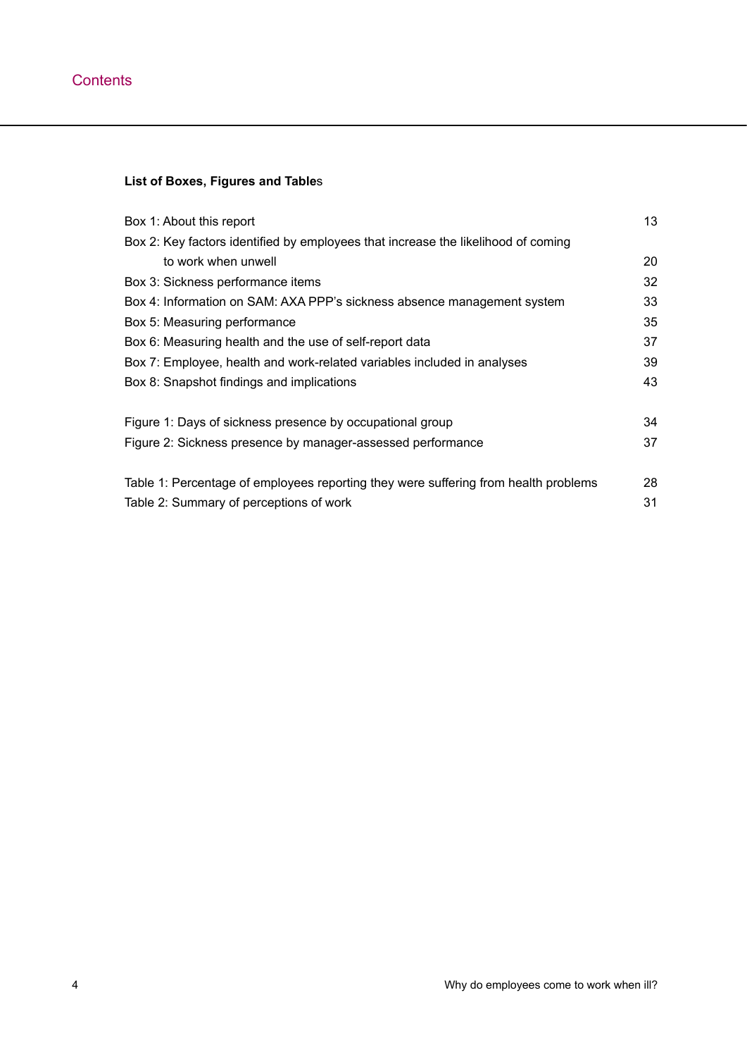# Contents

**List of Boxes, Figures and Tables**

| | |
|---|---|
| Box 1: About this report | 13 |
| Box 2: Key factors identified by employees that increase the likelihood of coming to work when unwell | 20 |
| Box 3: Sickness performance items | 32 |
| Box 4: Information on SAM: AXA PPP's sickness absence management system | 33 |
| Box 5: Measuring performance | 35 |
| Box 6: Measuring health and the use of self-report data | 37 |
| Box 7: Employee, health and work-related variables included in analyses | 39 |
| Box 8: Snapshot findings and implications | 43 |
| | |
| Figure 1: Days of sickness presence by occupational group | 34 |
| Figure 2: Sickness presence by manager-assessed performance | 37 |
| | |
| Table 1: Percentage of employees reporting they were suffering from health problems | 28 |
| Table 2: Summary of perceptions of work | 31 |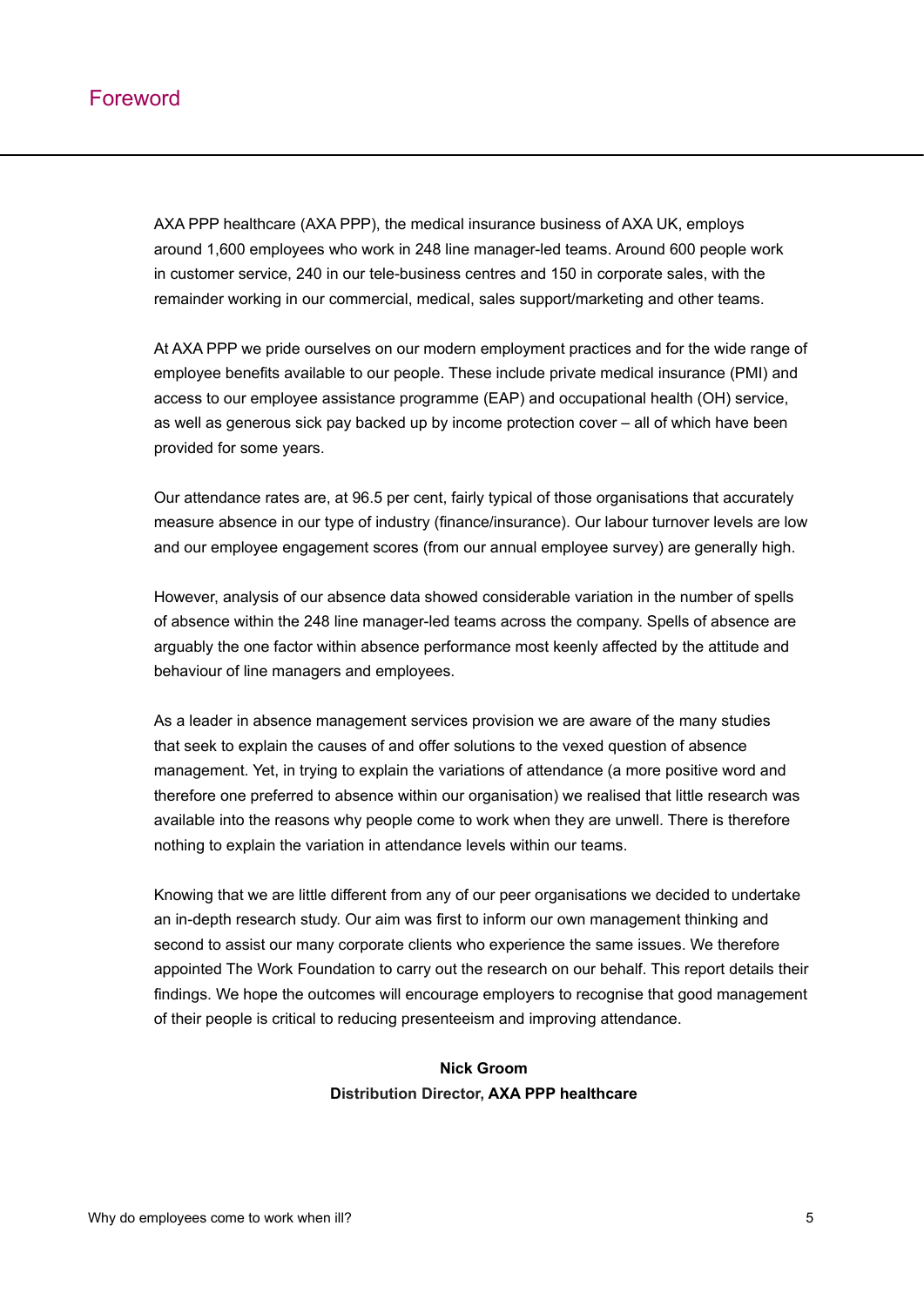# Foreword

AXA PPP healthcare (AXA PPP), the medical insurance business of AXA UK, employs around 1,600 employees who work in 248 line manager-led teams. Around 600 people work in customer service, 240 in our tele-business centres and 150 in corporate sales, with the remainder working in our commercial, medical, sales support/marketing and other teams.

At AXA PPP we pride ourselves on our modern employment practices and for the wide range of employee benefits available to our people. These include private medical insurance (PMI) and access to our employee assistance programme (EAP) and occupational health (OH) service, as well as generous sick pay backed up by income protection cover – all of which have been provided for some years.

Our attendance rates are, at 96.5 per cent, fairly typical of those organisations that accurately measure absence in our type of industry (finance/insurance). Our labour turnover levels are low and our employee engagement scores (from our annual employee survey) are generally high.

However, analysis of our absence data showed considerable variation in the number of spells of absence within the 248 line manager-led teams across the company. Spells of absence are arguably the one factor within absence performance most keenly affected by the attitude and behaviour of line managers and employees.

As a leader in absence management services provision we are aware of the many studies that seek to explain the causes of and offer solutions to the vexed question of absence management. Yet, in trying to explain the variations of attendance (a more positive word and therefore one preferred to absence within our organisation) we realised that little research was available into the reasons why people come to work when they are unwell. There is therefore nothing to explain the variation in attendance levels within our teams.

Knowing that we are little different from any of our peer organisations we decided to undertake an in-depth research study. Our aim was first to inform our own management thinking and second to assist our many corporate clients who experience the same issues. We therefore appointed The Work Foundation to carry out the research on our behalf. This report details their findings. We hope the outcomes will encourage employers to recognise that good management of their people is critical to reducing presenteeism and improving attendance.

**Nick Groom**
**Distribution Director, AXA PPP healthcare**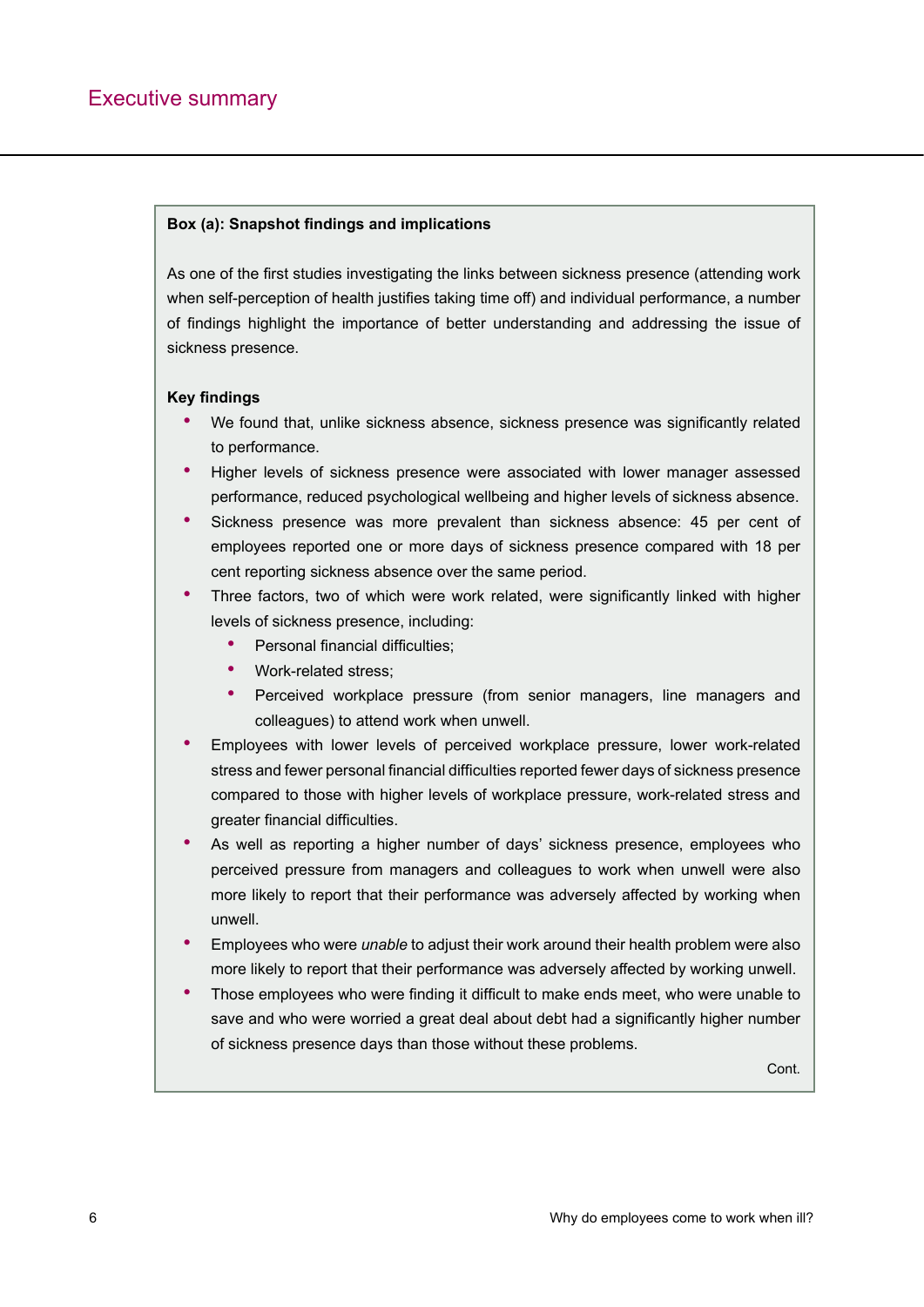# Executive summary

**Box (a): Snapshot findings and implications**

As one of the first studies investigating the links between sickness presence (attending work when self-perception of health justifies taking time off) and individual performance, a number of findings highlight the importance of better understanding and addressing the issue of sickness presence.

**Key findings**

- We found that, unlike sickness absence, sickness presence was significantly related to performance.
- Higher levels of sickness presence were associated with lower manager assessed performance, reduced psychological wellbeing and higher levels of sickness absence.
- Sickness presence was more prevalent than sickness absence: 45 per cent of employees reported one or more days of sickness presence compared with 18 per cent reporting sickness absence over the same period.
- Three factors, two of which were work related, were significantly linked with higher levels of sickness presence, including:
  - Personal financial difficulties;
  - Work-related stress;
  - Perceived workplace pressure (from senior managers, line managers and colleagues) to attend work when unwell.
- Employees with lower levels of perceived workplace pressure, lower work-related stress and fewer personal financial difficulties reported fewer days of sickness presence compared to those with higher levels of workplace pressure, work-related stress and greater financial difficulties.
- As well as reporting a higher number of days' sickness presence, employees who perceived pressure from managers and colleagues to work when unwell were also more likely to report that their performance was adversely affected by working when unwell.
- Employees who were *unable* to adjust their work around their health problem were also more likely to report that their performance was adversely affected by working unwell.
- Those employees who were finding it difficult to make ends meet, who were unable to save and who were worried a great deal about debt had a significantly higher number of sickness presence days than those without these problems.

Cont.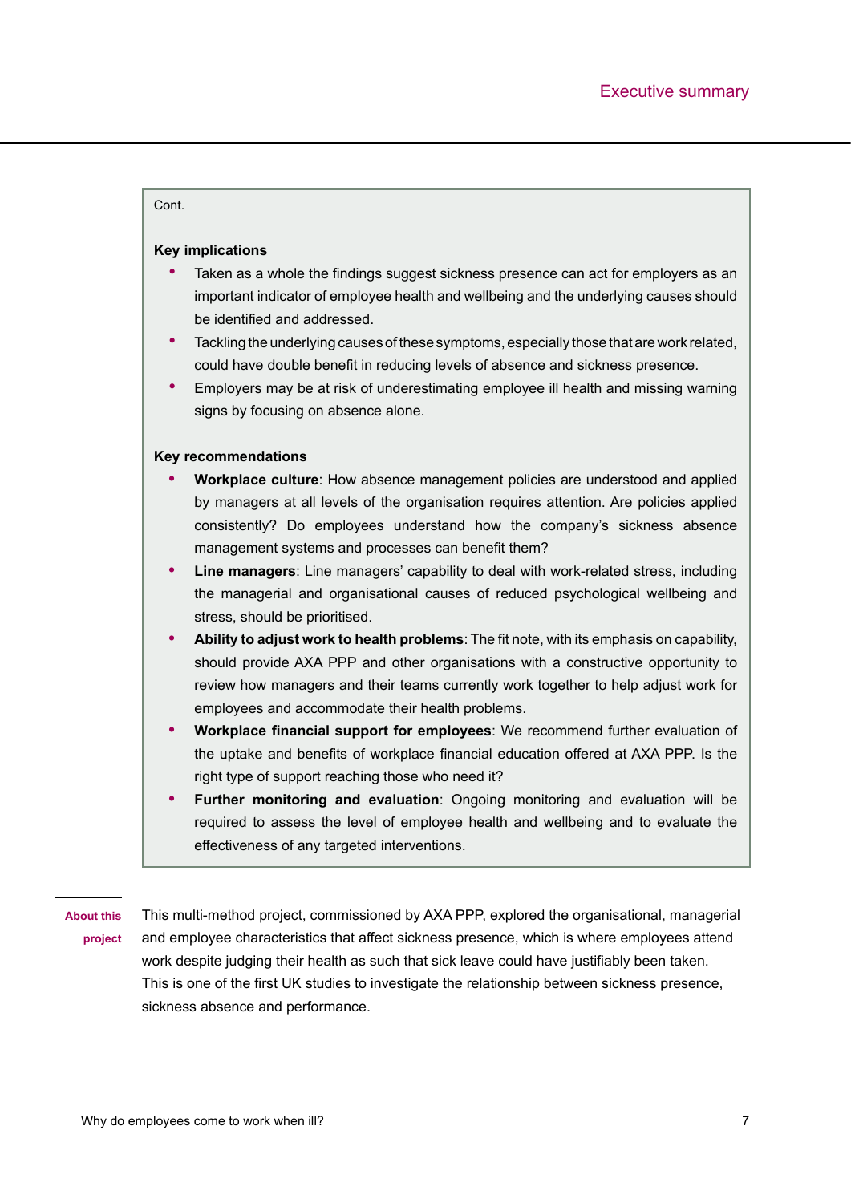Cont.

**Key implications**

- Taken as a whole the findings suggest sickness presence can act for employers as an important indicator of employee health and wellbeing and the underlying causes should be identified and addressed.
- Tackling the underlying causes of these symptoms, especially those that are work related, could have double benefit in reducing levels of absence and sickness presence.
- Employers may be at risk of underestimating employee ill health and missing warning signs by focusing on absence alone.

**Key recommendations**

- **Workplace culture**: How absence management policies are understood and applied by managers at all levels of the organisation requires attention. Are policies applied consistently? Do employees understand how the company's sickness absence management systems and processes can benefit them?
- **Line managers**: Line managers' capability to deal with work-related stress, including the managerial and organisational causes of reduced psychological wellbeing and stress, should be prioritised.
- **Ability to adjust work to health problems**: The fit note, with its emphasis on capability, should provide AXA PPP and other organisations with a constructive opportunity to review how managers and their teams currently work together to help adjust work for employees and accommodate their health problems.
- **Workplace financial support for employees**: We recommend further evaluation of the uptake and benefits of workplace financial education offered at AXA PPP. Is the right type of support reaching those who need it?
- **Further monitoring and evaluation**: Ongoing monitoring and evaluation will be required to assess the level of employee health and wellbeing and to evaluate the effectiveness of any targeted interventions.

**About this project**

This multi-method project, commissioned by AXA PPP, explored the organisational, managerial and employee characteristics that affect sickness presence, which is where employees attend work despite judging their health as such that sick leave could have justifiably been taken. This is one of the first UK studies to investigate the relationship between sickness presence, sickness absence and performance.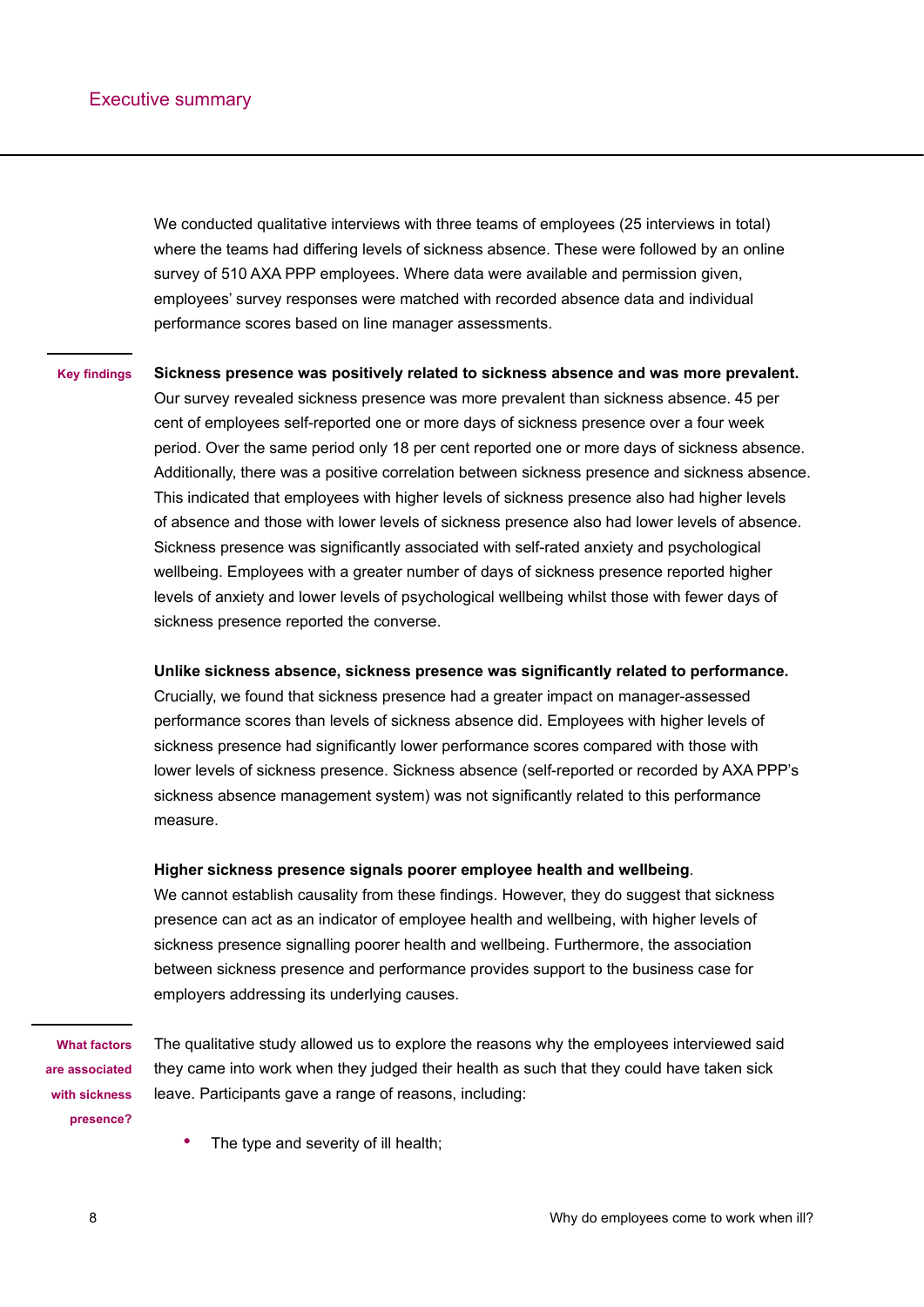## Executive summary

We conducted qualitative interviews with three teams of employees (25 interviews in total) where the teams had differing levels of sickness absence. These were followed by an online survey of 510 AXA PPP employees. Where data were available and permission given, employees' survey responses were matched with recorded absence data and individual performance scores based on line manager assessments.

### Key findings

**Sickness presence was positively related to sickness absence and was more prevalent.** Our survey revealed sickness presence was more prevalent than sickness absence. 45 per cent of employees self-reported one or more days of sickness presence over a four week period. Over the same period only 18 per cent reported one or more days of sickness absence. Additionally, there was a positive correlation between sickness presence and sickness absence. This indicated that employees with higher levels of sickness presence also had higher levels of absence and those with lower levels of sickness presence also had lower levels of absence. Sickness presence was significantly associated with self-rated anxiety and psychological wellbeing. Employees with a greater number of days of sickness presence reported higher levels of anxiety and lower levels of psychological wellbeing whilst those with fewer days of sickness presence reported the converse.

**Unlike sickness absence, sickness presence was significantly related to performance.** Crucially, we found that sickness presence had a greater impact on manager-assessed performance scores than levels of sickness absence did. Employees with higher levels of sickness presence had significantly lower performance scores compared with those with lower levels of sickness presence. Sickness absence (self-reported or recorded by AXA PPP's sickness absence management system) was not significantly related to this performance measure.

**Higher sickness presence signals poorer employee health and wellbeing**. We cannot establish causality from these findings. However, they do suggest that sickness presence can act as an indicator of employee health and wellbeing, with higher levels of sickness presence signalling poorer health and wellbeing. Furthermore, the association between sickness presence and performance provides support to the business case for employers addressing its underlying causes.

### What factors are associated with sickness presence?

The qualitative study allowed us to explore the reasons why the employees interviewed said they came into work when they judged their health as such that they could have taken sick leave. Participants gave a range of reasons, including:

- The type and severity of ill health;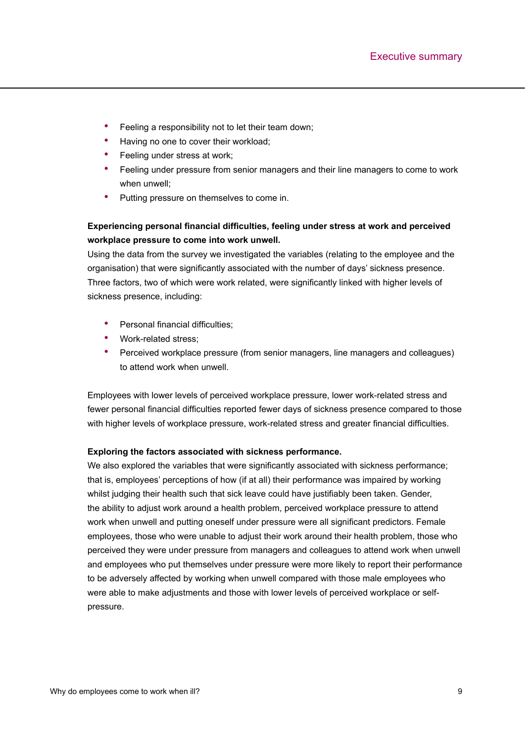- Feeling a responsibility not to let their team down;
- Having no one to cover their workload;
- Feeling under stress at work;
- Feeling under pressure from senior managers and their line managers to come to work when unwell;
- Putting pressure on themselves to come in.

**Experiencing personal financial difficulties, feeling under stress at work and perceived workplace pressure to come into work unwell.**

Using the data from the survey we investigated the variables (relating to the employee and the organisation) that were significantly associated with the number of days' sickness presence. Three factors, two of which were work related, were significantly linked with higher levels of sickness presence, including:

- Personal financial difficulties;
- Work-related stress;
- Perceived workplace pressure (from senior managers, line managers and colleagues) to attend work when unwell.

Employees with lower levels of perceived workplace pressure, lower work-related stress and fewer personal financial difficulties reported fewer days of sickness presence compared to those with higher levels of workplace pressure, work-related stress and greater financial difficulties.

**Exploring the factors associated with sickness performance.**

We also explored the variables that were significantly associated with sickness performance; that is, employees' perceptions of how (if at all) their performance was impaired by working whilst judging their health such that sick leave could have justifiably been taken. Gender, the ability to adjust work around a health problem, perceived workplace pressure to attend work when unwell and putting oneself under pressure were all significant predictors. Female employees, those who were unable to adjust their work around their health problem, those who perceived they were under pressure from managers and colleagues to attend work when unwell and employees who put themselves under pressure were more likely to report their performance to be adversely affected by working when unwell compared with those male employees who were able to make adjustments and those with lower levels of perceived workplace or self-pressure.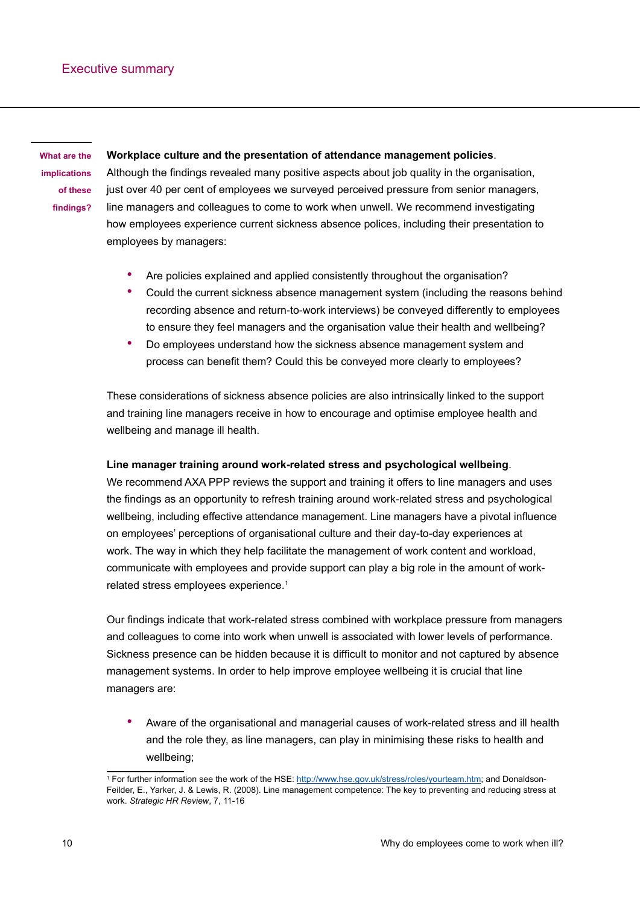## Executive summary

**What are the implications of these findings?**

**Workplace culture and the presentation of attendance management policies**. Although the findings revealed many positive aspects about job quality in the organisation, just over 40 per cent of employees we surveyed perceived pressure from senior managers, line managers and colleagues to come to work when unwell. We recommend investigating how employees experience current sickness absence polices, including their presentation to employees by managers:

- Are policies explained and applied consistently throughout the organisation?
- Could the current sickness absence management system (including the reasons behind recording absence and return-to-work interviews) be conveyed differently to employees to ensure they feel managers and the organisation value their health and wellbeing?
- Do employees understand how the sickness absence management system and process can benefit them? Could this be conveyed more clearly to employees?

These considerations of sickness absence policies are also intrinsically linked to the support and training line managers receive in how to encourage and optimise employee health and wellbeing and manage ill health.

**Line manager training around work-related stress and psychological wellbeing**. We recommend AXA PPP reviews the support and training it offers to line managers and uses the findings as an opportunity to refresh training around work-related stress and psychological wellbeing, including effective attendance management. Line managers have a pivotal influence on employees' perceptions of organisational culture and their day-to-day experiences at work. The way in which they help facilitate the management of work content and workload, communicate with employees and provide support can play a big role in the amount of work-related stress employees experience.[1]

Our findings indicate that work-related stress combined with workplace pressure from managers and colleagues to come into work when unwell is associated with lower levels of performance. Sickness presence can be hidden because it is difficult to monitor and not captured by absence management systems. In order to help improve employee wellbeing it is crucial that line managers are:

- Aware of the organisational and managerial causes of work-related stress and ill health and the role they, as line managers, can play in minimising these risks to health and wellbeing;

[1] For further information see the work of the HSE: http://www.hse.gov.uk/stress/roles/yourteam.htm; and Donaldson-Feilder, E., Yarker, J. & Lewis, R. (2008). Line management competence: The key to preventing and reducing stress at work. *Strategic HR Review*, 7, 11-16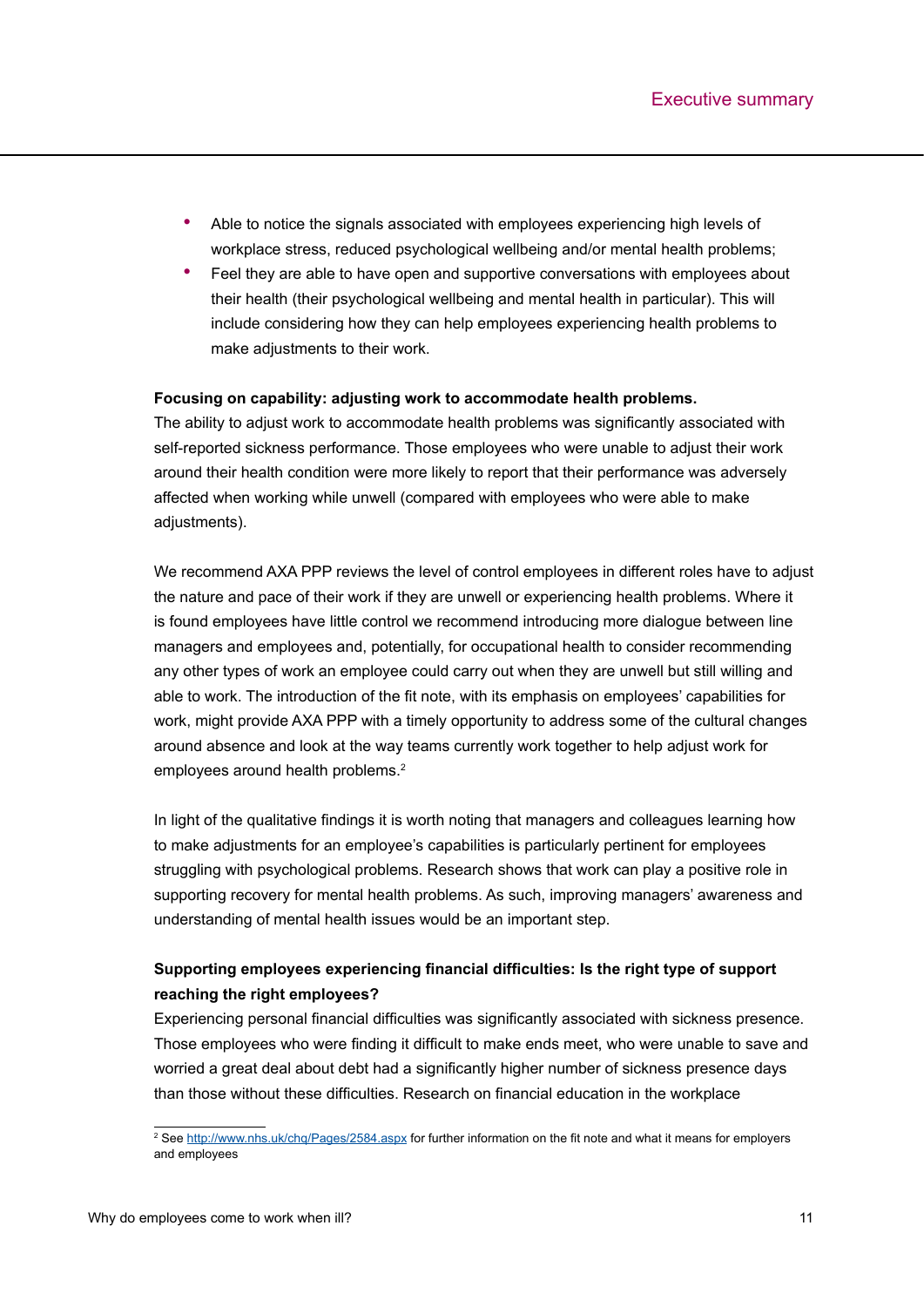- Able to notice the signals associated with employees experiencing high levels of workplace stress, reduced psychological wellbeing and/or mental health problems;
- Feel they are able to have open and supportive conversations with employees about their health (their psychological wellbeing and mental health in particular). This will include considering how they can help employees experiencing health problems to make adjustments to their work.

**Focusing on capability: adjusting work to accommodate health problems.**

The ability to adjust work to accommodate health problems was significantly associated with self-reported sickness performance. Those employees who were unable to adjust their work around their health condition were more likely to report that their performance was adversely affected when working while unwell (compared with employees who were able to make adjustments).

We recommend AXA PPP reviews the level of control employees in different roles have to adjust the nature and pace of their work if they are unwell or experiencing health problems. Where it is found employees have little control we recommend introducing more dialogue between line managers and employees and, potentially, for occupational health to consider recommending any other types of work an employee could carry out when they are unwell but still willing and able to work. The introduction of the fit note, with its emphasis on employees' capabilities for work, might provide AXA PPP with a timely opportunity to address some of the cultural changes around absence and look at the way teams currently work together to help adjust work for employees around health problems.[2]

In light of the qualitative findings it is worth noting that managers and colleagues learning how to make adjustments for an employee's capabilities is particularly pertinent for employees struggling with psychological problems. Research shows that work can play a positive role in supporting recovery for mental health problems. As such, improving managers' awareness and understanding of mental health issues would be an important step.

**Supporting employees experiencing financial difficulties: Is the right type of support reaching the right employees?**

Experiencing personal financial difficulties was significantly associated with sickness presence. Those employees who were finding it difficult to make ends meet, who were unable to save and worried a great deal about debt had a significantly higher number of sickness presence days than those without these difficulties. Research on financial education in the workplace

[2] See http://www.nhs.uk/chq/Pages/2584.aspx for further information on the fit note and what it means for employers and employees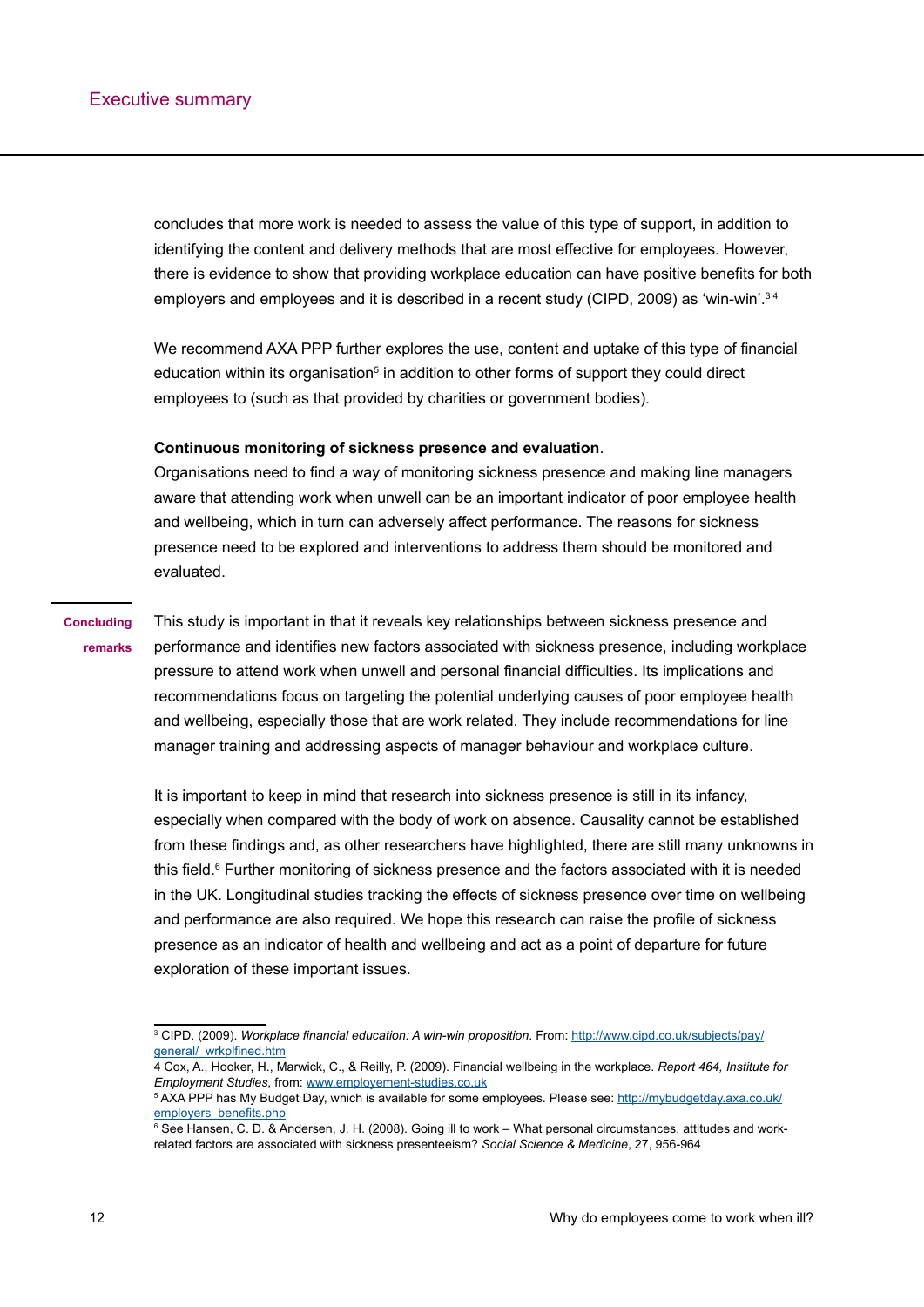concludes that more work is needed to assess the value of this type of support, in addition to identifying the content and delivery methods that are most effective for employees. However, there is evidence to show that providing workplace education can have positive benefits for both employers and employees and it is described in a recent study (CIPD, 2009) as 'win-win'.[3 4]

We recommend AXA PPP further explores the use, content and uptake of this type of financial education within its organisation[5] in addition to other forms of support they could direct employees to (such as that provided by charities or government bodies).

**Continuous monitoring of sickness presence and evaluation**.
Organisations need to find a way of monitoring sickness presence and making line managers aware that attending work when unwell can be an important indicator of poor employee health and wellbeing, which in turn can adversely affect performance. The reasons for sickness presence need to be explored and interventions to address them should be monitored and evaluated.

## Concluding remarks

This study is important in that it reveals key relationships between sickness presence and performance and identifies new factors associated with sickness presence, including workplace pressure to attend work when unwell and personal financial difficulties. Its implications and recommendations focus on targeting the potential underlying causes of poor employee health and wellbeing, especially those that are work related. They include recommendations for line manager training and addressing aspects of manager behaviour and workplace culture.

It is important to keep in mind that research into sickness presence is still in its infancy, especially when compared with the body of work on absence. Causality cannot be established from these findings and, as other researchers have highlighted, there are still many unknowns in this field.[6] Further monitoring of sickness presence and the factors associated with it is needed in the UK. Longitudinal studies tracking the effects of sickness presence over time on wellbeing and performance are also required. We hope this research can raise the profile of sickness presence as an indicator of health and wellbeing and act as a point of departure for future exploration of these important issues.

---

[3] CIPD. (2009). *Workplace financial education: A win-win proposition*. From: http://www.cipd.co.uk/subjects/pay/general/_wrkplfined.htm

4 Cox, A., Hooker, H., Marwick, C., & Reilly, P. (2009). Financial wellbeing in the workplace. *Report 464, Institute for Employment Studies*, from: www.employement-studies.co.uk

[5] AXA PPP has My Budget Day, which is available for some employees. Please see: http://mybudgetday.axa.co.uk/employers_benefits.php

[6] See Hansen, C. D. & Andersen, J. H. (2008). Going ill to work – What personal circumstances, attitudes and work-related factors are associated with sickness presenteeism? *Social Science & Medicine*, 27, 956-964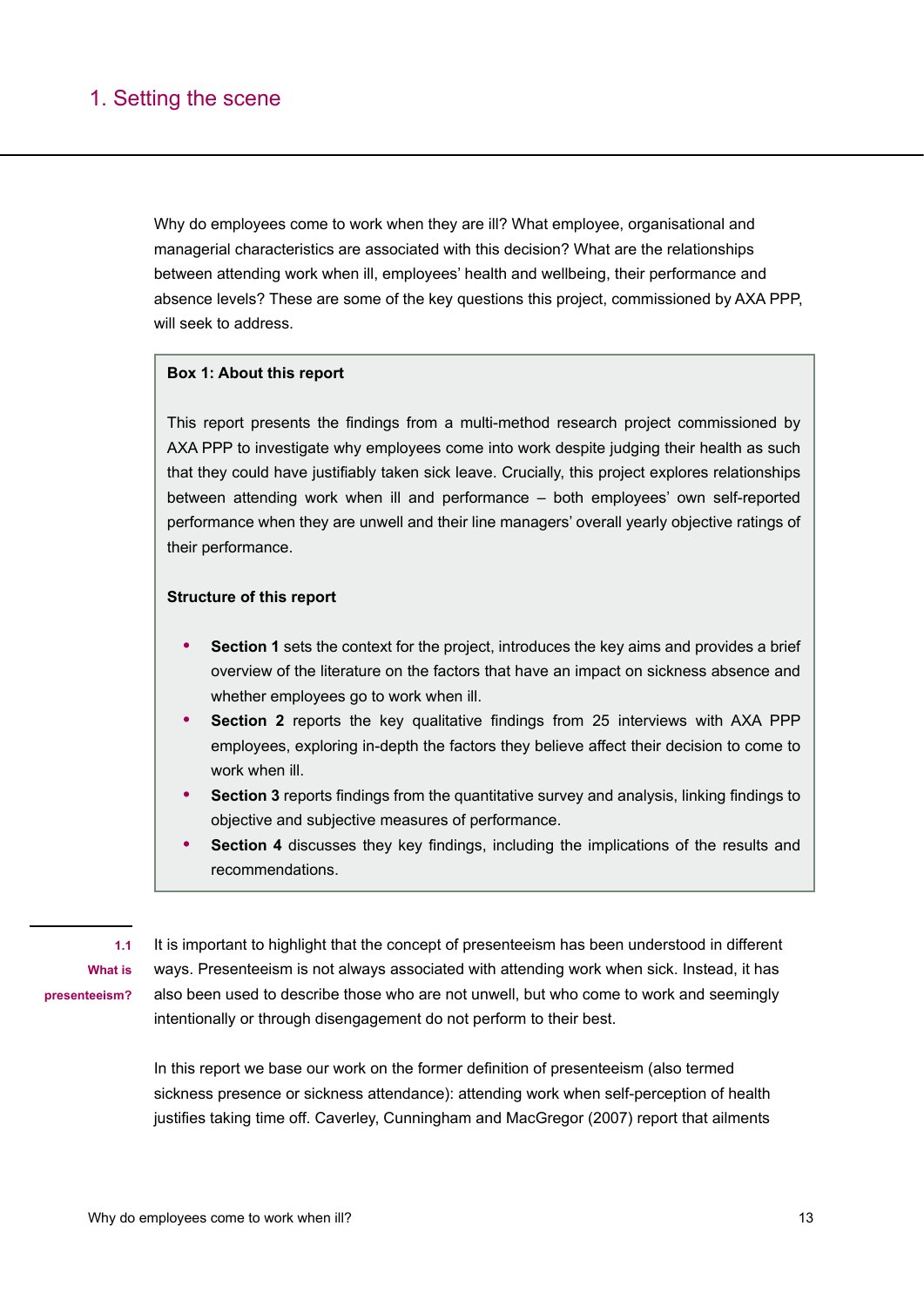# 1. Setting the scene

Why do employees come to work when they are ill? What employee, organisational and managerial characteristics are associated with this decision? What are the relationships between attending work when ill, employees' health and wellbeing, their performance and absence levels? These are some of the key questions this project, commissioned by AXA PPP, will seek to address.

> **Box 1: About this report**
>
> This report presents the findings from a multi-method research project commissioned by AXA PPP to investigate why employees come into work despite judging their health as such that they could have justifiably taken sick leave. Crucially, this project explores relationships between attending work when ill and performance – both employees' own self-reported performance when they are unwell and their line managers' overall yearly objective ratings of their performance.
>
> **Structure of this report**
>
> - **Section 1** sets the context for the project, introduces the key aims and provides a brief overview of the literature on the factors that have an impact on sickness absence and whether employees go to work when ill.
> - **Section 2** reports the key qualitative findings from 25 interviews with AXA PPP employees, exploring in-depth the factors they believe affect their decision to come to work when ill.
> - **Section 3** reports findings from the quantitative survey and analysis, linking findings to objective and subjective measures of performance.
> - **Section 4** discusses they key findings, including the implications of the results and recommendations.

## 1.1 What is presenteeism?

It is important to highlight that the concept of presenteeism has been understood in different ways. Presenteeism is not always associated with attending work when sick. Instead, it has also been used to describe those who are not unwell, but who come to work and seemingly intentionally or through disengagement do not perform to their best.

In this report we base our work on the former definition of presenteeism (also termed sickness presence or sickness attendance): attending work when self-perception of health justifies taking time off. Caverley, Cunningham and MacGregor (2007) report that ailments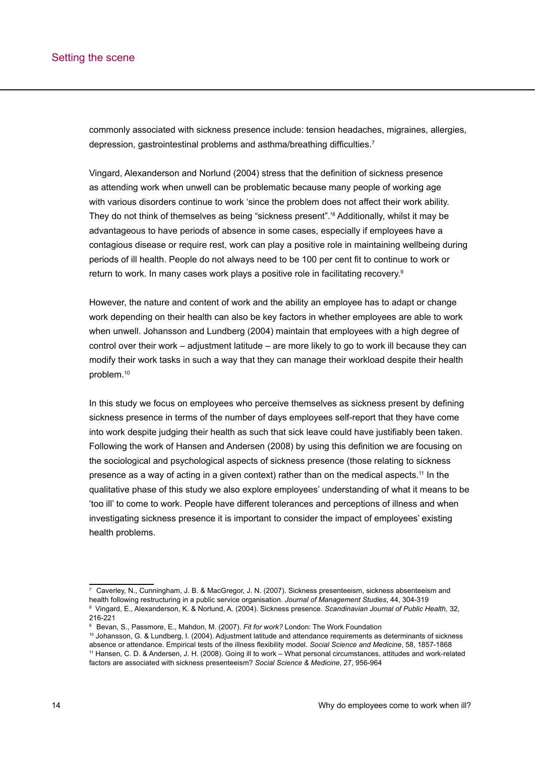commonly associated with sickness presence include: tension headaches, migraines, allergies, depression, gastrointestinal problems and asthma/breathing difficulties.[7]

Vingard, Alexanderson and Norlund (2004) stress that the definition of sickness presence as attending work when unwell can be problematic because many people of working age with various disorders continue to work 'since the problem does not affect their work ability. They do not think of themselves as being "sickness present".'[8] Additionally, whilst it may be advantageous to have periods of absence in some cases, especially if employees have a contagious disease or require rest, work can play a positive role in maintaining wellbeing during periods of ill health. People do not always need to be 100 per cent fit to continue to work or return to work. In many cases work plays a positive role in facilitating recovery.[9]

However, the nature and content of work and the ability an employee has to adapt or change work depending on their health can also be key factors in whether employees are able to work when unwell. Johansson and Lundberg (2004) maintain that employees with a high degree of control over their work – adjustment latitude – are more likely to go to work ill because they can modify their work tasks in such a way that they can manage their workload despite their health problem.[10]

In this study we focus on employees who perceive themselves as sickness present by defining sickness presence in terms of the number of days employees self-report that they have come into work despite judging their health as such that sick leave could have justifiably been taken. Following the work of Hansen and Andersen (2008) by using this definition we are focusing on the sociological and psychological aspects of sickness presence (those relating to sickness presence as a way of acting in a given context) rather than on the medical aspects.[11] In the qualitative phase of this study we also explore employees' understanding of what it means to be 'too ill' to come to work. People have different tolerances and perceptions of illness and when investigating sickness presence it is important to consider the impact of employees' existing health problems.

---

[7] Caverley, N., Cunningham, J. B. & MacGregor, J. N. (2007). Sickness presenteeism, sickness absenteeism and health following restructuring in a public service organisation. *Journal of Management Studies*, 44, 304-319

[8] Vingard, E., Alexanderson, K. & Norlund, A. (2004). Sickness presence. *Scandinavian Journal of Public Health*, 32, 216-221

[9] Bevan, S., Passmore, E., Mahdon, M. (2007). *Fit for work?* London: The Work Foundation

[10] Johansson, G. & Lundberg, I. (2004). Adjustment latitude and attendance requirements as determinants of sickness absence or attendance. Empirical tests of the illness flexibility model. *Social Science and Medicine*, 58, 1857-1868

[11] Hansen, C. D. & Andersen, J. H. (2008). Going ill to work – What personal circumstances, attitudes and work-related factors are associated with sickness presenteeism? *Social Science & Medicine*, 27, 956-964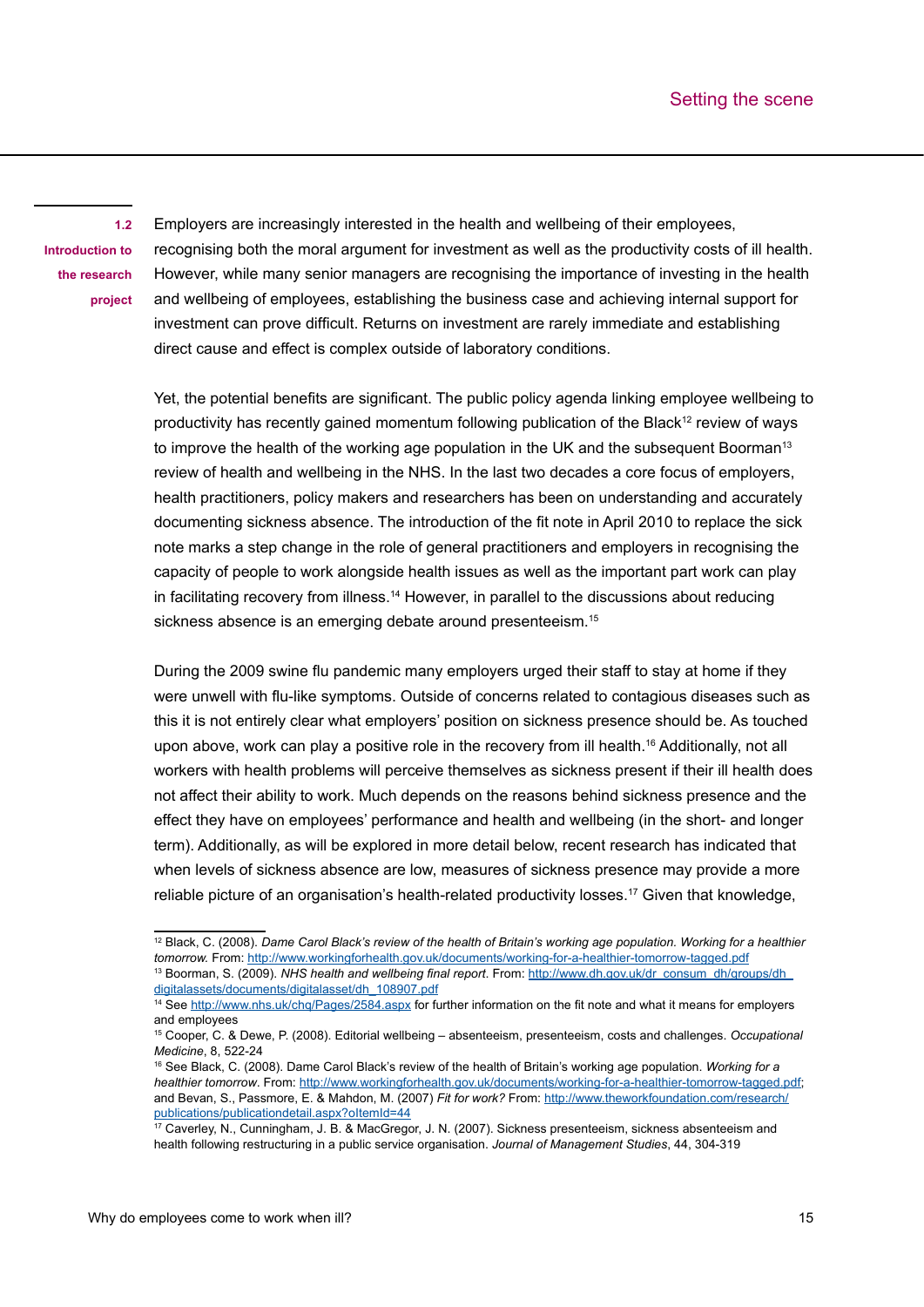## 1.2 Introduction to the research project

Employers are increasingly interested in the health and wellbeing of their employees, recognising both the moral argument for investment as well as the productivity costs of ill health. However, while many senior managers are recognising the importance of investing in the health and wellbeing of employees, establishing the business case and achieving internal support for investment can prove difficult. Returns on investment are rarely immediate and establishing direct cause and effect is complex outside of laboratory conditions.

Yet, the potential benefits are significant. The public policy agenda linking employee wellbeing to productivity has recently gained momentum following publication of the Black[12] review of ways to improve the health of the working age population in the UK and the subsequent Boorman[13] review of health and wellbeing in the NHS. In the last two decades a core focus of employers, health practitioners, policy makers and researchers has been on understanding and accurately documenting sickness absence. The introduction of the fit note in April 2010 to replace the sick note marks a step change in the role of general practitioners and employers in recognising the capacity of people to work alongside health issues as well as the important part work can play in facilitating recovery from illness.[14] However, in parallel to the discussions about reducing sickness absence is an emerging debate around presenteeism.[15]

During the 2009 swine flu pandemic many employers urged their staff to stay at home if they were unwell with flu-like symptoms. Outside of concerns related to contagious diseases such as this it is not entirely clear what employers' position on sickness presence should be. As touched upon above, work can play a positive role in the recovery from ill health.[16] Additionally, not all workers with health problems will perceive themselves as sickness present if their ill health does not affect their ability to work. Much depends on the reasons behind sickness presence and the effect they have on employees' performance and health and wellbeing (in the short- and longer term). Additionally, as will be explored in more detail below, recent research has indicated that when levels of sickness absence are low, measures of sickness presence may provide a more reliable picture of an organisation's health-related productivity losses.[17] Given that knowledge,

---

[12] Black, C. (2008). *Dame Carol Black's review of the health of Britain's working age population. Working for a healthier tomorrow.* From: http://www.workingforhealth.gov.uk/documents/working-for-a-healthier-tomorrow-tagged.pdf

[13] Boorman, S. (2009). *NHS health and wellbeing final report*. From: http://www.dh.gov.uk/dr_consum_dh/groups/dh_digitalassets/documents/digitalasset/dh_108907.pdf

[14] See http://www.nhs.uk/chq/Pages/2584.aspx for further information on the fit note and what it means for employers and employees

[15] Cooper, C. & Dewe, P. (2008). Editorial wellbeing – absenteeism, presenteeism, costs and challenges. *Occupational Medicine*, 8, 522-24

[16] See Black, C. (2008). Dame Carol Black's review of the health of Britain's working age population. *Working for a healthier tomorrow*. From: http://www.workingforhealth.gov.uk/documents/working-for-a-healthier-tomorrow-tagged.pdf; and Bevan, S., Passmore, E. & Mahdon, M. (2007) *Fit for work?* From: http://www.theworkfoundation.com/research/publications/publicationdetail.aspx?oItemId=44

[17] Caverley, N., Cunningham, J. B. & MacGregor, J. N. (2007). Sickness presenteeism, sickness absenteeism and health following restructuring in a public service organisation. *Journal of Management Studies*, 44, 304-319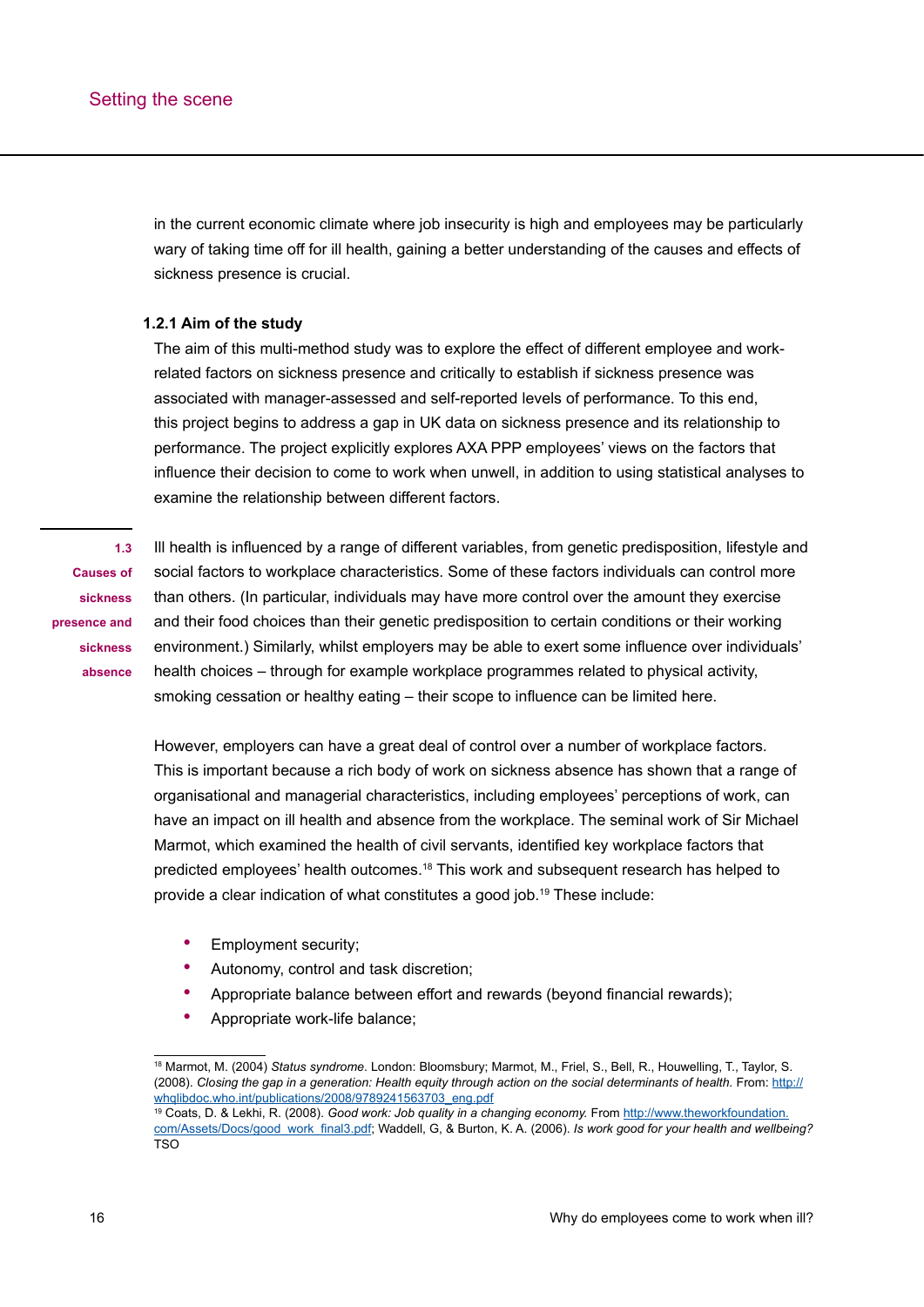in the current economic climate where job insecurity is high and employees may be particularly wary of taking time off for ill health, gaining a better understanding of the causes and effects of sickness presence is crucial.

### 1.2.1 Aim of the study

The aim of this multi-method study was to explore the effect of different employee and work-related factors on sickness presence and critically to establish if sickness presence was associated with manager-assessed and self-reported levels of performance. To this end, this project begins to address a gap in UK data on sickness presence and its relationship to performance. The project explicitly explores AXA PPP employees' views on the factors that influence their decision to come to work when unwell, in addition to using statistical analyses to examine the relationship between different factors.

## 1.3 Causes of sickness presence and sickness absence

Ill health is influenced by a range of different variables, from genetic predisposition, lifestyle and social factors to workplace characteristics. Some of these factors individuals can control more than others. (In particular, individuals may have more control over the amount they exercise and their food choices than their genetic predisposition to certain conditions or their working environment.) Similarly, whilst employers may be able to exert some influence over individuals' health choices – through for example workplace programmes related to physical activity, smoking cessation or healthy eating – their scope to influence can be limited here.

However, employers can have a great deal of control over a number of workplace factors. This is important because a rich body of work on sickness absence has shown that a range of organisational and managerial characteristics, including employees' perceptions of work, can have an impact on ill health and absence from the workplace. The seminal work of Sir Michael Marmot, which examined the health of civil servants, identified key workplace factors that predicted employees' health outcomes.[18] This work and subsequent research has helped to provide a clear indication of what constitutes a good job.[19] These include:

- Employment security;
- Autonomy, control and task discretion;
- Appropriate balance between effort and rewards (beyond financial rewards);
- Appropriate work-life balance;

---

[18] Marmot, M. (2004) *Status syndrome*. London: Bloomsbury; Marmot, M., Friel, S., Bell, R., Houwelling, T., Taylor, S. (2008). *Closing the gap in a generation: Health equity through action on the social determinants of health.* From: http://whqlibdoc.who.int/publications/2008/9789241563703_eng.pdf

[19] Coats, D. & Lekhi, R. (2008). *Good work: Job quality in a changing economy.* From http://www.theworkfoundation.com/Assets/Docs/good_work_final3.pdf; Waddell, G, & Burton, K. A. (2006). *Is work good for your health and wellbeing?* TSO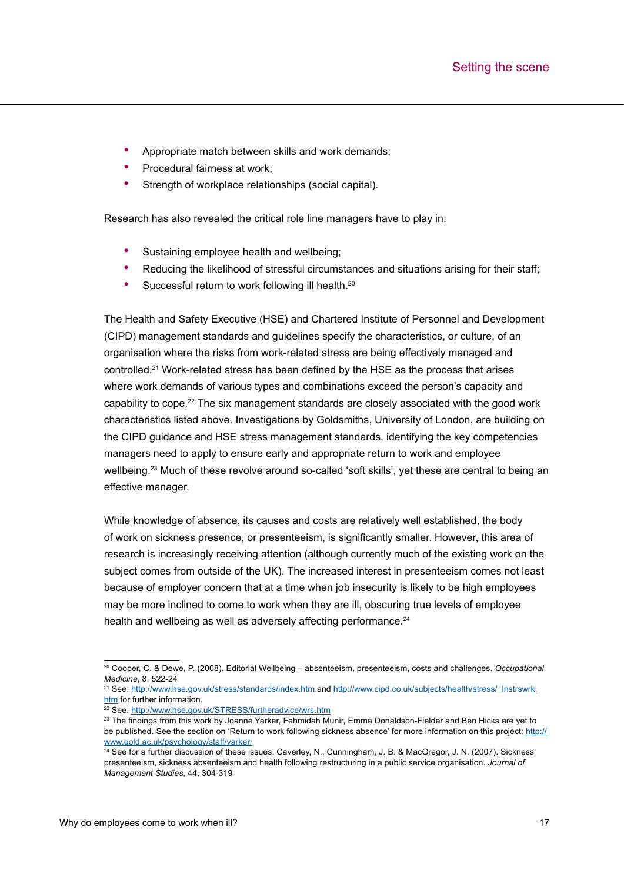- Appropriate match between skills and work demands;
- Procedural fairness at work;
- Strength of workplace relationships (social capital).

Research has also revealed the critical role line managers have to play in:

- Sustaining employee health and wellbeing;
- Reducing the likelihood of stressful circumstances and situations arising for their staff;
- Successful return to work following ill health.[20]

The Health and Safety Executive (HSE) and Chartered Institute of Personnel and Development (CIPD) management standards and guidelines specify the characteristics, or culture, of an organisation where the risks from work-related stress are being effectively managed and controlled.[21] Work-related stress has been defined by the HSE as the process that arises where work demands of various types and combinations exceed the person's capacity and capability to cope.[22] The six management standards are closely associated with the good work characteristics listed above. Investigations by Goldsmiths, University of London, are building on the CIPD guidance and HSE stress management standards, identifying the key competencies managers need to apply to ensure early and appropriate return to work and employee wellbeing.[23] Much of these revolve around so-called 'soft skills', yet these are central to being an effective manager.

While knowledge of absence, its causes and costs are relatively well established, the body of work on sickness presence, or presenteeism, is significantly smaller. However, this area of research is increasingly receiving attention (although currently much of the existing work on the subject comes from outside of the UK). The increased interest in presenteeism comes not least because of employer concern that at a time when job insecurity is likely to be high employees may be more inclined to come to work when they are ill, obscuring true levels of employee health and wellbeing as well as adversely affecting performance.[24]

---

[20] Cooper, C. & Dewe, P. (2008). Editorial Wellbeing – absenteeism, presenteeism, costs and challenges. *Occupational Medicine*, 8, 522-24

[21] See: http://www.hse.gov.uk/stress/standards/index.htm and http://www.cipd.co.uk/subjects/health/stress/_lnstrswrk.htm for further information.

[22] See: http://www.hse.gov.uk/STRESS/furtheradvice/wrs.htm

[23] The findings from this work by Joanne Yarker, Fehmidah Munir, Emma Donaldson-Fielder and Ben Hicks are yet to be published. See the section on 'Return to work following sickness absence' for more information on this project: http://www.gold.ac.uk/psychology/staff/yarker/

[24] See for a further discussion of these issues: Caverley, N., Cunningham, J. B. & MacGregor, J. N. (2007). Sickness presenteeism, sickness absenteeism and health following restructuring in a public service organisation. *Journal of Management Studies*, 44, 304-319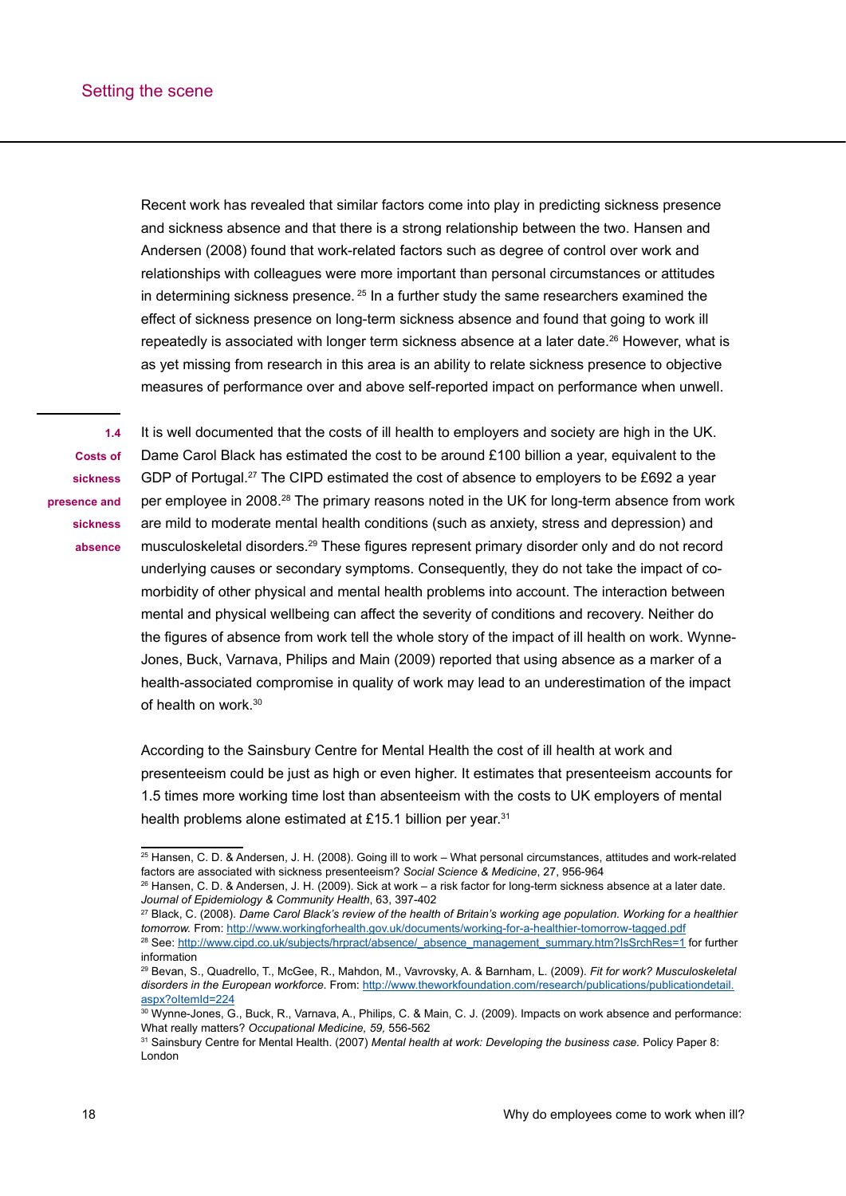Recent work has revealed that similar factors come into play in predicting sickness presence and sickness absence and that there is a strong relationship between the two. Hansen and Andersen (2008) found that work-related factors such as degree of control over work and relationships with colleagues were more important than personal circumstances or attitudes in determining sickness presence. [25] In a further study the same researchers examined the effect of sickness presence on long-term sickness absence and found that going to work ill repeatedly is associated with longer term sickness absence at a later date.[26] However, what is as yet missing from research in this area is an ability to relate sickness presence to objective measures of performance over and above self-reported impact on performance when unwell.

## 1.4 Costs of sickness presence and sickness absence

It is well documented that the costs of ill health to employers and society are high in the UK. Dame Carol Black has estimated the cost to be around £100 billion a year, equivalent to the GDP of Portugal.[27] The CIPD estimated the cost of absence to employers to be £692 a year per employee in 2008.[28] The primary reasons noted in the UK for long-term absence from work are mild to moderate mental health conditions (such as anxiety, stress and depression) and musculoskeletal disorders.[29] These figures represent primary disorder only and do not record underlying causes or secondary symptoms. Consequently, they do not take the impact of co-morbidity of other physical and mental health problems into account. The interaction between mental and physical wellbeing can affect the severity of conditions and recovery. Neither do the figures of absence from work tell the whole story of the impact of ill health on work. Wynne-Jones, Buck, Varnava, Philips and Main (2009) reported that using absence as a marker of a health-associated compromise in quality of work may lead to an underestimation of the impact of health on work.[30]

According to the Sainsbury Centre for Mental Health the cost of ill health at work and presenteeism could be just as high or even higher. It estimates that presenteeism accounts for 1.5 times more working time lost than absenteeism with the costs to UK employers of mental health problems alone estimated at £15.1 billion per year.[31]

---

[25] Hansen, C. D. & Andersen, J. H. (2008). Going ill to work – What personal circumstances, attitudes and work-related factors are associated with sickness presenteeism? *Social Science & Medicine*, 27, 956-964

[26] Hansen, C. D. & Andersen, J. H. (2009). Sick at work – a risk factor for long-term sickness absence at a later date. *Journal of Epidemiology & Community Health*, 63, 397-402

[27] Black, C. (2008). *Dame Carol Black's review of the health of Britain's working age population. Working for a healthier tomorrow.* From: http://www.workingforhealth.gov.uk/documents/working-for-a-healthier-tomorrow-tagged.pdf

[28] See: http://www.cipd.co.uk/subjects/hrpract/absence/_absence_management_summary.htm?IsSrchRes=1 for further information

[29] Bevan, S., Quadrello, T., McGee, R., Mahdon, M., Vavrovsky, A. & Barnham, L. (2009). *Fit for work? Musculoskeletal disorders in the European workforce.* From: http://www.theworkfoundation.com/research/publications/publicationdetail.aspx?oItemId=224

[30] Wynne-Jones, G., Buck, R., Varnava, A., Philips, C. & Main, C. J. (2009). Impacts on work absence and performance: What really matters? *Occupational Medicine, 59,* 556-562

[31] Sainsbury Centre for Mental Health. (2007) *Mental health at work: Developing the business case.* Policy Paper 8: London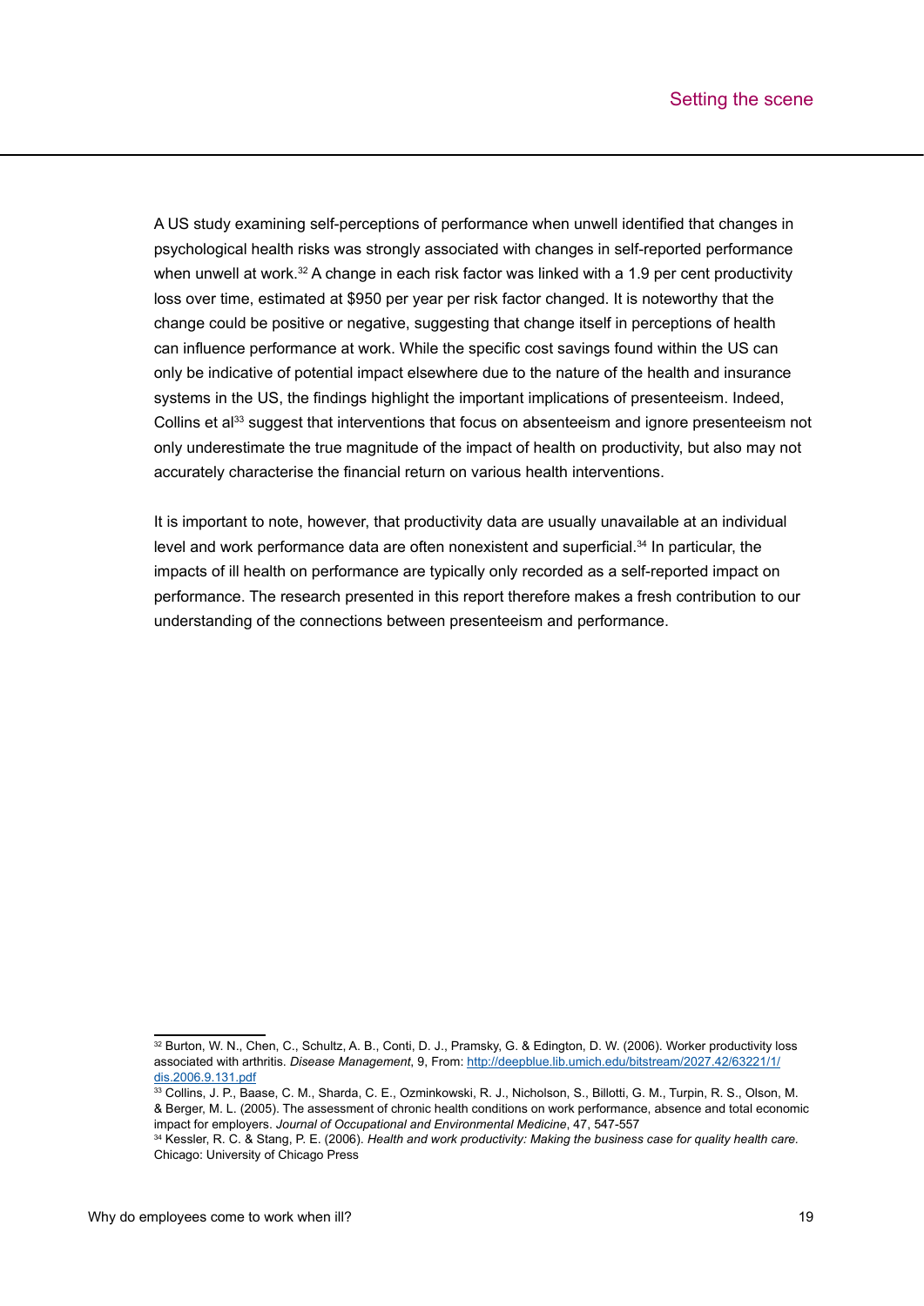A US study examining self-perceptions of performance when unwell identified that changes in psychological health risks was strongly associated with changes in self-reported performance when unwell at work.[32] A change in each risk factor was linked with a 1.9 per cent productivity loss over time, estimated at $950 per year per risk factor changed. It is noteworthy that the change could be positive or negative, suggesting that change itself in perceptions of health can influence performance at work. While the specific cost savings found within the US can only be indicative of potential impact elsewhere due to the nature of the health and insurance systems in the US, the findings highlight the important implications of presenteeism. Indeed, Collins et al[33] suggest that interventions that focus on absenteeism and ignore presenteeism not only underestimate the true magnitude of the impact of health on productivity, but also may not accurately characterise the financial return on various health interventions.

It is important to note, however, that productivity data are usually unavailable at an individual level and work performance data are often nonexistent and superficial.[34] In particular, the impacts of ill health on performance are typically only recorded as a self-reported impact on performance. The research presented in this report therefore makes a fresh contribution to our understanding of the connections between presenteeism and performance.

---

[32] Burton, W. N., Chen, C., Schultz, A. B., Conti, D. J., Pramsky, G. & Edington, D. W. (2006). Worker productivity loss associated with arthritis. *Disease Management*, 9, From: http://deepblue.lib.umich.edu/bitstream/2027.42/63221/1/dis.2006.9.131.pdf

[33] Collins, J. P., Baase, C. M., Sharda, C. E., Ozminkowski, R. J., Nicholson, S., Billotti, G. M., Turpin, R. S., Olson, M. & Berger, M. L. (2005). The assessment of chronic health conditions on work performance, absence and total economic impact for employers. *Journal of Occupational and Environmental Medicine*, 47, 547-557

[34] Kessler, R. C. & Stang, P. E. (2006). *Health and work productivity: Making the business case for quality health care.* Chicago: University of Chicago Press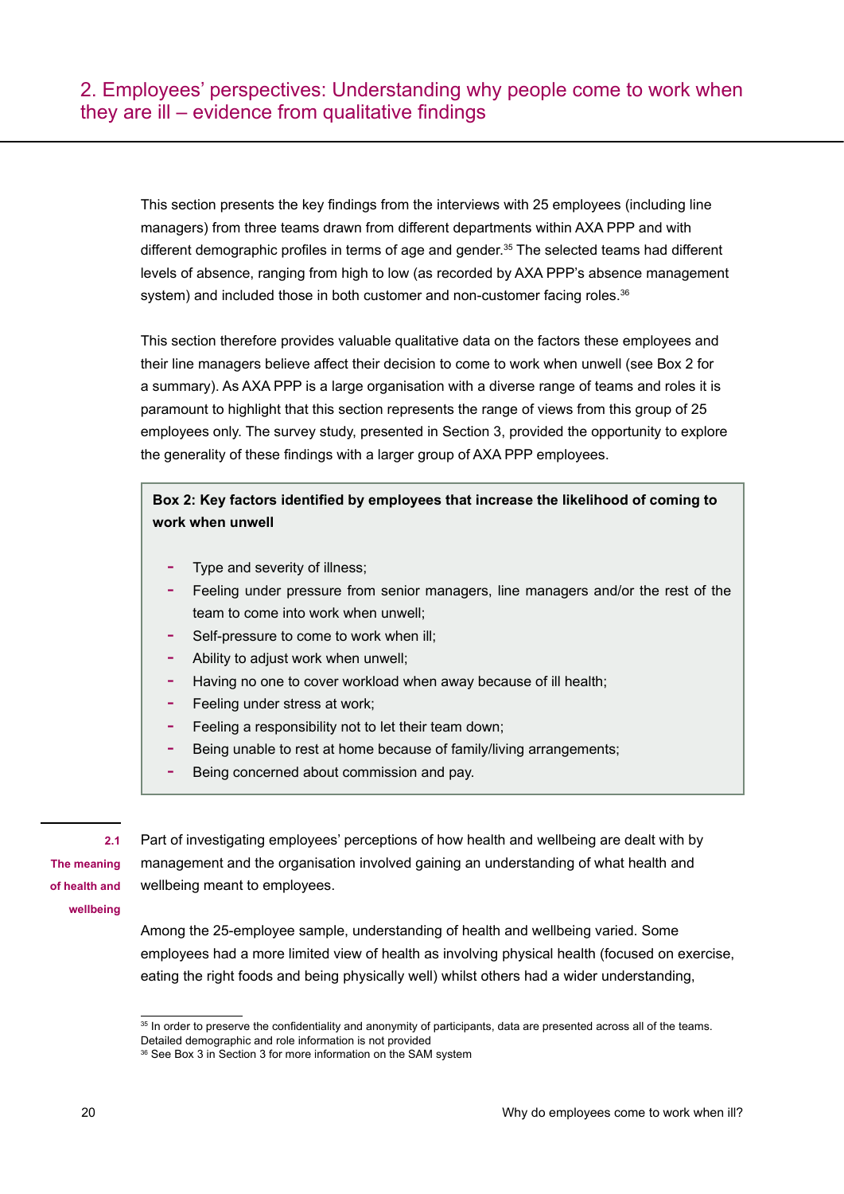# 2. Employees' perspectives: Understanding why people come to work when they are ill – evidence from qualitative findings

This section presents the key findings from the interviews with 25 employees (including line managers) from three teams drawn from different departments within AXA PPP and with different demographic profiles in terms of age and gender.[35] The selected teams had different levels of absence, ranging from high to low (as recorded by AXA PPP's absence management system) and included those in both customer and non-customer facing roles.[36]

This section therefore provides valuable qualitative data on the factors these employees and their line managers believe affect their decision to come to work when unwell (see Box 2 for a summary). As AXA PPP is a large organisation with a diverse range of teams and roles it is paramount to highlight that this section represents the range of views from this group of 25 employees only. The survey study, presented in Section 3, provided the opportunity to explore the generality of these findings with a larger group of AXA PPP employees.

> **Box 2: Key factors identified by employees that increase the likelihood of coming to work when unwell**
>
> - Type and severity of illness;
> - Feeling under pressure from senior managers, line managers and/or the rest of the team to come into work when unwell;
> - Self-pressure to come to work when ill;
> - Ability to adjust work when unwell;
> - Having no one to cover workload when away because of ill health;
> - Feeling under stress at work;
> - Feeling a responsibility not to let their team down;
> - Being unable to rest at home because of family/living arrangements;
> - Being concerned about commission and pay.

## 2.1 The meaning of health and wellbeing

Part of investigating employees' perceptions of how health and wellbeing are dealt with by management and the organisation involved gaining an understanding of what health and wellbeing meant to employees.

Among the 25-employee sample, understanding of health and wellbeing varied. Some employees had a more limited view of health as involving physical health (focused on exercise, eating the right foods and being physically well) whilst others had a wider understanding,

---

[35] In order to preserve the confidentiality and anonymity of participants, data are presented across all of the teams. Detailed demographic and role information is not provided

[36] See Box 3 in Section 3 for more information on the SAM system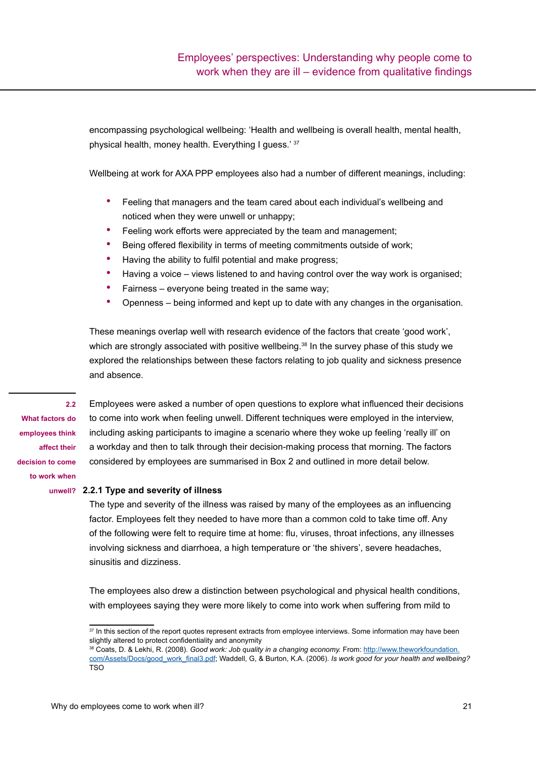encompassing psychological wellbeing: 'Health and wellbeing is overall health, mental health, physical health, money health. Everything I guess.' [37]

Wellbeing at work for AXA PPP employees also had a number of different meanings, including:

- Feeling that managers and the team cared about each individual's wellbeing and noticed when they were unwell or unhappy;
- Feeling work efforts were appreciated by the team and management;
- Being offered flexibility in terms of meeting commitments outside of work;
- Having the ability to fulfil potential and make progress;
- Having a voice – views listened to and having control over the way work is organised;
- Fairness – everyone being treated in the same way;
- Openness – being informed and kept up to date with any changes in the organisation.

These meanings overlap well with research evidence of the factors that create 'good work', which are strongly associated with positive wellbeing.[38] In the survey phase of this study we explored the relationships between these factors relating to job quality and sickness presence and absence.

## 2.2 What factors do employees think affect their decision to come to work when unwell?

Employees were asked a number of open questions to explore what influenced their decisions to come into work when feeling unwell. Different techniques were employed in the interview, including asking participants to imagine a scenario where they woke up feeling 'really ill' on a workday and then to talk through their decision-making process that morning. The factors considered by employees are summarised in Box 2 and outlined in more detail below.

### 2.2.1 Type and severity of illness

The type and severity of the illness was raised by many of the employees as an influencing factor. Employees felt they needed to have more than a common cold to take time off. Any of the following were felt to require time at home: flu, viruses, throat infections, any illnesses involving sickness and diarrhoea, a high temperature or 'the shivers', severe headaches, sinusitis and dizziness.

The employees also drew a distinction between psychological and physical health conditions, with employees saying they were more likely to come into work when suffering from mild to

---

[37] In this section of the report quotes represent extracts from employee interviews. Some information may have been slightly altered to protect confidentiality and anonymity

[38] Coats, D. & Lekhi, R. (2008). *Good work: Job quality in a changing economy.* From: http://www.theworkfoundation.com/Assets/Docs/good_work_final3.pdf; Waddell, G, & Burton, K.A. (2006). *Is work good for your health and wellbeing?* TSO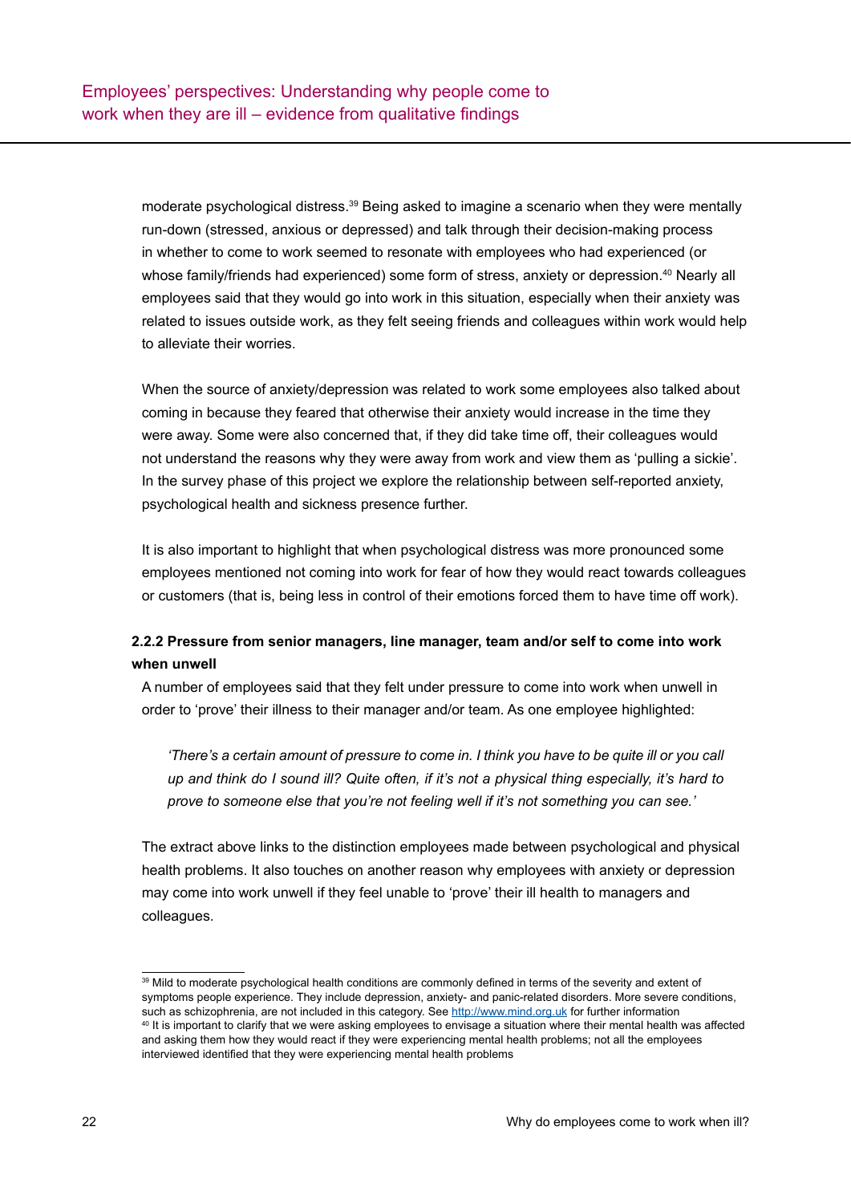moderate psychological distress.[39] Being asked to imagine a scenario when they were mentally run-down (stressed, anxious or depressed) and talk through their decision-making process in whether to come to work seemed to resonate with employees who had experienced (or whose family/friends had experienced) some form of stress, anxiety or depression.[40] Nearly all employees said that they would go into work in this situation, especially when their anxiety was related to issues outside work, as they felt seeing friends and colleagues within work would help to alleviate their worries.

When the source of anxiety/depression was related to work some employees also talked about coming in because they feared that otherwise their anxiety would increase in the time they were away. Some were also concerned that, if they did take time off, their colleagues would not understand the reasons why they were away from work and view them as 'pulling a sickie'. In the survey phase of this project we explore the relationship between self-reported anxiety, psychological health and sickness presence further.

It is also important to highlight that when psychological distress was more pronounced some employees mentioned not coming into work for fear of how they would react towards colleagues or customers (that is, being less in control of their emotions forced them to have time off work).

#### 2.2.2 Pressure from senior managers, line manager, team and/or self to come into work when unwell

A number of employees said that they felt under pressure to come into work when unwell in order to 'prove' their illness to their manager and/or team. As one employee highlighted:

> *'There's a certain amount of pressure to come in. I think you have to be quite ill or you call up and think do I sound ill? Quite often, if it's not a physical thing especially, it's hard to prove to someone else that you're not feeling well if it's not something you can see.'*

The extract above links to the distinction employees made between psychological and physical health problems. It also touches on another reason why employees with anxiety or depression may come into work unwell if they feel unable to 'prove' their ill health to managers and colleagues.

---

[39] Mild to moderate psychological health conditions are commonly defined in terms of the severity and extent of symptoms people experience. They include depression, anxiety- and panic-related disorders. More severe conditions, such as schizophrenia, are not included in this category. See http://www.mind.org.uk for further information

[40] It is important to clarify that we were asking employees to envisage a situation where their mental health was affected and asking them how they would react if they were experiencing mental health problems; not all the employees interviewed identified that they were experiencing mental health problems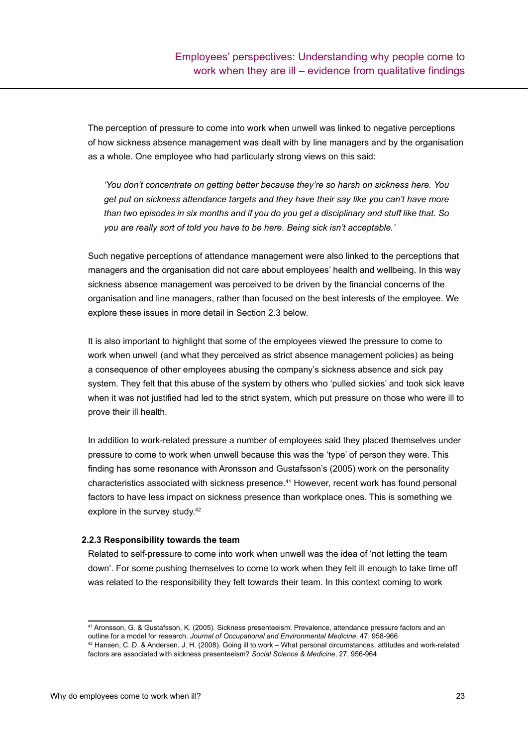The perception of pressure to come into work when unwell was linked to negative perceptions of how sickness absence management was dealt with by line managers and by the organisation as a whole. One employee who had particularly strong views on this said:

> *'You don't concentrate on getting better because they're so harsh on sickness here. You get put on sickness attendance targets and they have their say like you can't have more than two episodes in six months and if you do you get a disciplinary and stuff like that. So you are really sort of told you have to be here. Being sick isn't acceptable.'*

Such negative perceptions of attendance management were also linked to the perceptions that managers and the organisation did not care about employees' health and wellbeing. In this way sickness absence management was perceived to be driven by the financial concerns of the organisation and line managers, rather than focused on the best interests of the employee. We explore these issues in more detail in Section 2.3 below.

It is also important to highlight that some of the employees viewed the pressure to come to work when unwell (and what they perceived as strict absence management policies) as being a consequence of other employees abusing the company's sickness absence and sick pay system. They felt that this abuse of the system by others who 'pulled sickies' and took sick leave when it was not justified had led to the strict system, which put pressure on those who were ill to prove their ill health.

In addition to work-related pressure a number of employees said they placed themselves under pressure to come to work when unwell because this was the 'type' of person they were. This finding has some resonance with Aronsson and Gustafsson's (2005) work on the personality characteristics associated with sickness presence.[41] However, recent work has found personal factors to have less impact on sickness presence than workplace ones. This is something we explore in the survey study.[42]

### 2.2.3 Responsibility towards the team

Related to self-pressure to come into work when unwell was the idea of 'not letting the team down'. For some pushing themselves to come to work when they felt ill enough to take time off was related to the responsibility they felt towards their team. In this context coming to work

---

[41] Aronsson, G. & Gustafsson, K. (2005). Sickness presenteeism: Prevalence, attendance pressure factors and an outline for a model for research. *Journal of Occupational and Environmental Medicine*, 47, 958-966

[42] Hansen, C. D. & Andersen, J. H. (2008). Going ill to work – What personal circumstances, attitudes and work-related factors are associated with sickness presenteeism? *Social Science & Medicine*, 27, 956-964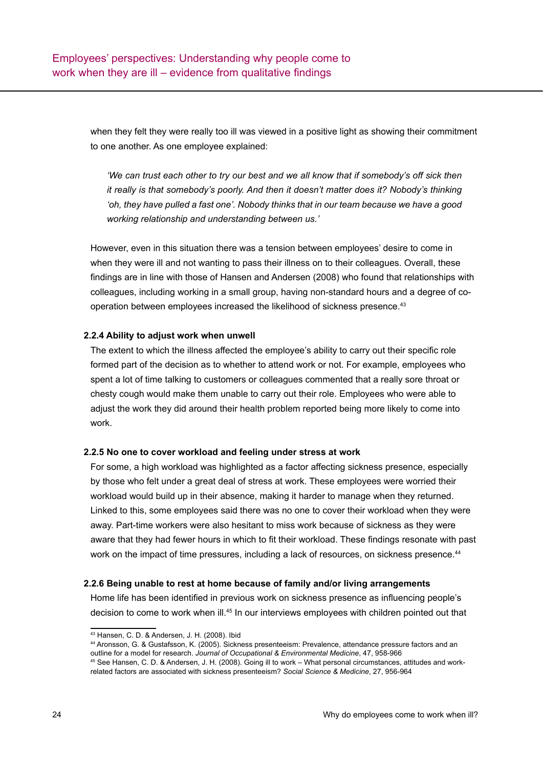when they felt they were really too ill was viewed in a positive light as showing their commitment to one another. As one employee explained:

> *'We can trust each other to try our best and we all know that if somebody's off sick then it really is that somebody's poorly. And then it doesn't matter does it? Nobody's thinking 'oh, they have pulled a fast one'. Nobody thinks that in our team because we have a good working relationship and understanding between us.'*

However, even in this situation there was a tension between employees' desire to come in when they were ill and not wanting to pass their illness on to their colleagues. Overall, these findings are in line with those of Hansen and Andersen (2008) who found that relationships with colleagues, including working in a small group, having non-standard hours and a degree of co-operation between employees increased the likelihood of sickness presence.[43]

#### 2.2.4 Ability to adjust work when unwell

The extent to which the illness affected the employee's ability to carry out their specific role formed part of the decision as to whether to attend work or not. For example, employees who spent a lot of time talking to customers or colleagues commented that a really sore throat or chesty cough would make them unable to carry out their role. Employees who were able to adjust the work they did around their health problem reported being more likely to come into work.

#### 2.2.5 No one to cover workload and feeling under stress at work

For some, a high workload was highlighted as a factor affecting sickness presence, especially by those who felt under a great deal of stress at work. These employees were worried their workload would build up in their absence, making it harder to manage when they returned. Linked to this, some employees said there was no one to cover their workload when they were away. Part-time workers were also hesitant to miss work because of sickness as they were aware that they had fewer hours in which to fit their workload. These findings resonate with past work on the impact of time pressures, including a lack of resources, on sickness presence.[44]

#### 2.2.6 Being unable to rest at home because of family and/or living arrangements

Home life has been identified in previous work on sickness presence as influencing people's decision to come to work when ill.[45] In our interviews employees with children pointed out that

---

[43] Hansen, C. D. & Andersen, J. H. (2008). Ibid

[44] Aronsson, G. & Gustafsson, K. (2005). Sickness presenteeism: Prevalence, attendance pressure factors and an outline for a model for research. *Journal of Occupational & Environmental Medicine*, 47, 958-966

[45] See Hansen, C. D. & Andersen, J. H. (2008). Going ill to work – What personal circumstances, attitudes and work-related factors are associated with sickness presenteeism? *Social Science & Medicine*, 27, 956-964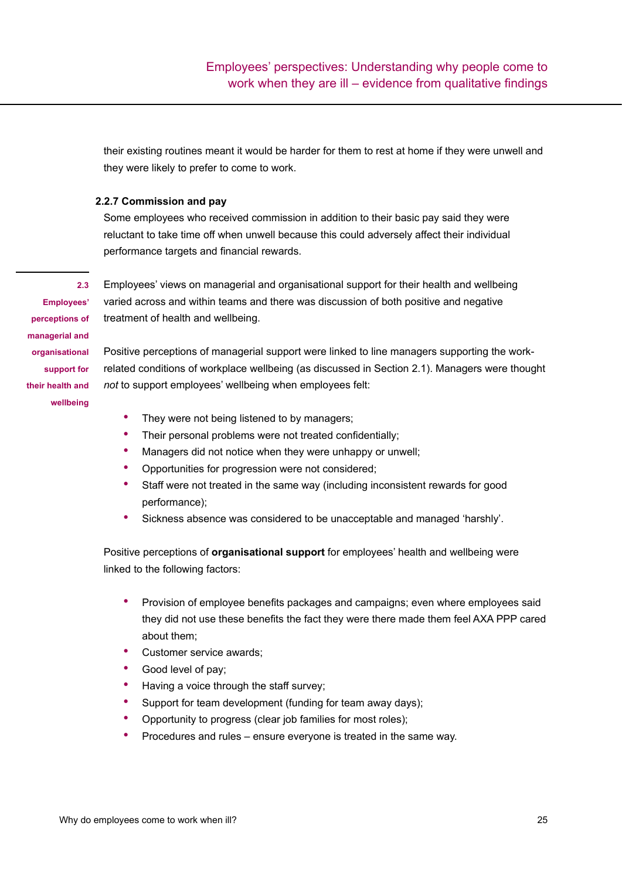their existing routines meant it would be harder for them to rest at home if they were unwell and they were likely to prefer to come to work.

### 2.2.7 Commission and pay

Some employees who received commission in addition to their basic pay said they were reluctant to take time off when unwell because this could adversely affect their individual performance targets and financial rewards.

## 2.3 Employees' perceptions of managerial and organisational support for their health and wellbeing

Employees' views on managerial and organisational support for their health and wellbeing varied across and within teams and there was discussion of both positive and negative treatment of health and wellbeing.

Positive perceptions of managerial support were linked to line managers supporting the work-related conditions of workplace wellbeing (as discussed in Section 2.1). Managers were thought *not* to support employees' wellbeing when employees felt:

- They were not being listened to by managers;
- Their personal problems were not treated confidentially;
- Managers did not notice when they were unhappy or unwell;
- Opportunities for progression were not considered;
- Staff were not treated in the same way (including inconsistent rewards for good performance);
- Sickness absence was considered to be unacceptable and managed 'harshly'.

Positive perceptions of **organisational support** for employees' health and wellbeing were linked to the following factors:

- Provision of employee benefits packages and campaigns; even where employees said they did not use these benefits the fact they were there made them feel AXA PPP cared about them;
- Customer service awards;
- Good level of pay;
- Having a voice through the staff survey;
- Support for team development (funding for team away days);
- Opportunity to progress (clear job families for most roles);
- Procedures and rules – ensure everyone is treated in the same way.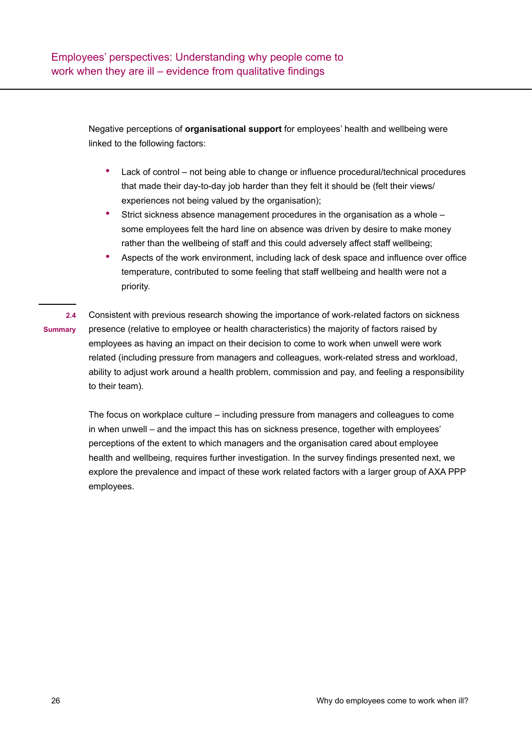Negative perceptions of **organisational support** for employees' health and wellbeing were linked to the following factors:

- Lack of control – not being able to change or influence procedural/technical procedures that made their day-to-day job harder than they felt it should be (felt their views/ experiences not being valued by the organisation);
- Strict sickness absence management procedures in the organisation as a whole – some employees felt the hard line on absence was driven by desire to make money rather than the wellbeing of staff and this could adversely affect staff wellbeing;
- Aspects of the work environment, including lack of desk space and influence over office temperature, contributed to some feeling that staff wellbeing and health were not a priority.

## 2.4 Summary

Consistent with previous research showing the importance of work-related factors on sickness presence (relative to employee or health characteristics) the majority of factors raised by employees as having an impact on their decision to come to work when unwell were work related (including pressure from managers and colleagues, work-related stress and workload, ability to adjust work around a health problem, commission and pay, and feeling a responsibility to their team).

The focus on workplace culture – including pressure from managers and colleagues to come in when unwell – and the impact this has on sickness presence, together with employees' perceptions of the extent to which managers and the organisation cared about employee health and wellbeing, requires further investigation. In the survey findings presented next, we explore the prevalence and impact of these work related factors with a larger group of AXA PPP employees.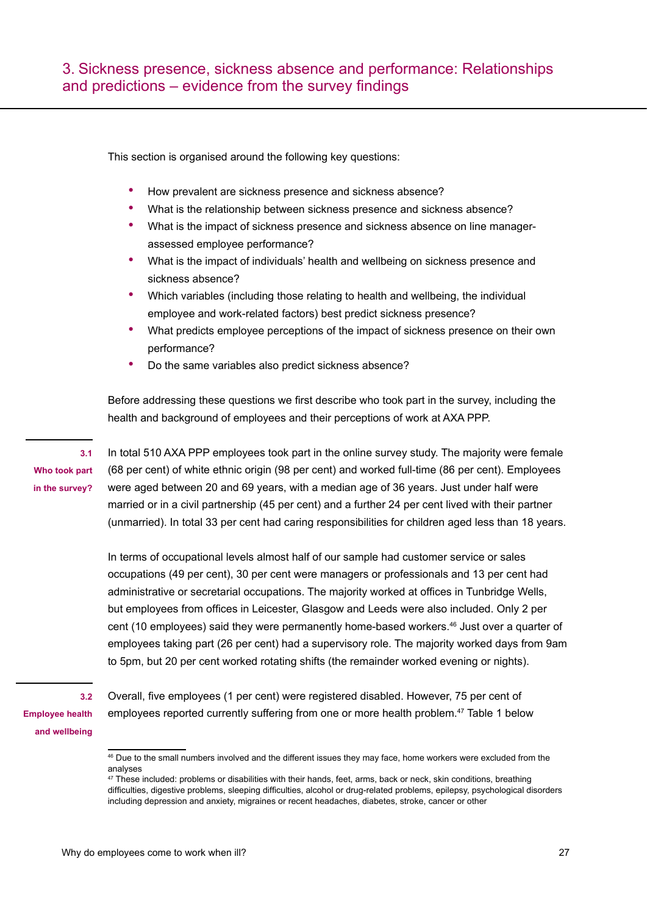## 3. Sickness presence, sickness absence and performance: Relationships and predictions – evidence from the survey findings

This section is organised around the following key questions:

- How prevalent are sickness presence and sickness absence?
- What is the relationship between sickness presence and sickness absence?
- What is the impact of sickness presence and sickness absence on line manager-assessed employee performance?
- What is the impact of individuals' health and wellbeing on sickness presence and sickness absence?
- Which variables (including those relating to health and wellbeing, the individual employee and work-related factors) best predict sickness presence?
- What predicts employee perceptions of the impact of sickness presence on their own performance?
- Do the same variables also predict sickness absence?

Before addressing these questions we first describe who took part in the survey, including the health and background of employees and their perceptions of work at AXA PPP.

### 3.1 Who took part in the survey?

In total 510 AXA PPP employees took part in the online survey study. The majority were female (68 per cent) of white ethnic origin (98 per cent) and worked full-time (86 per cent). Employees were aged between 20 and 69 years, with a median age of 36 years. Just under half were married or in a civil partnership (45 per cent) and a further 24 per cent lived with their partner (unmarried). In total 33 per cent had caring responsibilities for children aged less than 18 years.

In terms of occupational levels almost half of our sample had customer service or sales occupations (49 per cent), 30 per cent were managers or professionals and 13 per cent had administrative or secretarial occupations. The majority worked at offices in Tunbridge Wells, but employees from offices in Leicester, Glasgow and Leeds were also included. Only 2 per cent (10 employees) said they were permanently home-based workers.[46] Just over a quarter of employees taking part (26 per cent) had a supervisory role. The majority worked days from 9am to 5pm, but 20 per cent worked rotating shifts (the remainder worked evening or nights).

### 3.2 Employee health and wellbeing

Overall, five employees (1 per cent) were registered disabled. However, 75 per cent of employees reported currently suffering from one or more health problem.[47] Table 1 below

---

[46] Due to the small numbers involved and the different issues they may face, home workers were excluded from the analyses

[47] These included: problems or disabilities with their hands, feet, arms, back or neck, skin conditions, breathing difficulties, digestive problems, sleeping difficulties, alcohol or drug-related problems, epilepsy, psychological disorders including depression and anxiety, migraines or recent headaches, diabetes, stroke, cancer or other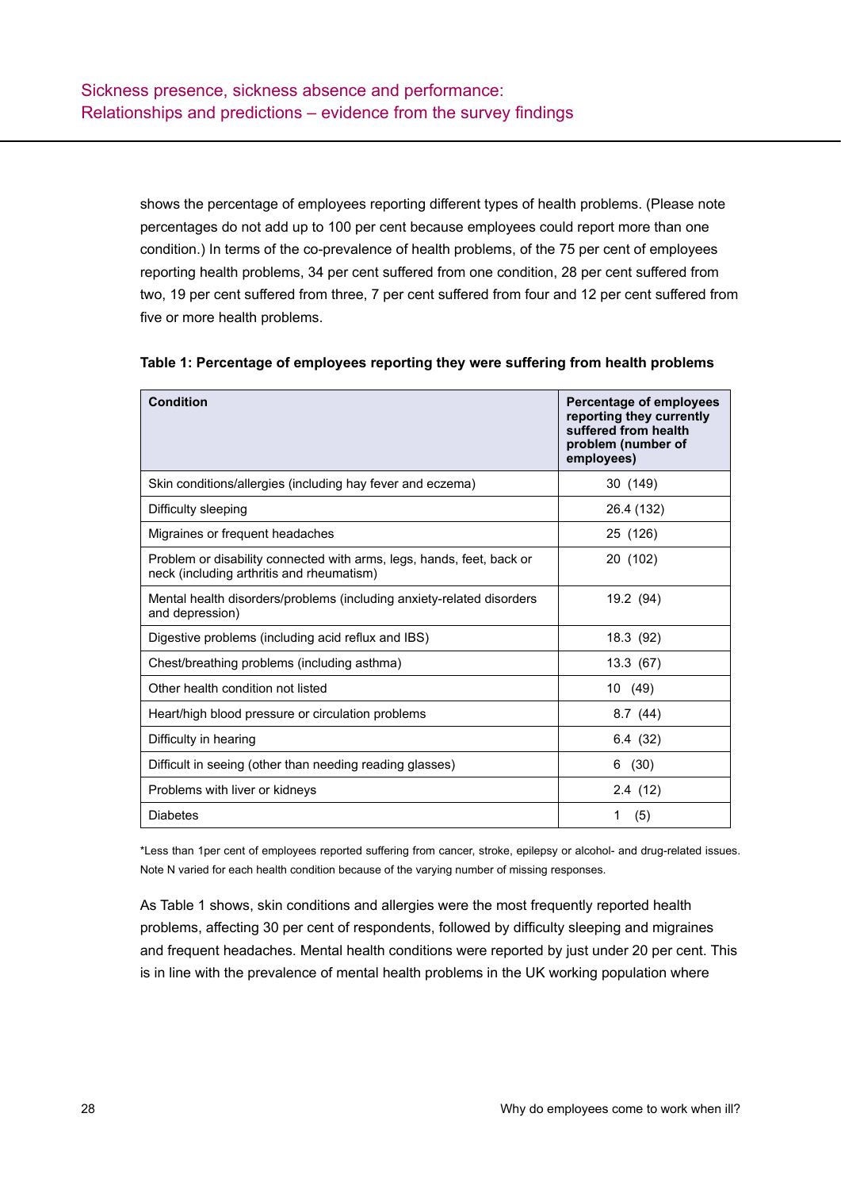shows the percentage of employees reporting different types of health problems. (Please note percentages do not add up to 100 per cent because employees could report more than one condition.) In terms of the co-prevalence of health problems, of the 75 per cent of employees reporting health problems, 34 per cent suffered from one condition, 28 per cent suffered from two, 19 per cent suffered from three, 7 per cent suffered from four and 12 per cent suffered from five or more health problems.

**Table 1: Percentage of employees reporting they were suffering from health problems**

| Condition | Percentage of employees reporting they currently suffered from health problem (number of employees) |
|---|---|
| Skin conditions/allergies (including hay fever and eczema) | 30 (149) |
| Difficulty sleeping | 26.4 (132) |
| Migraines or frequent headaches | 25 (126) |
| Problem or disability connected with arms, legs, hands, feet, back or neck (including arthritis and rheumatism) | 20 (102) |
| Mental health disorders/problems (including anxiety-related disorders and depression) | 19.2 (94) |
| Digestive problems (including acid reflux and IBS) | 18.3 (92) |
| Chest/breathing problems (including asthma) | 13.3 (67) |
| Other health condition not listed | 10 (49) |
| Heart/high blood pressure or circulation problems | 8.7 (44) |
| Difficulty in hearing | 6.4 (32) |
| Difficult in seeing (other than needing reading glasses) | 6 (30) |
| Problems with liver or kidneys | 2.4 (12) |
| Diabetes | 1 (5) |

*Less than 1per cent of employees reported suffering from cancer, stroke, epilepsy or alcohol- and drug-related issues. Note N varied for each health condition because of the varying number of missing responses.

As Table 1 shows, skin conditions and allergies were the most frequently reported health problems, affecting 30 per cent of respondents, followed by difficulty sleeping and migraines and frequent headaches. Mental health conditions were reported by just under 20 per cent. This is in line with the prevalence of mental health problems in the UK working population where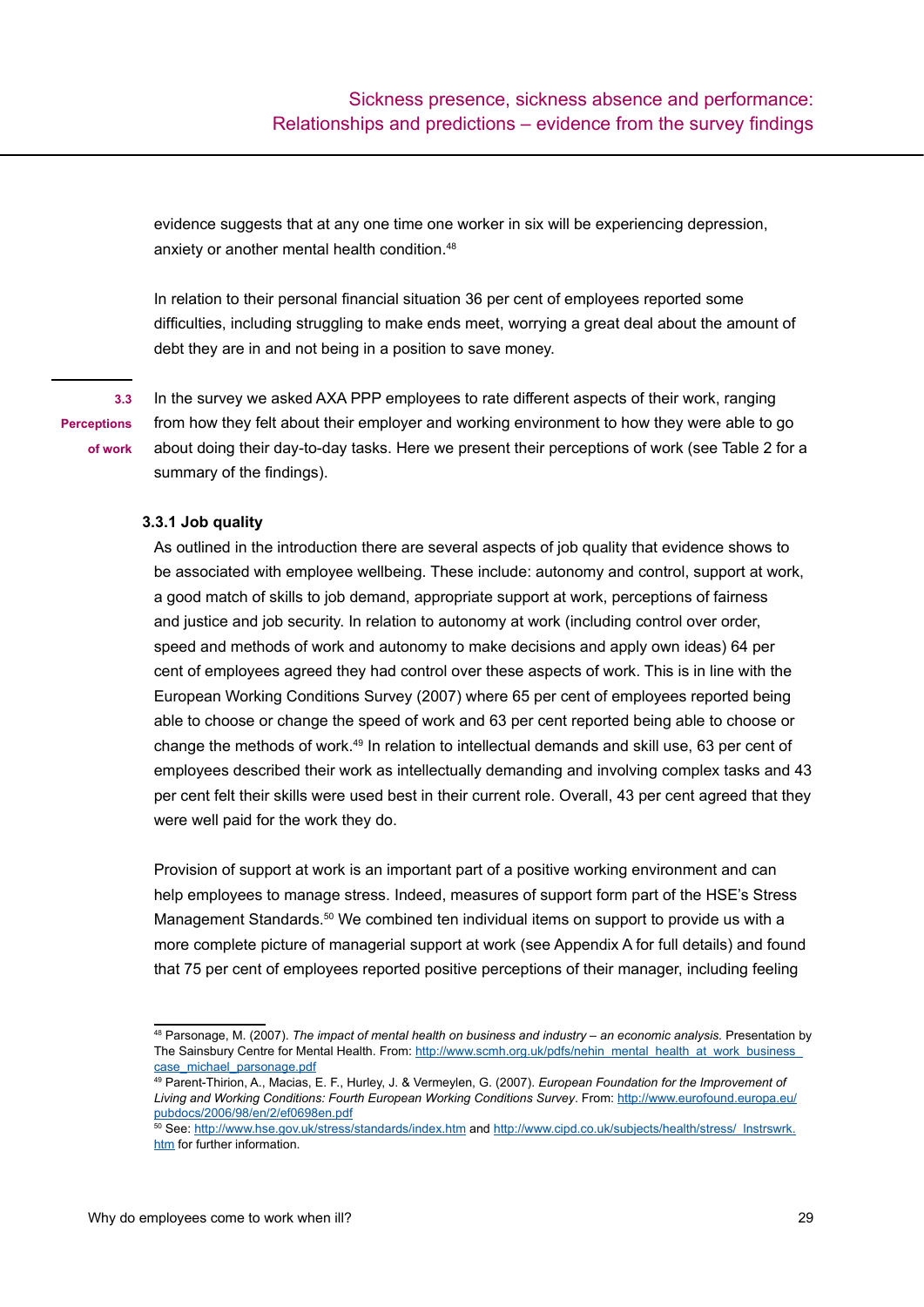evidence suggests that at any one time one worker in six will be experiencing depression, anxiety or another mental health condition.[48]

In relation to their personal financial situation 36 per cent of employees reported some difficulties, including struggling to make ends meet, worrying a great deal about the amount of debt they are in and not being in a position to save money.

## 3.3 Perceptions of work

In the survey we asked AXA PPP employees to rate different aspects of their work, ranging from how they felt about their employer and working environment to how they were able to go about doing their day-to-day tasks. Here we present their perceptions of work (see Table 2 for a summary of the findings).

### 3.3.1 Job quality

As outlined in the introduction there are several aspects of job quality that evidence shows to be associated with employee wellbeing. These include: autonomy and control, support at work, a good match of skills to job demand, appropriate support at work, perceptions of fairness and justice and job security. In relation to autonomy at work (including control over order, speed and methods of work and autonomy to make decisions and apply own ideas) 64 per cent of employees agreed they had control over these aspects of work. This is in line with the European Working Conditions Survey (2007) where 65 per cent of employees reported being able to choose or change the speed of work and 63 per cent reported being able to choose or change the methods of work.[49] In relation to intellectual demands and skill use, 63 per cent of employees described their work as intellectually demanding and involving complex tasks and 43 per cent felt their skills were used best in their current role. Overall, 43 per cent agreed that they were well paid for the work they do.

Provision of support at work is an important part of a positive working environment and can help employees to manage stress. Indeed, measures of support form part of the HSE's Stress Management Standards.[50] We combined ten individual items on support to provide us with a more complete picture of managerial support at work (see Appendix A for full details) and found that 75 per cent of employees reported positive perceptions of their manager, including feeling

---

[48] Parsonage, M. (2007). *The impact of mental health on business and industry – an economic analysis.* Presentation by The Sainsbury Centre for Mental Health. From: http://www.scmh.org.uk/pdfs/nehin_mental_health_at_work_business_case_michael_parsonage.pdf

[49] Parent-Thirion, A., Macias, E. F., Hurley, J. & Vermeylen, G. (2007). *European Foundation for the Improvement of Living and Working Conditions: Fourth European Working Conditions Survey*. From: http://www.eurofound.europa.eu/pubdocs/2006/98/en/2/ef0698en.pdf

[50] See: http://www.hse.gov.uk/stress/standards/index.htm and http://www.cipd.co.uk/subjects/health/stress/_lnstrswrk.htm for further information.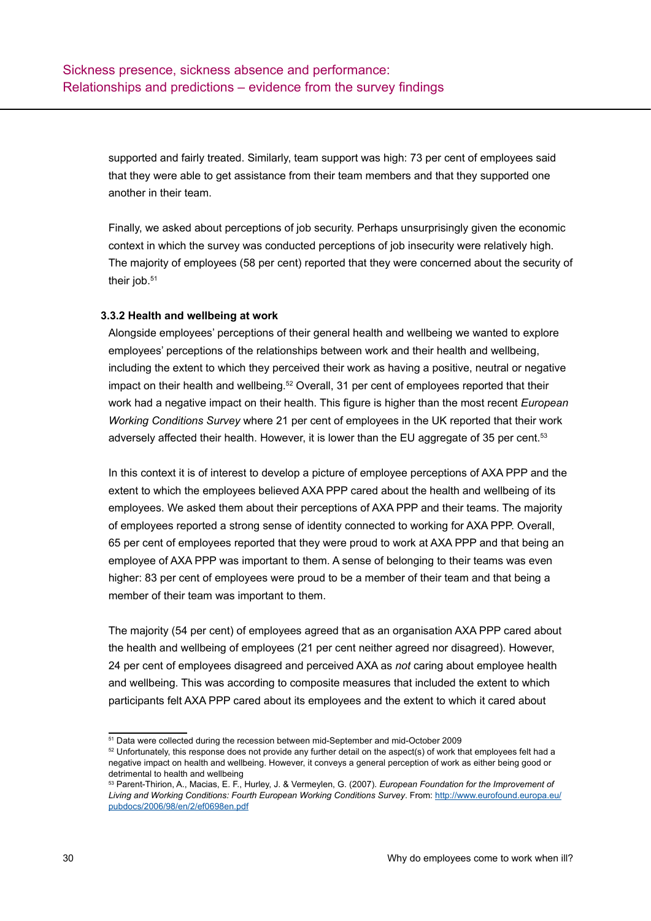supported and fairly treated. Similarly, team support was high: 73 per cent of employees said that they were able to get assistance from their team members and that they supported one another in their team.

Finally, we asked about perceptions of job security. Perhaps unsurprisingly given the economic context in which the survey was conducted perceptions of job insecurity were relatively high. The majority of employees (58 per cent) reported that they were concerned about the security of their job.[51]

### 3.3.2 Health and wellbeing at work

Alongside employees' perceptions of their general health and wellbeing we wanted to explore employees' perceptions of the relationships between work and their health and wellbeing, including the extent to which they perceived their work as having a positive, neutral or negative impact on their health and wellbeing.[52] Overall, 31 per cent of employees reported that their work had a negative impact on their health. This figure is higher than the most recent *European Working Conditions Survey* where 21 per cent of employees in the UK reported that their work adversely affected their health. However, it is lower than the EU aggregate of 35 per cent.[53]

In this context it is of interest to develop a picture of employee perceptions of AXA PPP and the extent to which the employees believed AXA PPP cared about the health and wellbeing of its employees. We asked them about their perceptions of AXA PPP and their teams. The majority of employees reported a strong sense of identity connected to working for AXA PPP. Overall, 65 per cent of employees reported that they were proud to work at AXA PPP and that being an employee of AXA PPP was important to them. A sense of belonging to their teams was even higher: 83 per cent of employees were proud to be a member of their team and that being a member of their team was important to them.

The majority (54 per cent) of employees agreed that as an organisation AXA PPP cared about the health and wellbeing of employees (21 per cent neither agreed nor disagreed). However, 24 per cent of employees disagreed and perceived AXA as *not* caring about employee health and wellbeing. This was according to composite measures that included the extent to which participants felt AXA PPP cared about its employees and the extent to which it cared about

---

[51] Data were collected during the recession between mid-September and mid-October 2009

[52] Unfortunately, this response does not provide any further detail on the aspect(s) of work that employees felt had a negative impact on health and wellbeing. However, it conveys a general perception of work as either being good or detrimental to health and wellbeing

[53] Parent-Thirion, A., Macias, E. F., Hurley, J. & Vermeylen, G. (2007). *European Foundation for the Improvement of Living and Working Conditions: Fourth European Working Conditions Survey*. From: http://www.eurofound.europa.eu/pubdocs/2006/98/en/2/ef0698en.pdf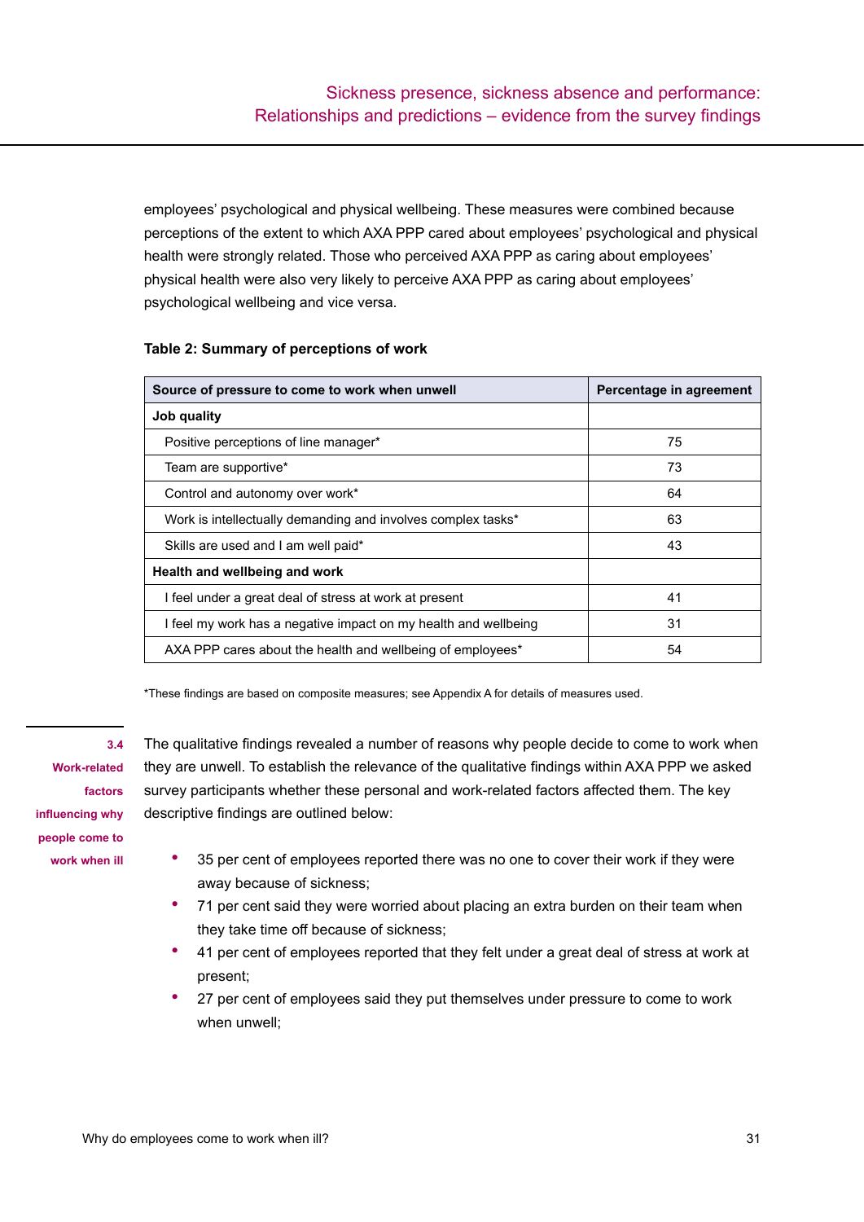employees' psychological and physical wellbeing. These measures were combined because perceptions of the extent to which AXA PPP cared about employees' psychological and physical health were strongly related. Those who perceived AXA PPP as caring about employees' physical health were also very likely to perceive AXA PPP as caring about employees' psychological wellbeing and vice versa.

**Table 2: Summary of perceptions of work**

| Source of pressure to come to work when unwell | Percentage in agreement |
|---|---|
| **Job quality** | |
| Positive perceptions of line manager* | 75 |
| Team are supportive* | 73 |
| Control and autonomy over work* | 64 |
| Work is intellectually demanding and involves complex tasks* | 63 |
| Skills are used and I am well paid* | 43 |
| **Health and wellbeing and work** | |
| I feel under a great deal of stress at work at present | 41 |
| I feel my work has a negative impact on my health and wellbeing | 31 |
| AXA PPP cares about the health and wellbeing of employees* | 54 |

*These findings are based on composite measures; see Appendix A for details of measures used.

### 3.4 Work-related factors influencing why people come to work when ill

The qualitative findings revealed a number of reasons why people decide to come to work when they are unwell. To establish the relevance of the qualitative findings within AXA PPP we asked survey participants whether these personal and work-related factors affected them. The key descriptive findings are outlined below:

- 35 per cent of employees reported there was no one to cover their work if they were away because of sickness;
- 71 per cent said they were worried about placing an extra burden on their team when they take time off because of sickness;
- 41 per cent of employees reported that they felt under a great deal of stress at work at present;
- 27 per cent of employees said they put themselves under pressure to come to work when unwell;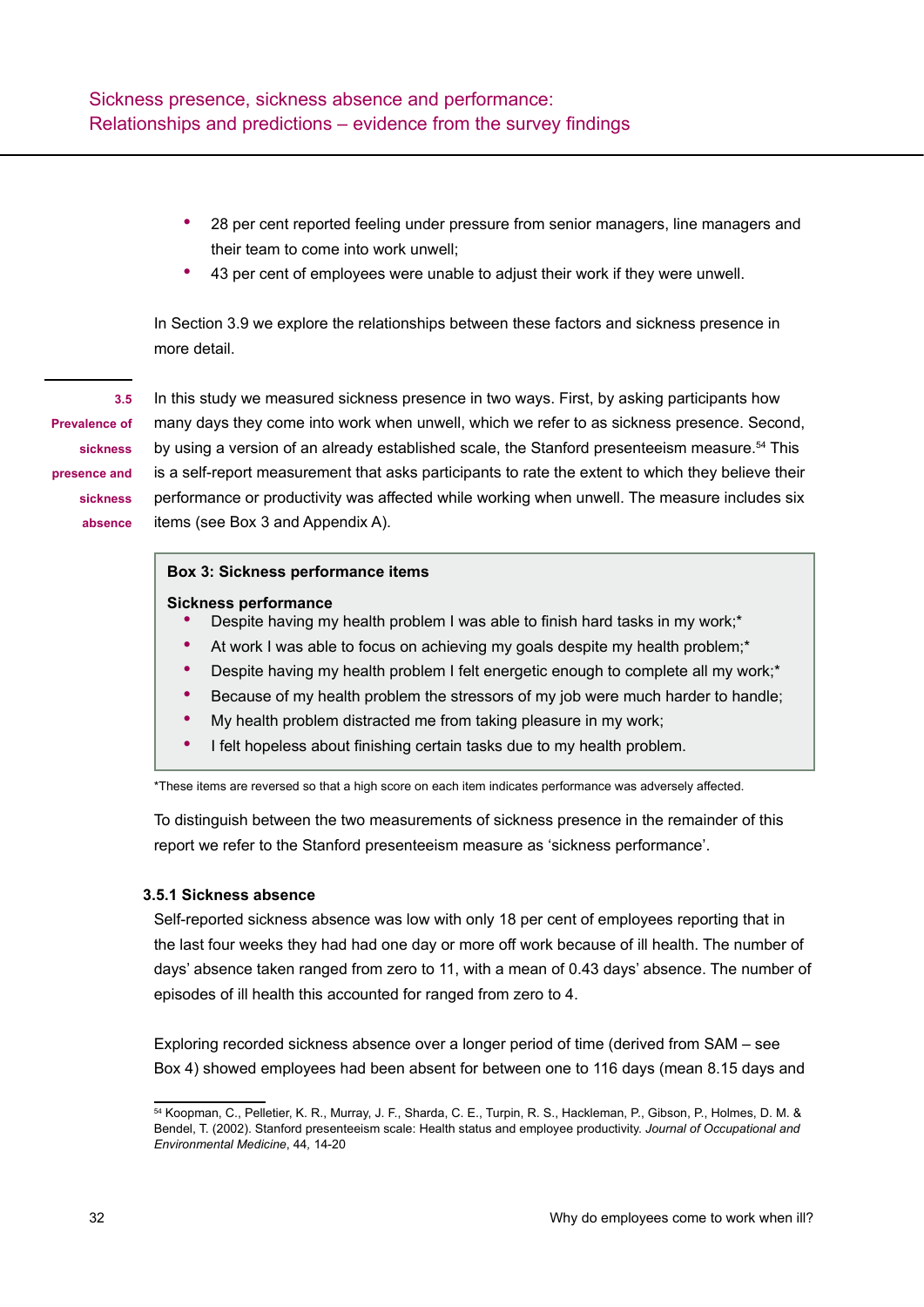- 28 per cent reported feeling under pressure from senior managers, line managers and their team to come into work unwell;
- 43 per cent of employees were unable to adjust their work if they were unwell.

In Section 3.9 we explore the relationships between these factors and sickness presence in more detail.

## 3.5 Prevalence of sickness presence and sickness absence

In this study we measured sickness presence in two ways. First, by asking participants how many days they come into work when unwell, which we refer to as sickness presence. Second, by using a version of an already established scale, the Stanford presenteeism measure.[54] This is a self-report measurement that asks participants to rate the extent to which they believe their performance or productivity was affected while working when unwell. The measure includes six items (see Box 3 and Appendix A).

> **Box 3: Sickness performance items**
>
> **Sickness performance**
> - Despite having my health problem I was able to finish hard tasks in my work;*
> - At work I was able to focus on achieving my goals despite my health problem;*
> - Despite having my health problem I felt energetic enough to complete all my work;*
> - Because of my health problem the stressors of my job were much harder to handle;
> - My health problem distracted me from taking pleasure in my work;
> - I felt hopeless about finishing certain tasks due to my health problem.

*These items are reversed so that a high score on each item indicates performance was adversely affected.

To distinguish between the two measurements of sickness presence in the remainder of this report we refer to the Stanford presenteeism measure as 'sickness performance'.

### 3.5.1 Sickness absence

Self-reported sickness absence was low with only 18 per cent of employees reporting that in the last four weeks they had had one day or more off work because of ill health. The number of days' absence taken ranged from zero to 11, with a mean of 0.43 days' absence. The number of episodes of ill health this accounted for ranged from zero to 4.

Exploring recorded sickness absence over a longer period of time (derived from SAM – see Box 4) showed employees had been absent for between one to 116 days (mean 8.15 days and

---

[54] Koopman, C., Pelletier, K. R., Murray, J. F., Sharda, C. E., Turpin, R. S., Hackleman, P., Gibson, P., Holmes, D. M. & Bendel, T. (2002). Stanford presenteeism scale: Health status and employee productivity. *Journal of Occupational and Environmental Medicine*, 44, 14-20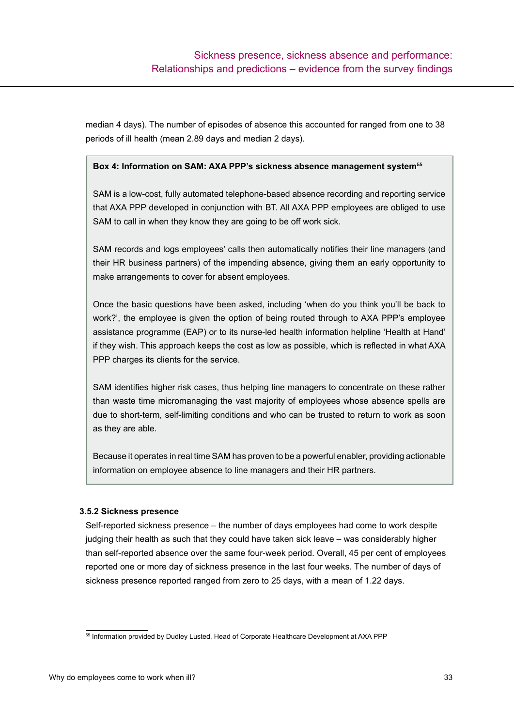median 4 days). The number of episodes of absence this accounted for ranged from one to 38 periods of ill health (mean 2.89 days and median 2 days).

> **Box 4: Information on SAM: AXA PPP's sickness absence management system**[55]
>
> SAM is a low-cost, fully automated telephone-based absence recording and reporting service that AXA PPP developed in conjunction with BT. All AXA PPP employees are obliged to use SAM to call in when they know they are going to be off work sick.
>
> SAM records and logs employees' calls then automatically notifies their line managers (and their HR business partners) of the impending absence, giving them an early opportunity to make arrangements to cover for absent employees.
>
> Once the basic questions have been asked, including 'when do you think you'll be back to work?', the employee is given the option of being routed through to AXA PPP's employee assistance programme (EAP) or to its nurse-led health information helpline 'Health at Hand' if they wish. This approach keeps the cost as low as possible, which is reflected in what AXA PPP charges its clients for the service.
>
> SAM identifies higher risk cases, thus helping line managers to concentrate on these rather than waste time micromanaging the vast majority of employees whose absence spells are due to short-term, self-limiting conditions and who can be trusted to return to work as soon as they are able.
>
> Because it operates in real time SAM has proven to be a powerful enabler, providing actionable information on employee absence to line managers and their HR partners.

### 3.5.2 Sickness presence

Self-reported sickness presence – the number of days employees had come to work despite judging their health as such that they could have taken sick leave – was considerably higher than self-reported absence over the same four-week period. Overall, 45 per cent of employees reported one or more day of sickness presence in the last four weeks. The number of days of sickness presence reported ranged from zero to 25 days, with a mean of 1.22 days.

---

[55] Information provided by Dudley Lusted, Head of Corporate Healthcare Development at AXA PPP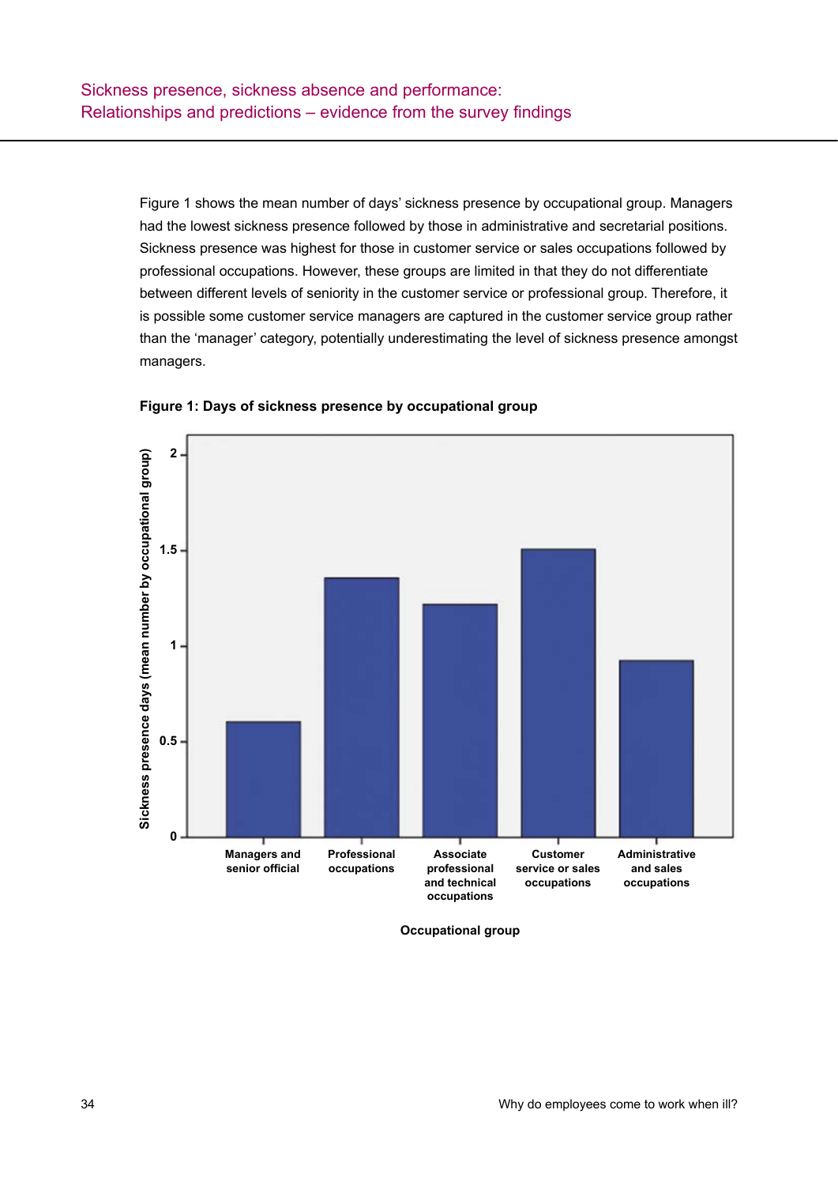Figure 1 shows the mean number of days' sickness presence by occupational group. Managers had the lowest sickness presence followed by those in administrative and secretarial positions. Sickness presence was highest for those in customer service or sales occupations followed by professional occupations. However, these groups are limited in that they do not differentiate between different levels of seniority in the customer service or professional group. Therefore, it is possible some customer service managers are captured in the customer service group rather than the 'manager' category, potentially underestimating the level of sickness presence amongst managers.

**Figure 1: Days of sickness presence by occupational group**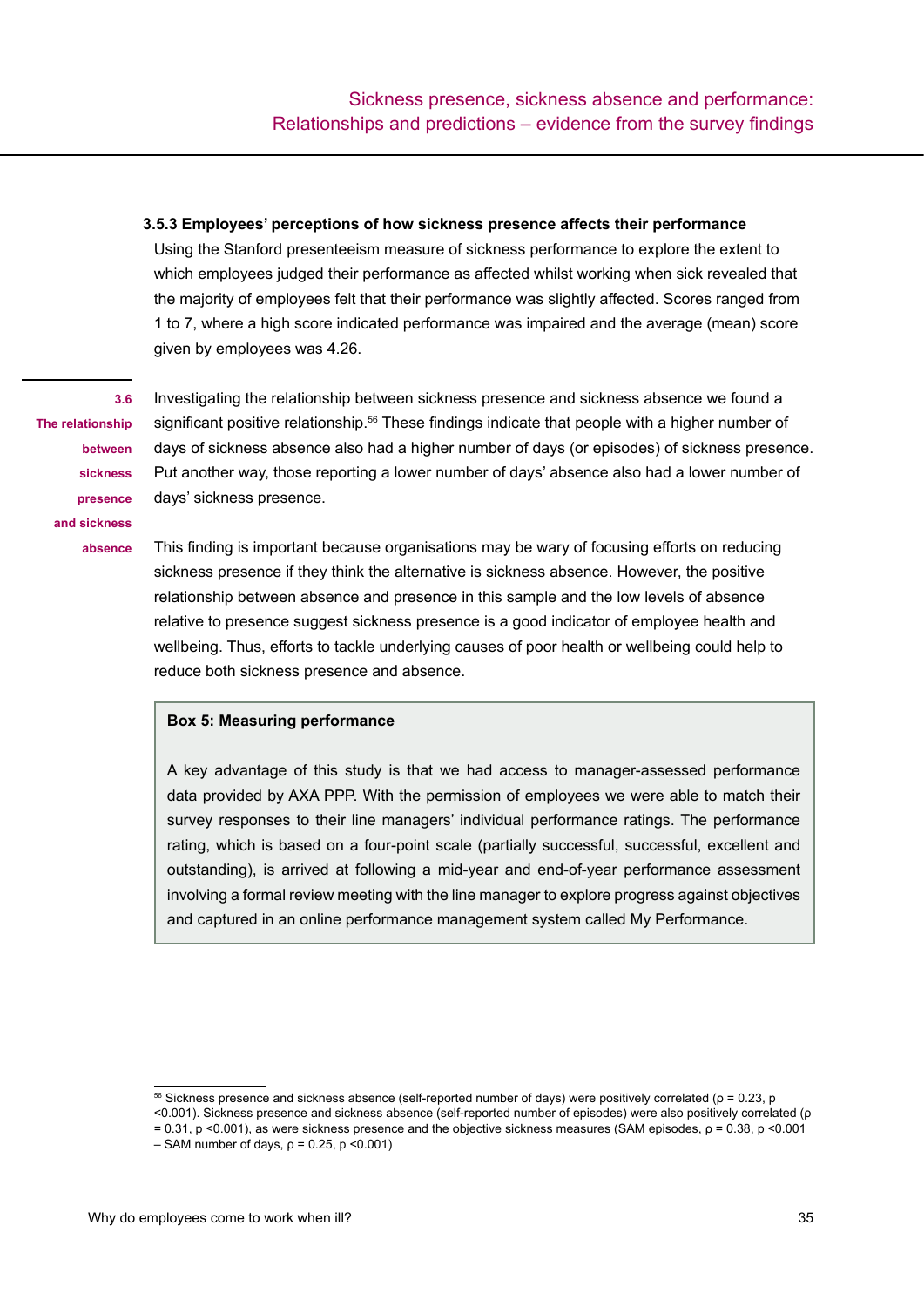### 3.5.3 Employees' perceptions of how sickness presence affects their performance

Using the Stanford presenteeism measure of sickness performance to explore the extent to which employees judged their performance as affected whilst working when sick revealed that the majority of employees felt that their performance was slightly affected. Scores ranged from 1 to 7, where a high score indicated performance was impaired and the average (mean) score given by employees was 4.26.

## 3.6 The relationship between sickness presence and sickness absence

Investigating the relationship between sickness presence and sickness absence we found a significant positive relationship.[56] These findings indicate that people with a higher number of days of sickness absence also had a higher number of days (or episodes) of sickness presence. Put another way, those reporting a lower number of days' absence also had a lower number of days' sickness presence.

This finding is important because organisations may be wary of focusing efforts on reducing sickness presence if they think the alternative is sickness absence. However, the positive relationship between absence and presence in this sample and the low levels of absence relative to presence suggest sickness presence is a good indicator of employee health and wellbeing. Thus, efforts to tackle underlying causes of poor health or wellbeing could help to reduce both sickness presence and absence.

> **Box 5: Measuring performance**
>
> A key advantage of this study is that we had access to manager-assessed performance data provided by AXA PPP. With the permission of employees we were able to match their survey responses to their line managers' individual performance ratings. The performance rating, which is based on a four-point scale (partially successful, successful, excellent and outstanding), is arrived at following a mid-year and end-of-year performance assessment involving a formal review meeting with the line manager to explore progress against objectives and captured in an online performance management system called My Performance.

---

[56] Sickness presence and sickness absence (self-reported number of days) were positively correlated ($\rho = 0.23$, $p < 0.001$). Sickness presence and sickness absence (self-reported number of episodes) were also positively correlated ($\rho = 0.31$, $p < 0.001$), as were sickness presence and the objective sickness measures (SAM episodes, $\rho = 0.38$, $p < 0.001$ – SAM number of days, $\rho = 0.25$, $p < 0.001$)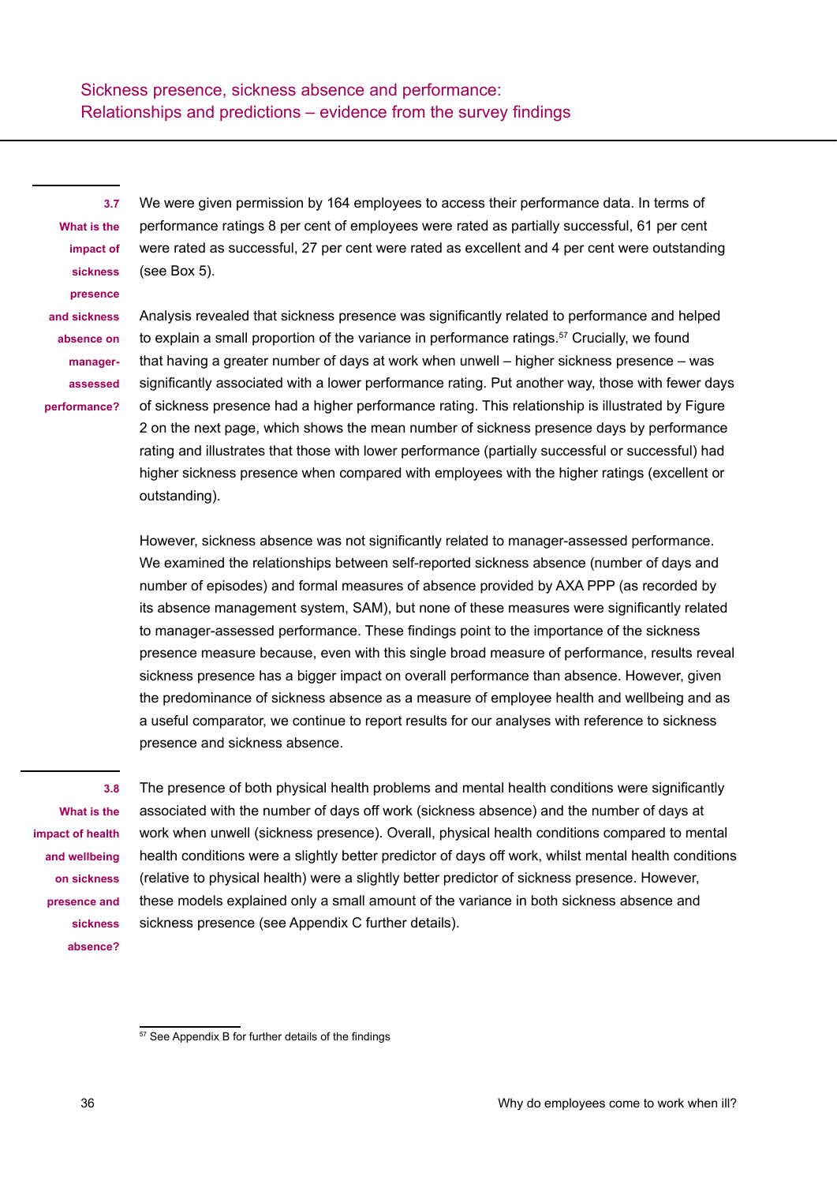## Sickness presence, sickness absence and performance: Relationships and predictions – evidence from the survey findings

### 3.7 What is the impact of sickness presence and sickness absence on manager-assessed performance?

We were given permission by 164 employees to access their performance data. In terms of performance ratings 8 per cent of employees were rated as partially successful, 61 per cent were rated as successful, 27 per cent were rated as excellent and 4 per cent were outstanding (see Box 5).

Analysis revealed that sickness presence was significantly related to performance and helped to explain a small proportion of the variance in performance ratings.[57] Crucially, we found that having a greater number of days at work when unwell – higher sickness presence – was significantly associated with a lower performance rating. Put another way, those with fewer days of sickness presence had a higher performance rating. This relationship is illustrated by Figure 2 on the next page, which shows the mean number of sickness presence days by performance rating and illustrates that those with lower performance (partially successful or successful) had higher sickness presence when compared with employees with the higher ratings (excellent or outstanding).

However, sickness absence was not significantly related to manager-assessed performance. We examined the relationships between self-reported sickness absence (number of days and number of episodes) and formal measures of absence provided by AXA PPP (as recorded by its absence management system, SAM), but none of these measures were significantly related to manager-assessed performance. These findings point to the importance of the sickness presence measure because, even with this single broad measure of performance, results reveal sickness presence has a bigger impact on overall performance than absence. However, given the predominance of sickness absence as a measure of employee health and wellbeing and as a useful comparator, we continue to report results for our analyses with reference to sickness presence and sickness absence.

### 3.8 What is the impact of health and wellbeing on sickness presence and sickness absence?

The presence of both physical health problems and mental health conditions were significantly associated with the number of days off work (sickness absence) and the number of days at work when unwell (sickness presence). Overall, physical health conditions compared to mental health conditions were a slightly better predictor of days off work, whilst mental health conditions (relative to physical health) were a slightly better predictor of sickness presence. However, these models explained only a small amount of the variance in both sickness absence and sickness presence (see Appendix C further details).

[57] See Appendix B for further details of the findings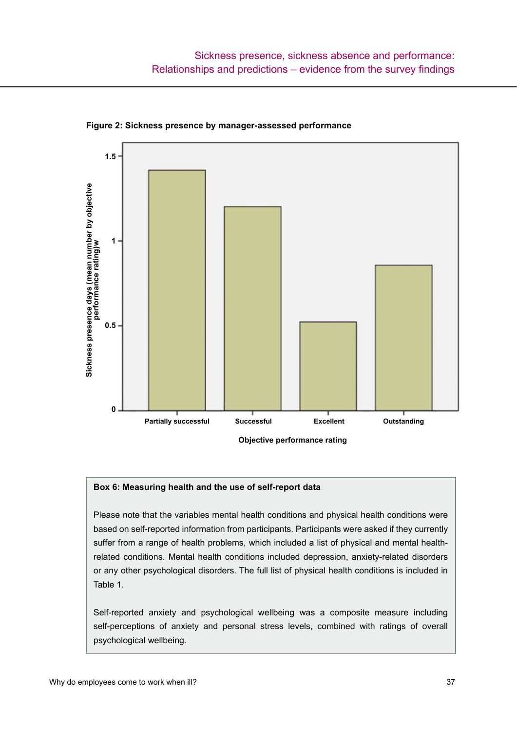**Figure 2: Sickness presence by manager-assessed performance**

| Objective performance rating | Sickness presence days (mean number by objective performance rating) |
|---|---|
| Partially successful | ~1.42 |
| Successful | ~1.2 |
| Excellent | ~0.52 |
| Outstanding | ~0.86 |

**Box 6: Measuring health and the use of self-report data**

Please note that the variables mental health conditions and physical health conditions were based on self-reported information from participants. Participants were asked if they currently suffer from a range of health problems, which included a list of physical and mental health-related conditions. Mental health conditions included depression, anxiety-related disorders or any other psychological disorders. The full list of physical health conditions is included in Table 1.

Self-reported anxiety and psychological wellbeing was a composite measure including self-perceptions of anxiety and personal stress levels, combined with ratings of overall psychological wellbeing.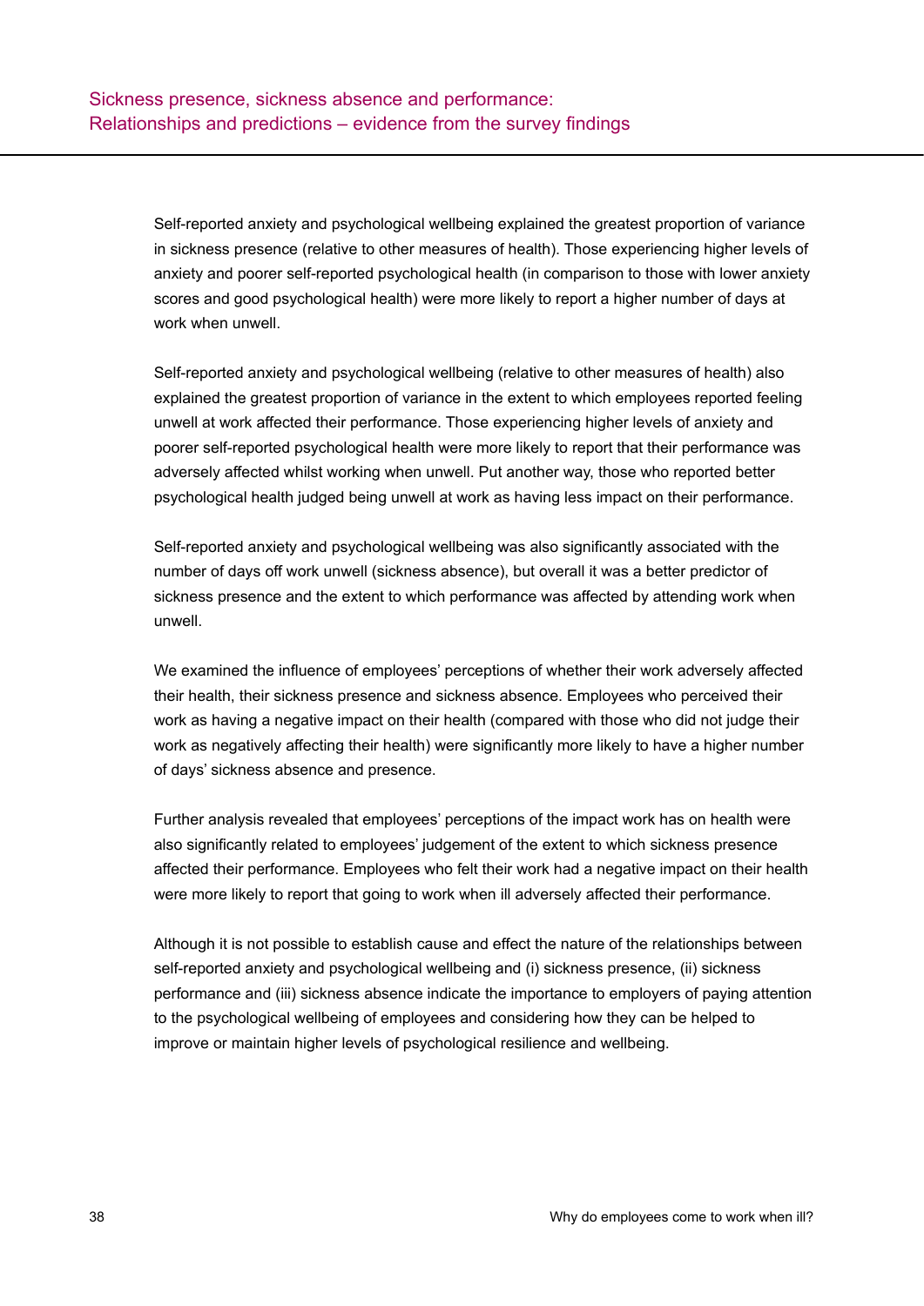## Sickness presence, sickness absence and performance: Relationships and predictions – evidence from the survey findings

Self-reported anxiety and psychological wellbeing explained the greatest proportion of variance in sickness presence (relative to other measures of health). Those experiencing higher levels of anxiety and poorer self-reported psychological health (in comparison to those with lower anxiety scores and good psychological health) were more likely to report a higher number of days at work when unwell.

Self-reported anxiety and psychological wellbeing (relative to other measures of health) also explained the greatest proportion of variance in the extent to which employees reported feeling unwell at work affected their performance. Those experiencing higher levels of anxiety and poorer self-reported psychological health were more likely to report that their performance was adversely affected whilst working when unwell. Put another way, those who reported better psychological health judged being unwell at work as having less impact on their performance.

Self-reported anxiety and psychological wellbeing was also significantly associated with the number of days off work unwell (sickness absence), but overall it was a better predictor of sickness presence and the extent to which performance was affected by attending work when unwell.

We examined the influence of employees' perceptions of whether their work adversely affected their health, their sickness presence and sickness absence. Employees who perceived their work as having a negative impact on their health (compared with those who did not judge their work as negatively affecting their health) were significantly more likely to have a higher number of days' sickness absence and presence.

Further analysis revealed that employees' perceptions of the impact work has on health were also significantly related to employees' judgement of the extent to which sickness presence affected their performance. Employees who felt their work had a negative impact on their health were more likely to report that going to work when ill adversely affected their performance.

Although it is not possible to establish cause and effect the nature of the relationships between self-reported anxiety and psychological wellbeing and (i) sickness presence, (ii) sickness performance and (iii) sickness absence indicate the importance to employers of paying attention to the psychological wellbeing of employees and considering how they can be helped to improve or maintain higher levels of psychological resilience and wellbeing.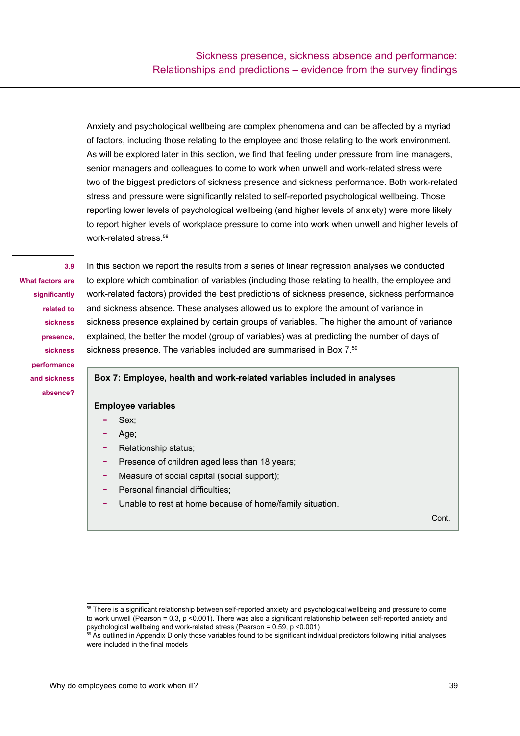Anxiety and psychological wellbeing are complex phenomena and can be affected by a myriad of factors, including those relating to the employee and those relating to the work environment. As will be explored later in this section, we find that feeling under pressure from line managers, senior managers and colleagues to come to work when unwell and work-related stress were two of the biggest predictors of sickness presence and sickness performance. Both work-related stress and pressure were significantly related to self-reported psychological wellbeing. Those reporting lower levels of psychological wellbeing (and higher levels of anxiety) were more likely to report higher levels of workplace pressure to come into work when unwell and higher levels of work-related stress.[58]

### 3.9 What factors are significantly related to sickness presence, sickness performance and sickness absence?

In this section we report the results from a series of linear regression analyses we conducted to explore which combination of variables (including those relating to health, the employee and work-related factors) provided the best predictions of sickness presence, sickness performance and sickness absence. These analyses allowed us to explore the amount of variance in sickness presence explained by certain groups of variables. The higher the amount of variance explained, the better the model (group of variables) was at predicting the number of days of sickness presence. The variables included are summarised in Box 7.[59]

**Box 7: Employee, health and work-related variables included in analyses**

**Employee variables**

- Sex;
- Age;
- Relationship status;
- Presence of children aged less than 18 years;
- Measure of social capital (social support);
- Personal financial difficulties;
- Unable to rest at home because of home/family situation.

Cont.

---

[58] There is a significant relationship between self-reported anxiety and psychological wellbeing and pressure to come to work unwell (Pearson = 0.3, $p < 0.001$). There was also a significant relationship between self-reported anxiety and psychological wellbeing and work-related stress (Pearson = 0.59, $p < 0.001$)

[59] As outlined in Appendix D only those variables found to be significant individual predictors following initial analyses were included in the final models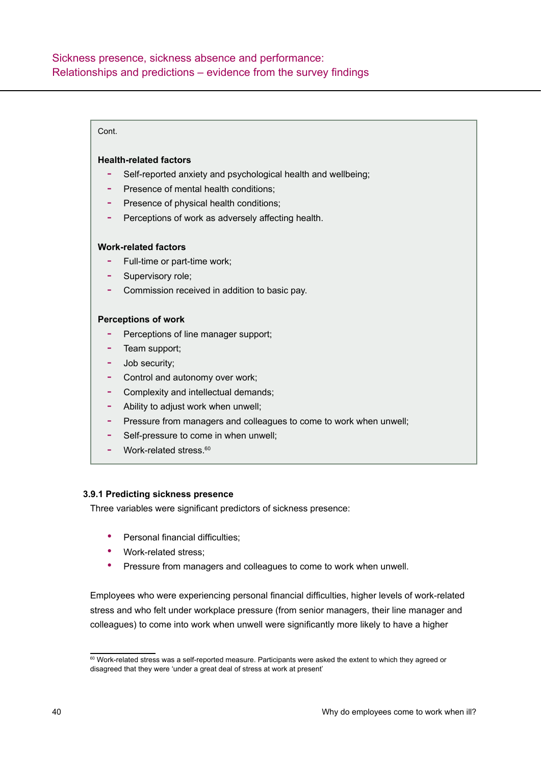Cont.

**Health-related factors**

- Self-reported anxiety and psychological health and wellbeing;
- Presence of mental health conditions;
- Presence of physical health conditions;
- Perceptions of work as adversely affecting health.

**Work-related factors**

- Full-time or part-time work;
- Supervisory role;
- Commission received in addition to basic pay.

**Perceptions of work**

- Perceptions of line manager support;
- Team support;
- Job security;
- Control and autonomy over work;
- Complexity and intellectual demands;
- Ability to adjust work when unwell;
- Pressure from managers and colleagues to come to work when unwell;
- Self-pressure to come in when unwell;
- Work-related stress.[60]

### 3.9.1 Predicting sickness presence

Three variables were significant predictors of sickness presence:

- Personal financial difficulties;
- Work-related stress;
- Pressure from managers and colleagues to come to work when unwell.

Employees who were experiencing personal financial difficulties, higher levels of work-related stress and who felt under workplace pressure (from senior managers, their line manager and colleagues) to come into work when unwell were significantly more likely to have a higher

[60] Work-related stress was a self-reported measure. Participants were asked the extent to which they agreed or disagreed that they were 'under a great deal of stress at work at present'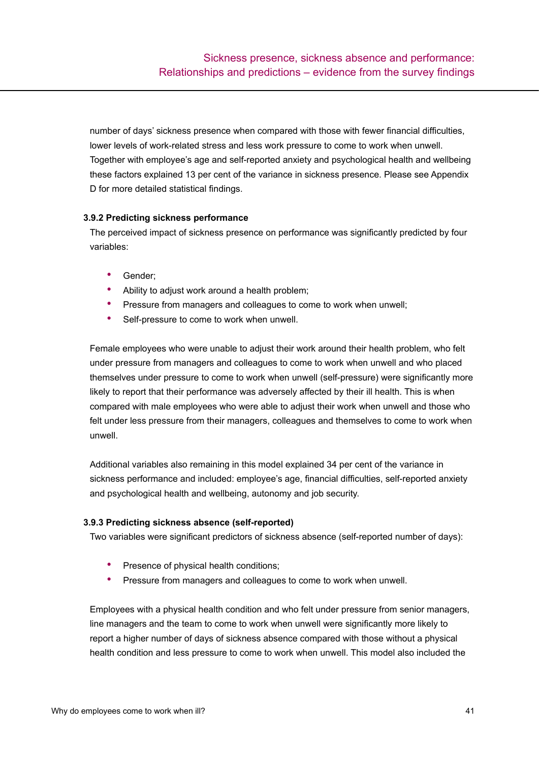number of days' sickness presence when compared with those with fewer financial difficulties, lower levels of work-related stress and less work pressure to come to work when unwell. Together with employee's age and self-reported anxiety and psychological health and wellbeing these factors explained 13 per cent of the variance in sickness presence. Please see Appendix D for more detailed statistical findings.

### 3.9.2 Predicting sickness performance

The perceived impact of sickness presence on performance was significantly predicted by four variables:

- Gender;
- Ability to adjust work around a health problem;
- Pressure from managers and colleagues to come to work when unwell;
- Self-pressure to come to work when unwell.

Female employees who were unable to adjust their work around their health problem, who felt under pressure from managers and colleagues to come to work when unwell and who placed themselves under pressure to come to work when unwell (self-pressure) were significantly more likely to report that their performance was adversely affected by their ill health. This is when compared with male employees who were able to adjust their work when unwell and those who felt under less pressure from their managers, colleagues and themselves to come to work when unwell.

Additional variables also remaining in this model explained 34 per cent of the variance in sickness performance and included: employee's age, financial difficulties, self-reported anxiety and psychological health and wellbeing, autonomy and job security.

### 3.9.3 Predicting sickness absence (self-reported)

Two variables were significant predictors of sickness absence (self-reported number of days):

- Presence of physical health conditions;
- Pressure from managers and colleagues to come to work when unwell.

Employees with a physical health condition and who felt under pressure from senior managers, line managers and the team to come to work when unwell were significantly more likely to report a higher number of days of sickness absence compared with those without a physical health condition and less pressure to come to work when unwell. This model also included the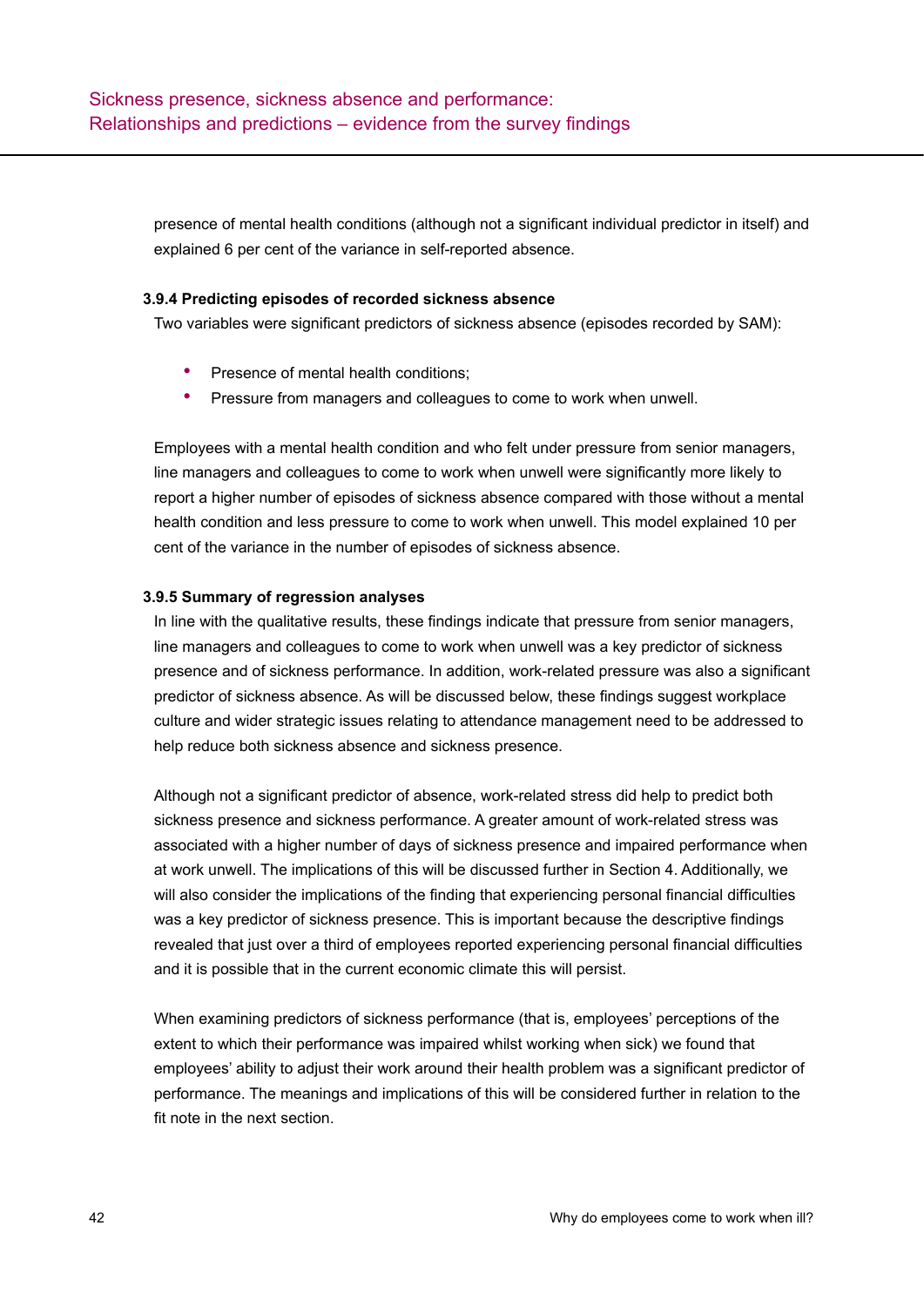presence of mental health conditions (although not a significant individual predictor in itself) and explained 6 per cent of the variance in self-reported absence.

### 3.9.4 Predicting episodes of recorded sickness absence

Two variables were significant predictors of sickness absence (episodes recorded by SAM):

- Presence of mental health conditions;
- Pressure from managers and colleagues to come to work when unwell.

Employees with a mental health condition and who felt under pressure from senior managers, line managers and colleagues to come to work when unwell were significantly more likely to report a higher number of episodes of sickness absence compared with those without a mental health condition and less pressure to come to work when unwell. This model explained 10 per cent of the variance in the number of episodes of sickness absence.

### 3.9.5 Summary of regression analyses

In line with the qualitative results, these findings indicate that pressure from senior managers, line managers and colleagues to come to work when unwell was a key predictor of sickness presence and of sickness performance. In addition, work-related pressure was also a significant predictor of sickness absence. As will be discussed below, these findings suggest workplace culture and wider strategic issues relating to attendance management need to be addressed to help reduce both sickness absence and sickness presence.

Although not a significant predictor of absence, work-related stress did help to predict both sickness presence and sickness performance. A greater amount of work-related stress was associated with a higher number of days of sickness presence and impaired performance when at work unwell. The implications of this will be discussed further in Section 4. Additionally, we will also consider the implications of the finding that experiencing personal financial difficulties was a key predictor of sickness presence. This is important because the descriptive findings revealed that just over a third of employees reported experiencing personal financial difficulties and it is possible that in the current economic climate this will persist.

When examining predictors of sickness performance (that is, employees' perceptions of the extent to which their performance was impaired whilst working when sick) we found that employees' ability to adjust their work around their health problem was a significant predictor of performance. The meanings and implications of this will be considered further in relation to the fit note in the next section.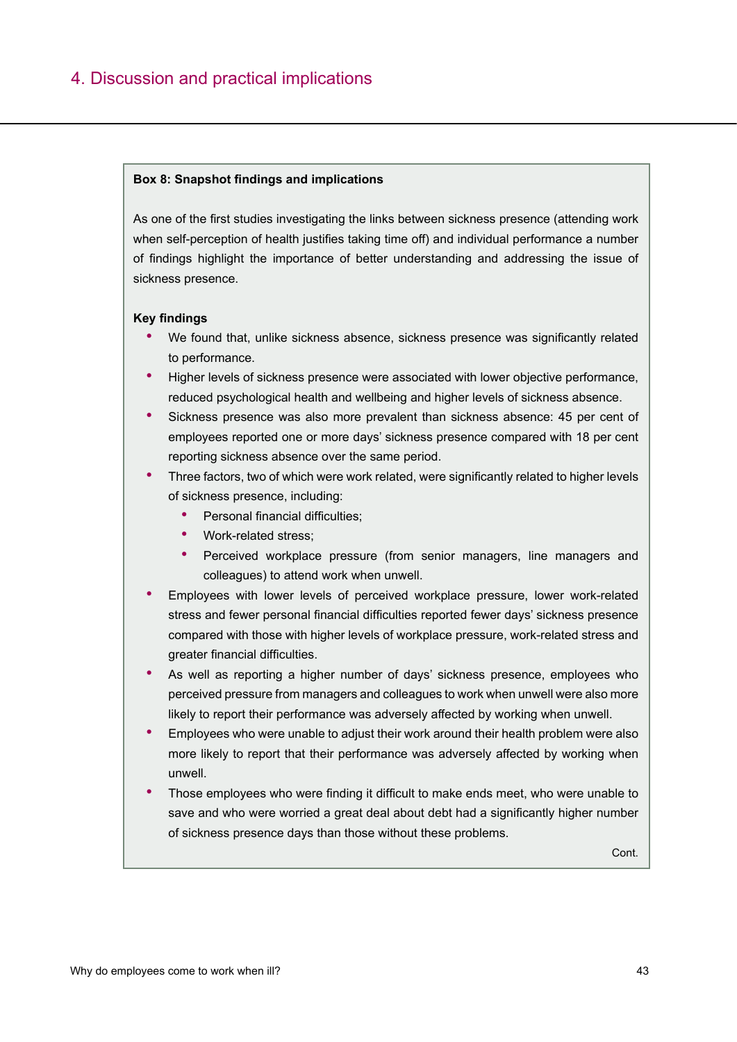# 4. Discussion and practical implications

**Box 8: Snapshot findings and implications**

As one of the first studies investigating the links between sickness presence (attending work when self-perception of health justifies taking time off) and individual performance a number of findings highlight the importance of better understanding and addressing the issue of sickness presence.

**Key findings**

- We found that, unlike sickness absence, sickness presence was significantly related to performance.
- Higher levels of sickness presence were associated with lower objective performance, reduced psychological health and wellbeing and higher levels of sickness absence.
- Sickness presence was also more prevalent than sickness absence: 45 per cent of employees reported one or more days' sickness presence compared with 18 per cent reporting sickness absence over the same period.
- Three factors, two of which were work related, were significantly related to higher levels of sickness presence, including:
  - Personal financial difficulties;
  - Work-related stress;
  - Perceived workplace pressure (from senior managers, line managers and colleagues) to attend work when unwell.
- Employees with lower levels of perceived workplace pressure, lower work-related stress and fewer personal financial difficulties reported fewer days' sickness presence compared with those with higher levels of workplace pressure, work-related stress and greater financial difficulties.
- As well as reporting a higher number of days' sickness presence, employees who perceived pressure from managers and colleagues to work when unwell were also more likely to report their performance was adversely affected by working when unwell.
- Employees who were unable to adjust their work around their health problem were also more likely to report that their performance was adversely affected by working when unwell.
- Those employees who were finding it difficult to make ends meet, who were unable to save and who were worried a great deal about debt had a significantly higher number of sickness presence days than those without these problems.

Cont.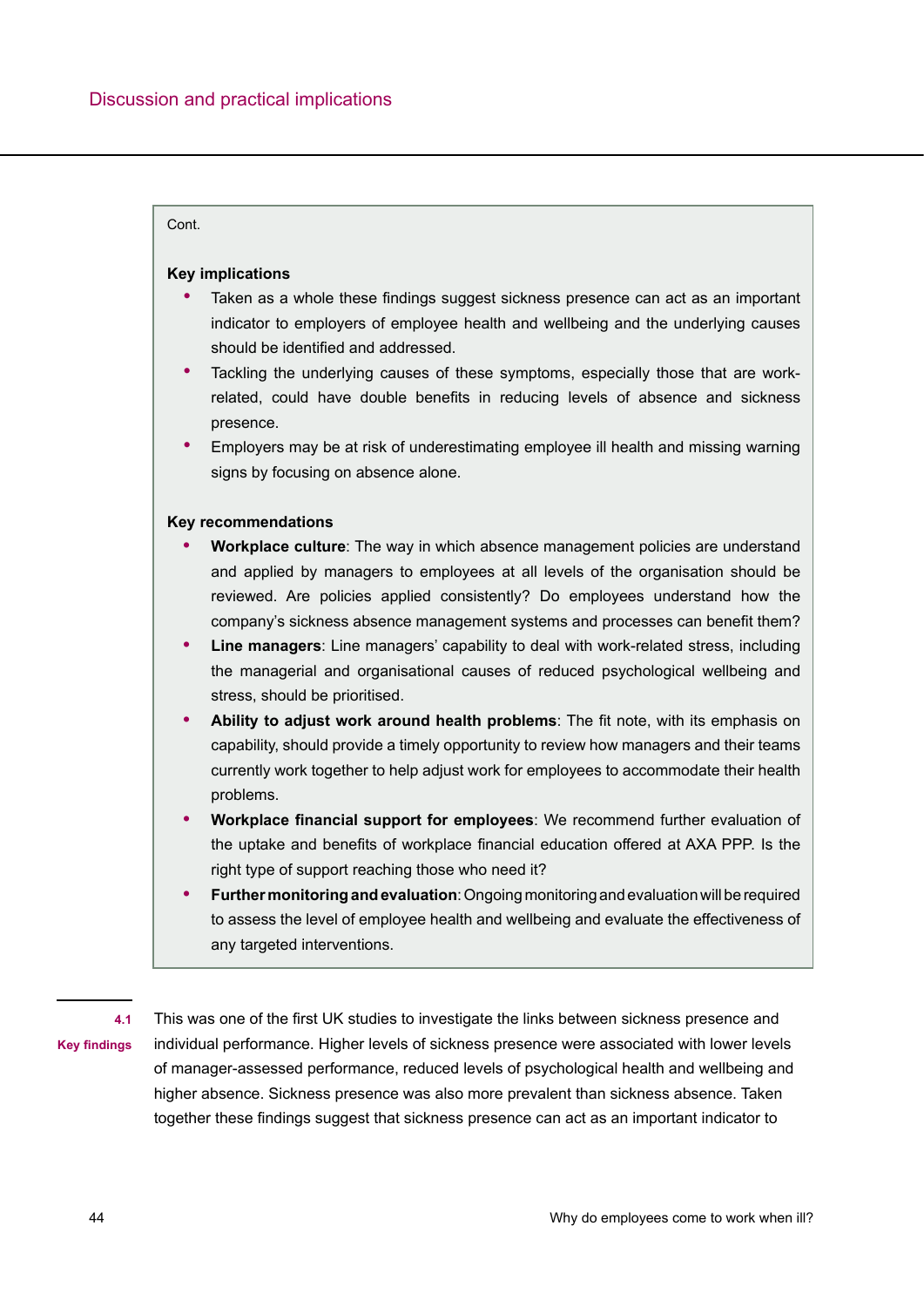Cont.

**Key implications**

- Taken as a whole these findings suggest sickness presence can act as an important indicator to employers of employee health and wellbeing and the underlying causes should be identified and addressed.
- Tackling the underlying causes of these symptoms, especially those that are work-related, could have double benefits in reducing levels of absence and sickness presence.
- Employers may be at risk of underestimating employee ill health and missing warning signs by focusing on absence alone.

**Key recommendations**

- **Workplace culture**: The way in which absence management policies are understand and applied by managers to employees at all levels of the organisation should be reviewed. Are policies applied consistently? Do employees understand how the company's sickness absence management systems and processes can benefit them?
- **Line managers**: Line managers' capability to deal with work-related stress, including the managerial and organisational causes of reduced psychological wellbeing and stress, should be prioritised.
- **Ability to adjust work around health problems**: The fit note, with its emphasis on capability, should provide a timely opportunity to review how managers and their teams currently work together to help adjust work for employees to accommodate their health problems.
- **Workplace financial support for employees**: We recommend further evaluation of the uptake and benefits of workplace financial education offered at AXA PPP. Is the right type of support reaching those who need it?
- **Further monitoring and evaluation**: Ongoing monitoring and evaluation will be required to assess the level of employee health and wellbeing and evaluate the effectiveness of any targeted interventions.

## 4.1 Key findings

This was one of the first UK studies to investigate the links between sickness presence and individual performance. Higher levels of sickness presence were associated with lower levels of manager-assessed performance, reduced levels of psychological health and wellbeing and higher absence. Sickness presence was also more prevalent than sickness absence. Taken together these findings suggest that sickness presence can act as an important indicator to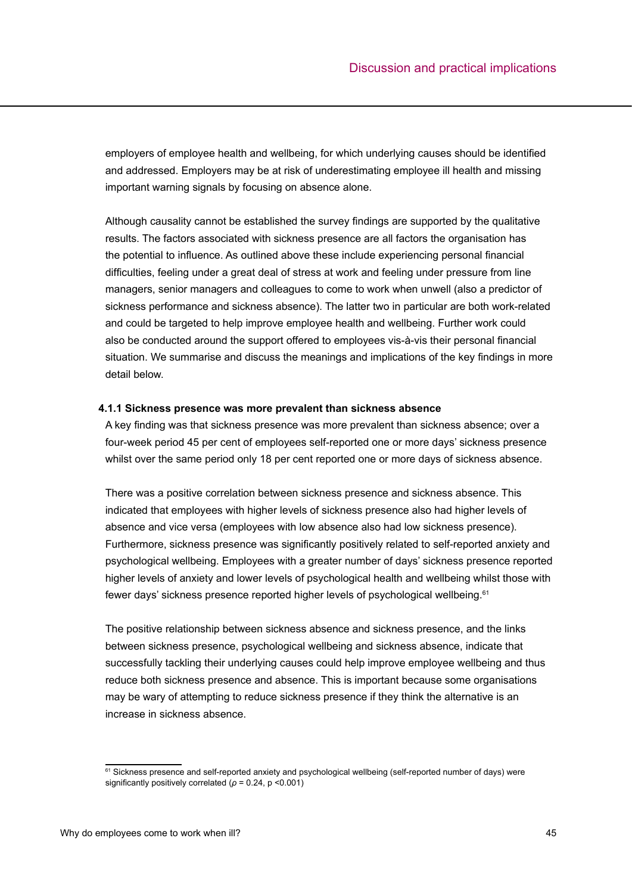employers of employee health and wellbeing, for which underlying causes should be identified and addressed. Employers may be at risk of underestimating employee ill health and missing important warning signals by focusing on absence alone.

Although causality cannot be established the survey findings are supported by the qualitative results. The factors associated with sickness presence are all factors the organisation has the potential to influence. As outlined above these include experiencing personal financial difficulties, feeling under a great deal of stress at work and feeling under pressure from line managers, senior managers and colleagues to come to work when unwell (also a predictor of sickness performance and sickness absence). The latter two in particular are both work-related and could be targeted to help improve employee health and wellbeing. Further work could also be conducted around the support offered to employees vis-à-vis their personal financial situation. We summarise and discuss the meanings and implications of the key findings in more detail below.

#### 4.1.1 Sickness presence was more prevalent than sickness absence

A key finding was that sickness presence was more prevalent than sickness absence; over a four-week period 45 per cent of employees self-reported one or more days' sickness presence whilst over the same period only 18 per cent reported one or more days of sickness absence.

There was a positive correlation between sickness presence and sickness absence. This indicated that employees with higher levels of sickness presence also had higher levels of absence and vice versa (employees with low absence also had low sickness presence). Furthermore, sickness presence was significantly positively related to self-reported anxiety and psychological wellbeing. Employees with a greater number of days' sickness presence reported higher levels of anxiety and lower levels of psychological health and wellbeing whilst those with fewer days' sickness presence reported higher levels of psychological wellbeing.[61]

The positive relationship between sickness absence and sickness presence, and the links between sickness presence, psychological wellbeing and sickness absence, indicate that successfully tackling their underlying causes could help improve employee wellbeing and thus reduce both sickness presence and absence. This is important because some organisations may be wary of attempting to reduce sickness presence if they think the alternative is an increase in sickness absence.

---

[61] Sickness presence and self-reported anxiety and psychological wellbeing (self-reported number of days) were significantly positively correlated ($\rho = 0.24$, $p < 0.001$)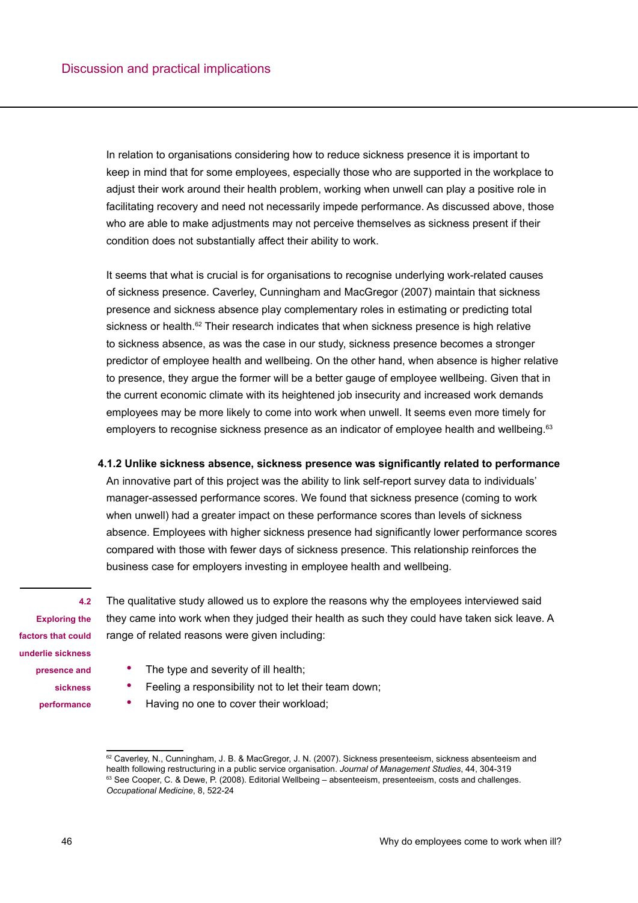In relation to organisations considering how to reduce sickness presence it is important to keep in mind that for some employees, especially those who are supported in the workplace to adjust their work around their health problem, working when unwell can play a positive role in facilitating recovery and need not necessarily impede performance. As discussed above, those who are able to make adjustments may not perceive themselves as sickness present if their condition does not substantially affect their ability to work.

It seems that what is crucial is for organisations to recognise underlying work-related causes of sickness presence. Caverley, Cunningham and MacGregor (2007) maintain that sickness presence and sickness absence play complementary roles in estimating or predicting total sickness or health.[62] Their research indicates that when sickness presence is high relative to sickness absence, as was the case in our study, sickness presence becomes a stronger predictor of employee health and wellbeing. On the other hand, when absence is higher relative to presence, they argue the former will be a better gauge of employee wellbeing. Given that in the current economic climate with its heightened job insecurity and increased work demands employees may be more likely to come into work when unwell. It seems even more timely for employers to recognise sickness presence as an indicator of employee health and wellbeing.[63]

#### 4.1.2 Unlike sickness absence, sickness presence was significantly related to performance

An innovative part of this project was the ability to link self-report survey data to individuals' manager-assessed performance scores. We found that sickness presence (coming to work when unwell) had a greater impact on these performance scores than levels of sickness absence. Employees with higher sickness presence had significantly lower performance scores compared with those with fewer days of sickness presence. This relationship reinforces the business case for employers investing in employee health and wellbeing.

### 4.2 Exploring the factors that could underlie sickness presence and sickness performance

The qualitative study allowed us to explore the reasons why the employees interviewed said they came into work when they judged their health as such they could have taken sick leave. A range of related reasons were given including:

- The type and severity of ill health;
- Feeling a responsibility not to let their team down;
- Having no one to cover their workload;

---

[62] Caverley, N., Cunningham, J. B. & MacGregor, J. N. (2007). Sickness presenteeism, sickness absenteeism and health following restructuring in a public service organisation. *Journal of Management Studies*, 44, 304-319

[63] See Cooper, C. & Dewe, P. (2008). Editorial Wellbeing – absenteeism, presenteeism, costs and challenges. *Occupational Medicine*, 8, 522-24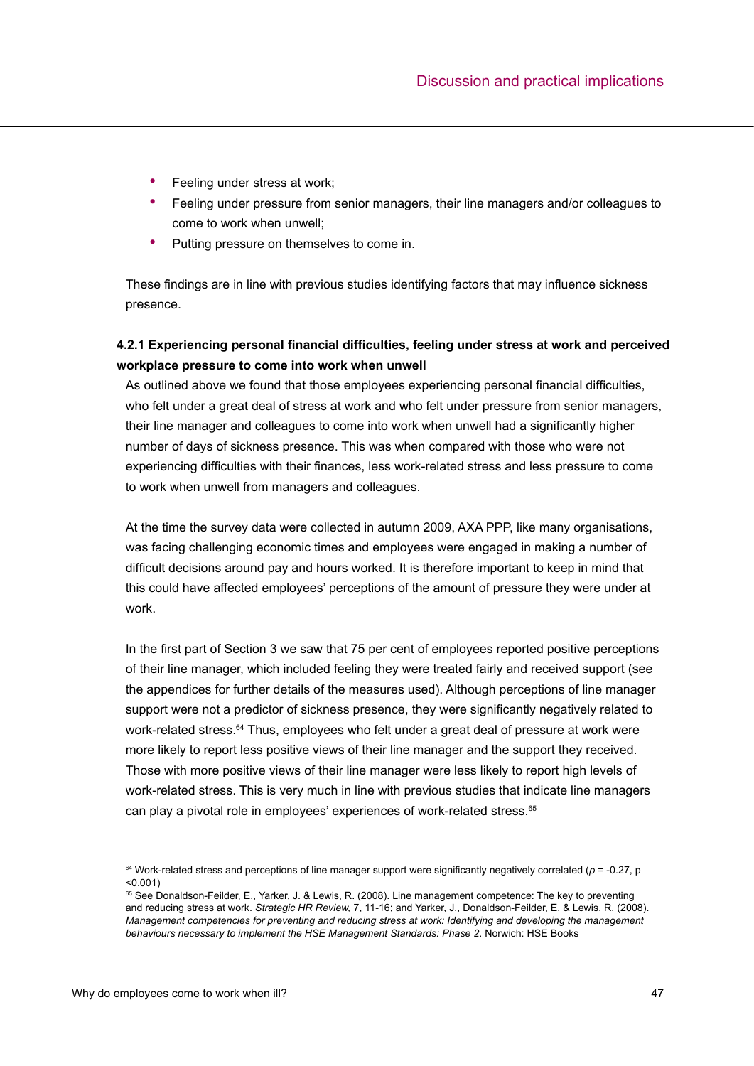- Feeling under stress at work;
- Feeling under pressure from senior managers, their line managers and/or colleagues to come to work when unwell;
- Putting pressure on themselves to come in.

These findings are in line with previous studies identifying factors that may influence sickness presence.

#### 4.2.1 Experiencing personal financial difficulties, feeling under stress at work and perceived workplace pressure to come into work when unwell

As outlined above we found that those employees experiencing personal financial difficulties, who felt under a great deal of stress at work and who felt under pressure from senior managers, their line manager and colleagues to come into work when unwell had a significantly higher number of days of sickness presence. This was when compared with those who were not experiencing difficulties with their finances, less work-related stress and less pressure to come to work when unwell from managers and colleagues.

At the time the survey data were collected in autumn 2009, AXA PPP, like many organisations, was facing challenging economic times and employees were engaged in making a number of difficult decisions around pay and hours worked. It is therefore important to keep in mind that this could have affected employees' perceptions of the amount of pressure they were under at work.

In the first part of Section 3 we saw that 75 per cent of employees reported positive perceptions of their line manager, which included feeling they were treated fairly and received support (see the appendices for further details of the measures used). Although perceptions of line manager support were not a predictor of sickness presence, they were significantly negatively related to work-related stress.[64] Thus, employees who felt under a great deal of pressure at work were more likely to report less positive views of their line manager and the support they received. Those with more positive views of their line manager were less likely to report high levels of work-related stress. This is very much in line with previous studies that indicate line managers can play a pivotal role in employees' experiences of work-related stress.[65]

---

[64] Work-related stress and perceptions of line manager support were significantly negatively correlated ($\rho = -0.27$, $p < 0.001$)

[65] See Donaldson-Feilder, E., Yarker, J. & Lewis, R. (2008). Line management competence: The key to preventing and reducing stress at work. *Strategic HR Review,* 7, 11-16; and Yarker, J., Donaldson-Feilder, E. & Lewis, R. (2008). *Management competencies for preventing and reducing stress at work: Identifying and developing the management behaviours necessary to implement the HSE Management Standards: Phase 2.* Norwich: HSE Books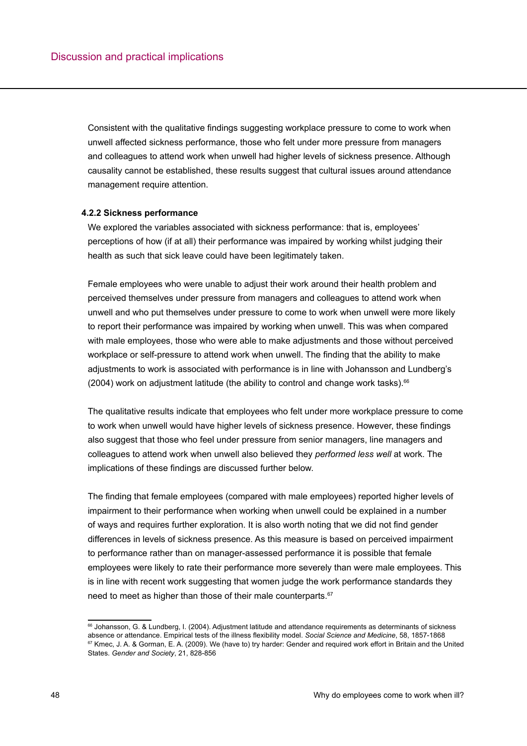Consistent with the qualitative findings suggesting workplace pressure to come to work when unwell affected sickness performance, those who felt under more pressure from managers and colleagues to attend work when unwell had higher levels of sickness presence. Although causality cannot be established, these results suggest that cultural issues around attendance management require attention.

### 4.2.2 Sickness performance

We explored the variables associated with sickness performance: that is, employees' perceptions of how (if at all) their performance was impaired by working whilst judging their health as such that sick leave could have been legitimately taken.

Female employees who were unable to adjust their work around their health problem and perceived themselves under pressure from managers and colleagues to attend work when unwell and who put themselves under pressure to come to work when unwell were more likely to report their performance was impaired by working when unwell. This was when compared with male employees, those who were able to make adjustments and those without perceived workplace or self-pressure to attend work when unwell. The finding that the ability to make adjustments to work is associated with performance is in line with Johansson and Lundberg's (2004) work on adjustment latitude (the ability to control and change work tasks).[66]

The qualitative results indicate that employees who felt under more workplace pressure to come to work when unwell would have higher levels of sickness presence. However, these findings also suggest that those who feel under pressure from senior managers, line managers and colleagues to attend work when unwell also believed they *performed less well* at work. The implications of these findings are discussed further below.

The finding that female employees (compared with male employees) reported higher levels of impairment to their performance when working when unwell could be explained in a number of ways and requires further exploration. It is also worth noting that we did not find gender differences in levels of sickness presence. As this measure is based on perceived impairment to performance rather than on manager-assessed performance it is possible that female employees were likely to rate their performance more severely than were male employees. This is in line with recent work suggesting that women judge the work performance standards they need to meet as higher than those of their male counterparts.[67]

---

[66] Johansson, G. & Lundberg, I. (2004). Adjustment latitude and attendance requirements as determinants of sickness absence or attendance. Empirical tests of the illness flexibility model. *Social Science and Medicine*, 58, 1857-1868

[67] Kmec, J. A. & Gorman, E. A. (2009). We (have to) try harder: Gender and required work effort in Britain and the United States. *Gender and Society*, 21, 828-856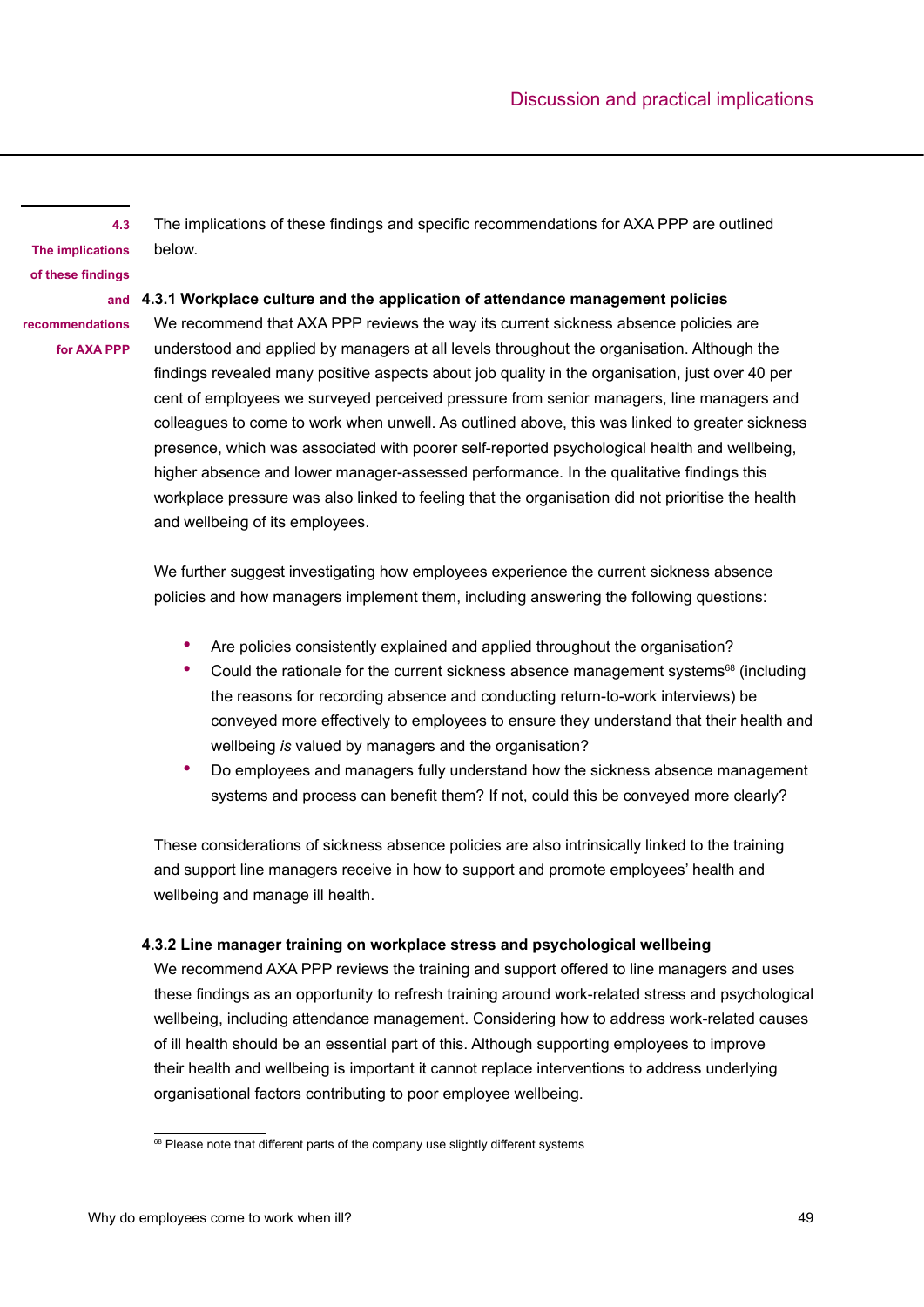## 4.3 The implications of these findings and recommendations for AXA PPP

The implications of these findings and specific recommendations for AXA PPP are outlined below.

### 4.3.1 Workplace culture and the application of attendance management policies

We recommend that AXA PPP reviews the way its current sickness absence policies are understood and applied by managers at all levels throughout the organisation. Although the findings revealed many positive aspects about job quality in the organisation, just over 40 per cent of employees we surveyed perceived pressure from senior managers, line managers and colleagues to come to work when unwell. As outlined above, this was linked to greater sickness presence, which was associated with poorer self-reported psychological health and wellbeing, higher absence and lower manager-assessed performance. In the qualitative findings this workplace pressure was also linked to feeling that the organisation did not prioritise the health and wellbeing of its employees.

We further suggest investigating how employees experience the current sickness absence policies and how managers implement them, including answering the following questions:

- Are policies consistently explained and applied throughout the organisation?
- Could the rationale for the current sickness absence management systems[68] (including the reasons for recording absence and conducting return-to-work interviews) be conveyed more effectively to employees to ensure they understand that their health and wellbeing *is* valued by managers and the organisation?
- Do employees and managers fully understand how the sickness absence management systems and process can benefit them? If not, could this be conveyed more clearly?

These considerations of sickness absence policies are also intrinsically linked to the training and support line managers receive in how to support and promote employees' health and wellbeing and manage ill health.

### 4.3.2 Line manager training on workplace stress and psychological wellbeing

We recommend AXA PPP reviews the training and support offered to line managers and uses these findings as an opportunity to refresh training around work-related stress and psychological wellbeing, including attendance management. Considering how to address work-related causes of ill health should be an essential part of this. Although supporting employees to improve their health and wellbeing is important it cannot replace interventions to address underlying organisational factors contributing to poor employee wellbeing.

---

[68] Please note that different parts of the company use slightly different systems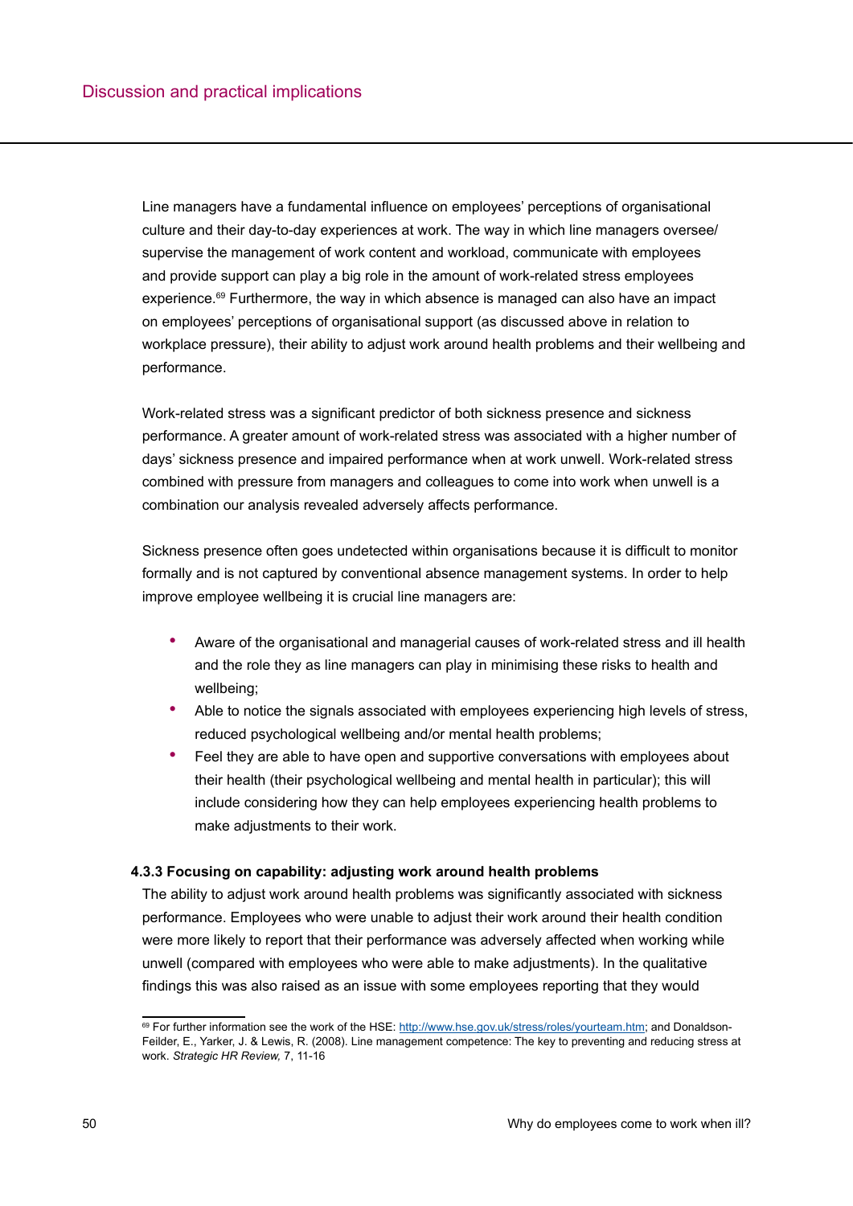Line managers have a fundamental influence on employees' perceptions of organisational culture and their day-to-day experiences at work. The way in which line managers oversee/supervise the management of work content and workload, communicate with employees and provide support can play a big role in the amount of work-related stress employees experience.[69] Furthermore, the way in which absence is managed can also have an impact on employees' perceptions of organisational support (as discussed above in relation to workplace pressure), their ability to adjust work around health problems and their wellbeing and performance.

Work-related stress was a significant predictor of both sickness presence and sickness performance. A greater amount of work-related stress was associated with a higher number of days' sickness presence and impaired performance when at work unwell. Work-related stress combined with pressure from managers and colleagues to come into work when unwell is a combination our analysis revealed adversely affects performance.

Sickness presence often goes undetected within organisations because it is difficult to monitor formally and is not captured by conventional absence management systems. In order to help improve employee wellbeing it is crucial line managers are:

- Aware of the organisational and managerial causes of work-related stress and ill health and the role they as line managers can play in minimising these risks to health and wellbeing;
- Able to notice the signals associated with employees experiencing high levels of stress, reduced psychological wellbeing and/or mental health problems;
- Feel they are able to have open and supportive conversations with employees about their health (their psychological wellbeing and mental health in particular); this will include considering how they can help employees experiencing health problems to make adjustments to their work.

#### 4.3.3 Focusing on capability: adjusting work around health problems

The ability to adjust work around health problems was significantly associated with sickness performance. Employees who were unable to adjust their work around their health condition were more likely to report that their performance was adversely affected when working while unwell (compared with employees who were able to make adjustments). In the qualitative findings this was also raised as an issue with some employees reporting that they would

---

[69] For further information see the work of the HSE: http://www.hse.gov.uk/stress/roles/yourteam.htm; and Donaldson-Feilder, E., Yarker, J. & Lewis, R. (2008). Line management competence: The key to preventing and reducing stress at work. *Strategic HR Review,* 7, 11-16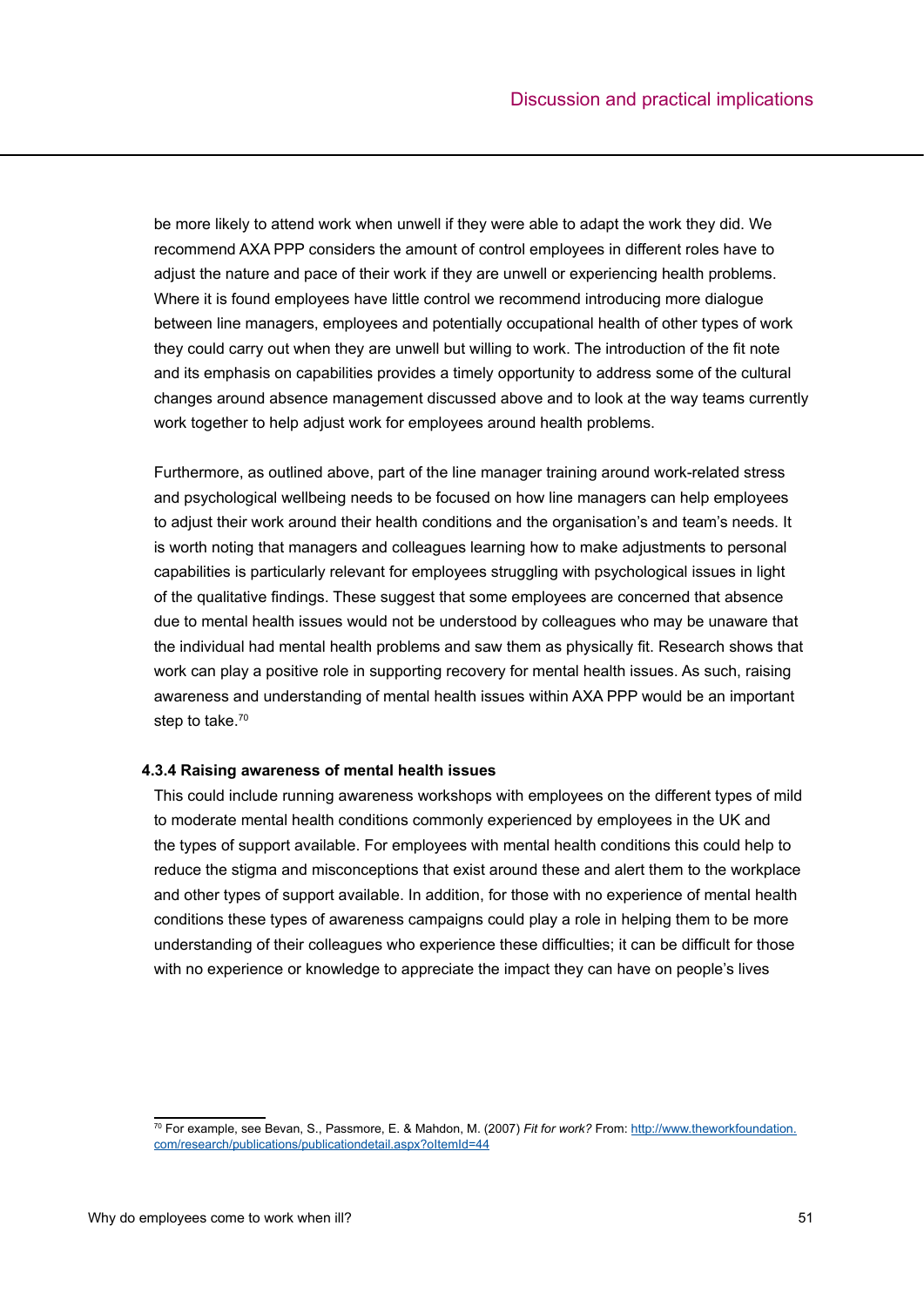be more likely to attend work when unwell if they were able to adapt the work they did. We recommend AXA PPP considers the amount of control employees in different roles have to adjust the nature and pace of their work if they are unwell or experiencing health problems. Where it is found employees have little control we recommend introducing more dialogue between line managers, employees and potentially occupational health of other types of work they could carry out when they are unwell but willing to work. The introduction of the fit note and its emphasis on capabilities provides a timely opportunity to address some of the cultural changes around absence management discussed above and to look at the way teams currently work together to help adjust work for employees around health problems.

Furthermore, as outlined above, part of the line manager training around work-related stress and psychological wellbeing needs to be focused on how line managers can help employees to adjust their work around their health conditions and the organisation's and team's needs. It is worth noting that managers and colleagues learning how to make adjustments to personal capabilities is particularly relevant for employees struggling with psychological issues in light of the qualitative findings. These suggest that some employees are concerned that absence due to mental health issues would not be understood by colleagues who may be unaware that the individual had mental health problems and saw them as physically fit. Research shows that work can play a positive role in supporting recovery for mental health issues. As such, raising awareness and understanding of mental health issues within AXA PPP would be an important step to take.[70]

#### 4.3.4 Raising awareness of mental health issues

This could include running awareness workshops with employees on the different types of mild to moderate mental health conditions commonly experienced by employees in the UK and the types of support available. For employees with mental health conditions this could help to reduce the stigma and misconceptions that exist around these and alert them to the workplace and other types of support available. In addition, for those with no experience of mental health conditions these types of awareness campaigns could play a role in helping them to be more understanding of their colleagues who experience these difficulties; it can be difficult for those with no experience or knowledge to appreciate the impact they can have on people's lives

---

[70] For example, see Bevan, S., Passmore, E. & Mahdon, M. (2007) *Fit for work?* From: http://www.theworkfoundation.com/research/publications/publicationdetail.aspx?oItemId=44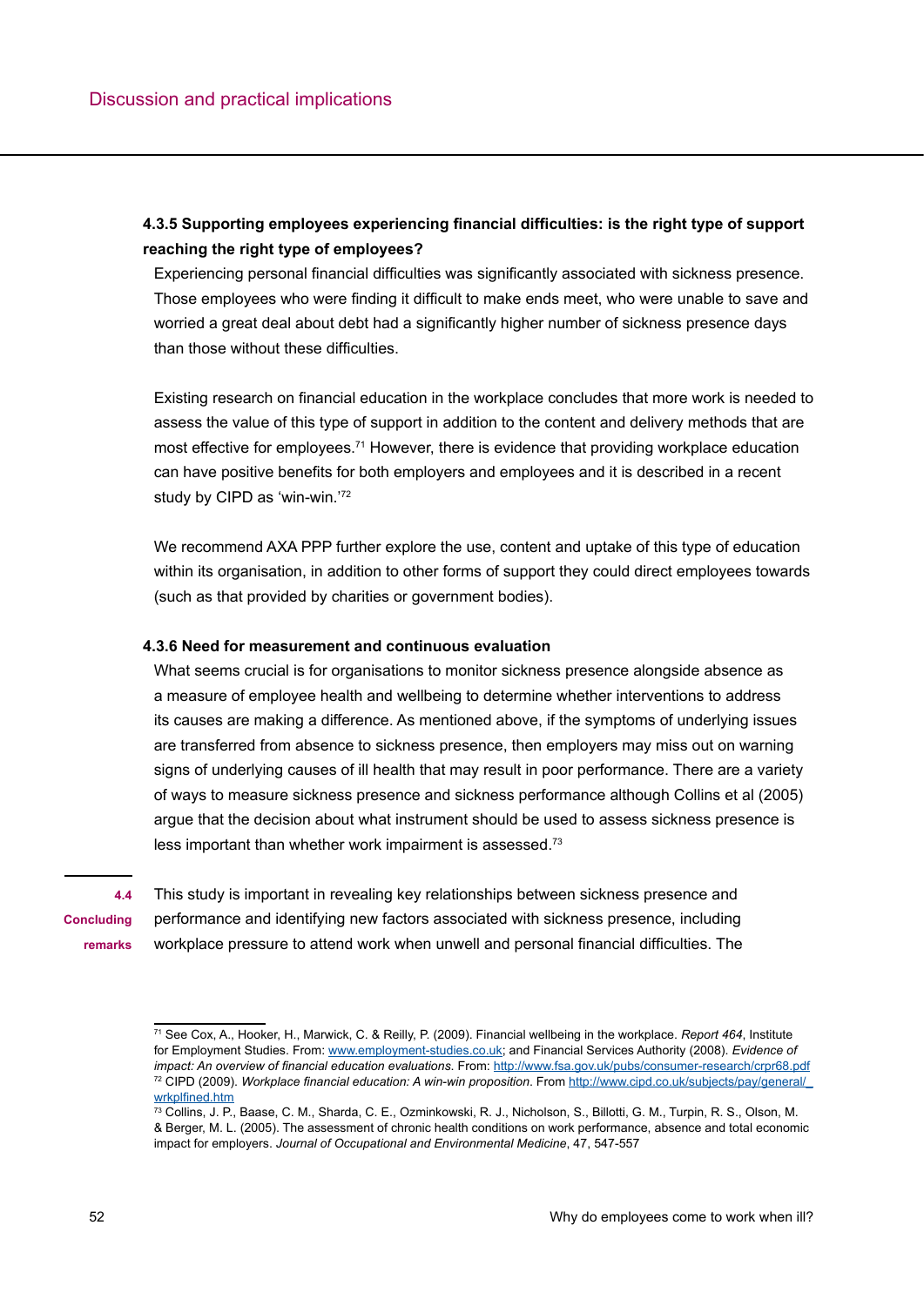#### 4.3.5 Supporting employees experiencing financial difficulties: is the right type of support reaching the right type of employees?

Experiencing personal financial difficulties was significantly associated with sickness presence. Those employees who were finding it difficult to make ends meet, who were unable to save and worried a great deal about debt had a significantly higher number of sickness presence days than those without these difficulties.

Existing research on financial education in the workplace concludes that more work is needed to assess the value of this type of support in addition to the content and delivery methods that are most effective for employees.[71] However, there is evidence that providing workplace education can have positive benefits for both employers and employees and it is described in a recent study by CIPD as 'win-win.'[72]

We recommend AXA PPP further explore the use, content and uptake of this type of education within its organisation, in addition to other forms of support they could direct employees towards (such as that provided by charities or government bodies).

#### 4.3.6 Need for measurement and continuous evaluation

What seems crucial is for organisations to monitor sickness presence alongside absence as a measure of employee health and wellbeing to determine whether interventions to address its causes are making a difference. As mentioned above, if the symptoms of underlying issues are transferred from absence to sickness presence, then employers may miss out on warning signs of underlying causes of ill health that may result in poor performance. There are a variety of ways to measure sickness presence and sickness performance although Collins et al (2005) argue that the decision about what instrument should be used to assess sickness presence is less important than whether work impairment is assessed.[73]

### 4.4 Concluding remarks

This study is important in revealing key relationships between sickness presence and performance and identifying new factors associated with sickness presence, including workplace pressure to attend work when unwell and personal financial difficulties. The

---

[71] See Cox, A., Hooker, H., Marwick, C. & Reilly, P. (2009). Financial wellbeing in the workplace. *Report 464*, Institute for Employment Studies. From: www.employment-studies.co.uk; and Financial Services Authority (2008). *Evidence of impact: An overview of financial education evaluations.* From: http://www.fsa.gov.uk/pubs/consumer-research/crpr68.pdf

[72] CIPD (2009). *Workplace financial education: A win-win proposition*. From http://www.cipd.co.uk/subjects/pay/general/_wrkplfined.htm

[73] Collins, J. P., Baase, C. M., Sharda, C. E., Ozminkowski, R. J., Nicholson, S., Billotti, G. M., Turpin, R. S., Olson, M. & Berger, M. L. (2005). The assessment of chronic health conditions on work performance, absence and total economic impact for employers. *Journal of Occupational and Environmental Medicine*, 47, 547-557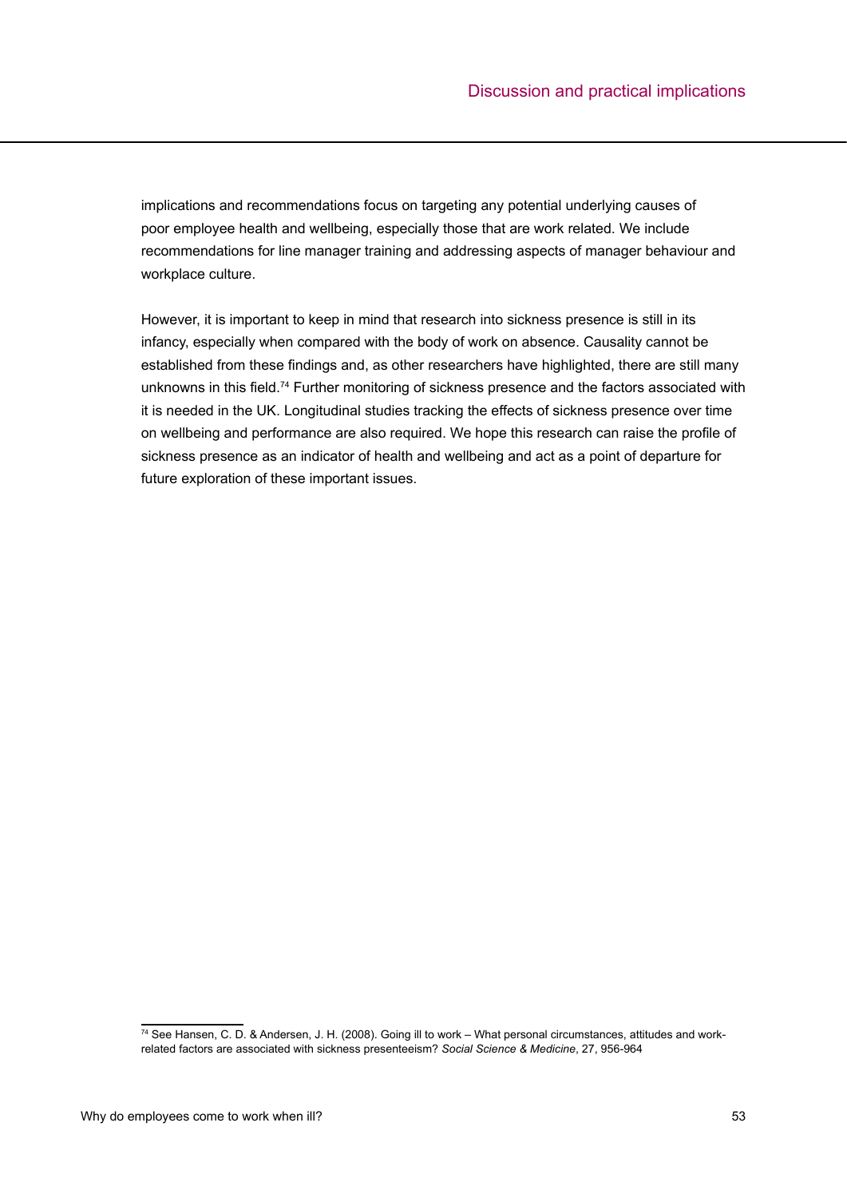implications and recommendations focus on targeting any potential underlying causes of poor employee health and wellbeing, especially those that are work related. We include recommendations for line manager training and addressing aspects of manager behaviour and workplace culture.

However, it is important to keep in mind that research into sickness presence is still in its infancy, especially when compared with the body of work on absence. Causality cannot be established from these findings and, as other researchers have highlighted, there are still many unknowns in this field.[74] Further monitoring of sickness presence and the factors associated with it is needed in the UK. Longitudinal studies tracking the effects of sickness presence over time on wellbeing and performance are also required. We hope this research can raise the profile of sickness presence as an indicator of health and wellbeing and act as a point of departure for future exploration of these important issues.

---

[74] See Hansen, C. D. & Andersen, J. H. (2008). Going ill to work – What personal circumstances, attitudes and work-related factors are associated with sickness presenteeism? *Social Science & Medicine*, 27, 956-964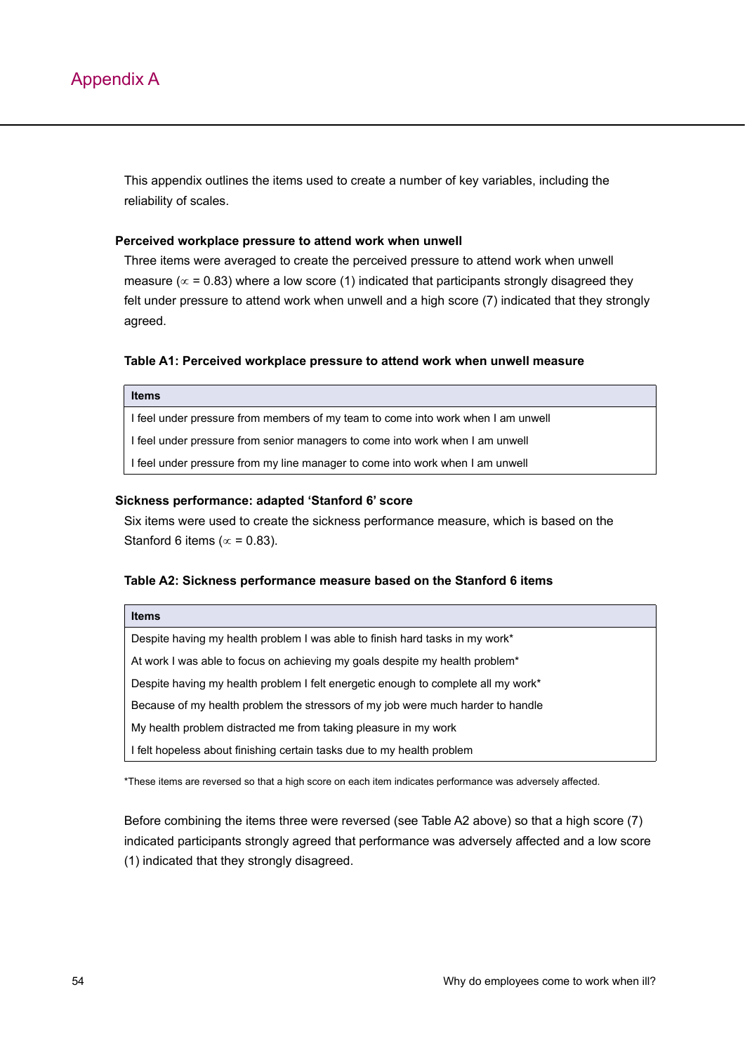# Appendix A

This appendix outlines the items used to create a number of key variables, including the reliability of scales.

### Perceived workplace pressure to attend work when unwell

Three items were averaged to create the perceived pressure to attend work when unwell measure ($\propto$ = 0.83) where a low score (1) indicated that participants strongly disagreed they felt under pressure to attend work when unwell and a high score (7) indicated that they strongly agreed.

**Table A1: Perceived workplace pressure to attend work when unwell measure**

| Items |
| --- |
| I feel under pressure from members of my team to come into work when I am unwell |
| I feel under pressure from senior managers to come into work when I am unwell |
| I feel under pressure from my line manager to come into work when I am unwell |

### Sickness performance: adapted 'Stanford 6' score

Six items were used to create the sickness performance measure, which is based on the Stanford 6 items ($\propto$ = 0.83).

**Table A2: Sickness performance measure based on the Stanford 6 items**

| Items |
| --- |
| Despite having my health problem I was able to finish hard tasks in my work* |
| At work I was able to focus on achieving my goals despite my health problem* |
| Despite having my health problem I felt energetic enough to complete all my work* |
| Because of my health problem the stressors of my job were much harder to handle |
| My health problem distracted me from taking pleasure in my work |
| I felt hopeless about finishing certain tasks due to my health problem |

*These items are reversed so that a high score on each item indicates performance was adversely affected.

Before combining the items three were reversed (see Table A2 above) so that a high score (7) indicated participants strongly agreed that performance was adversely affected and a low score (1) indicated that they strongly disagreed.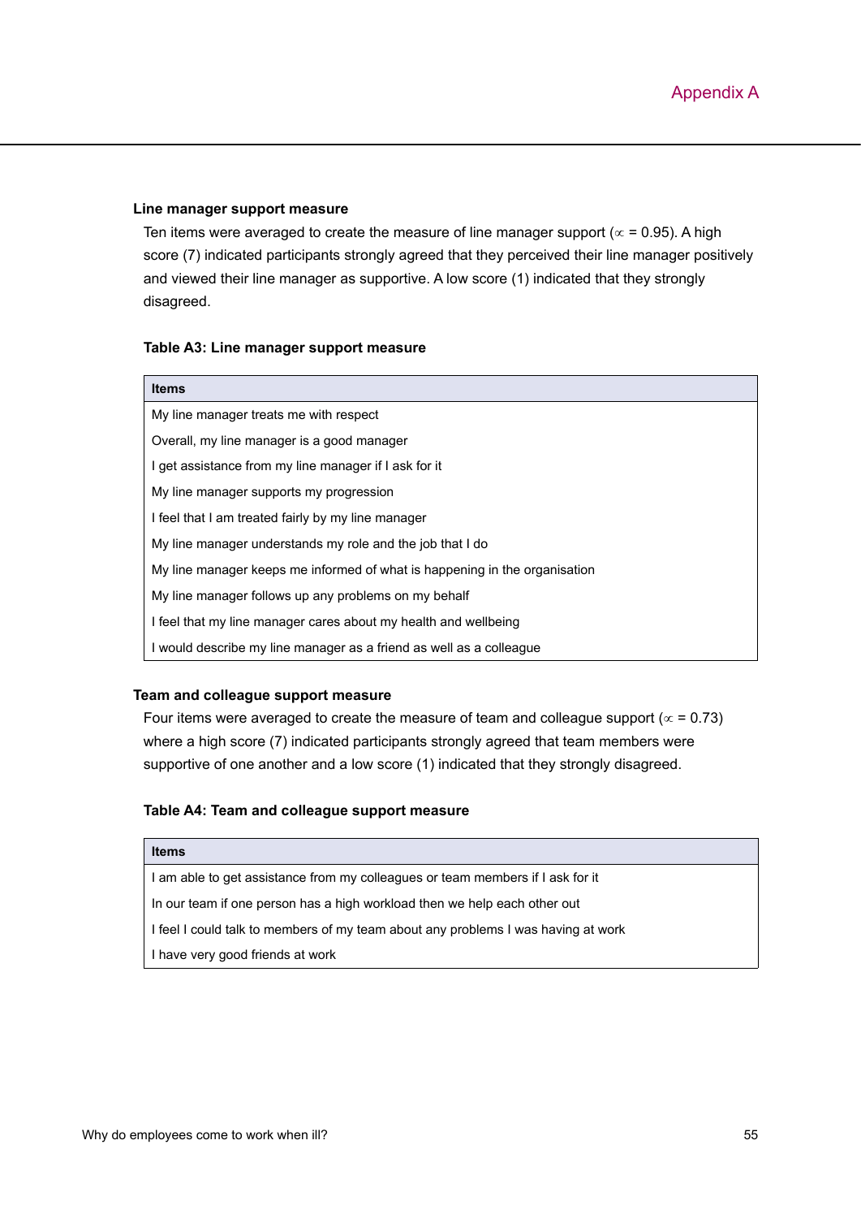### Line manager support measure

Ten items were averaged to create the measure of line manager support ($\propto$ = 0.95). A high score (7) indicated participants strongly agreed that they perceived their line manager positively and viewed their line manager as supportive. A low score (1) indicated that they strongly disagreed.

**Table A3: Line manager support measure**

| Items |
|---|
| My line manager treats me with respect |
| Overall, my line manager is a good manager |
| I get assistance from my line manager if I ask for it |
| My line manager supports my progression |
| I feel that I am treated fairly by my line manager |
| My line manager understands my role and the job that I do |
| My line manager keeps me informed of what is happening in the organisation |
| My line manager follows up any problems on my behalf |
| I feel that my line manager cares about my health and wellbeing |
| I would describe my line manager as a friend as well as a colleague |

### Team and colleague support measure

Four items were averaged to create the measure of team and colleague support ($\propto$ = 0.73) where a high score (7) indicated participants strongly agreed that team members were supportive of one another and a low score (1) indicated that they strongly disagreed.

**Table A4: Team and colleague support measure**

| Items |
|---|
| I am able to get assistance from my colleagues or team members if I ask for it |
| In our team if one person has a high workload then we help each other out |
| I feel I could talk to members of my team about any problems I was having at work |
| I have very good friends at work |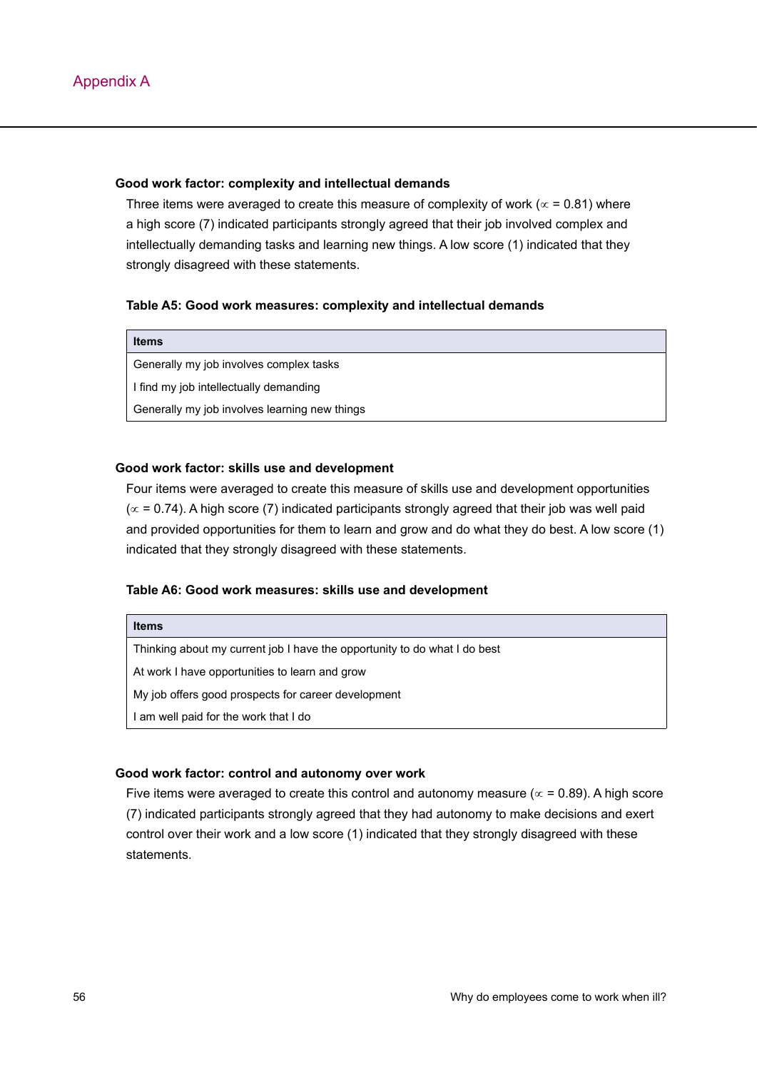# Appendix A

**Good work factor: complexity and intellectual demands**

Three items were averaged to create this measure of complexity of work (∝ = 0.81) where a high score (7) indicated participants strongly agreed that their job involved complex and intellectually demanding tasks and learning new things. A low score (1) indicated that they strongly disagreed with these statements.

**Table A5: Good work measures: complexity and intellectual demands**

| Items |
| --- |
| Generally my job involves complex tasks |
| I find my job intellectually demanding |
| Generally my job involves learning new things |

**Good work factor: skills use and development**

Four items were averaged to create this measure of skills use and development opportunities (∝ = 0.74). A high score (7) indicated participants strongly agreed that their job was well paid and provided opportunities for them to learn and grow and do what they do best. A low score (1) indicated that they strongly disagreed with these statements.

**Table A6: Good work measures: skills use and development**

| Items |
| --- |
| Thinking about my current job I have the opportunity to do what I do best |
| At work I have opportunities to learn and grow |
| My job offers good prospects for career development |
| I am well paid for the work that I do |

**Good work factor: control and autonomy over work**

Five items were averaged to create this control and autonomy measure (∝ = 0.89). A high score (7) indicated participants strongly agreed that they had autonomy to make decisions and exert control over their work and a low score (1) indicated that they strongly disagreed with these statements.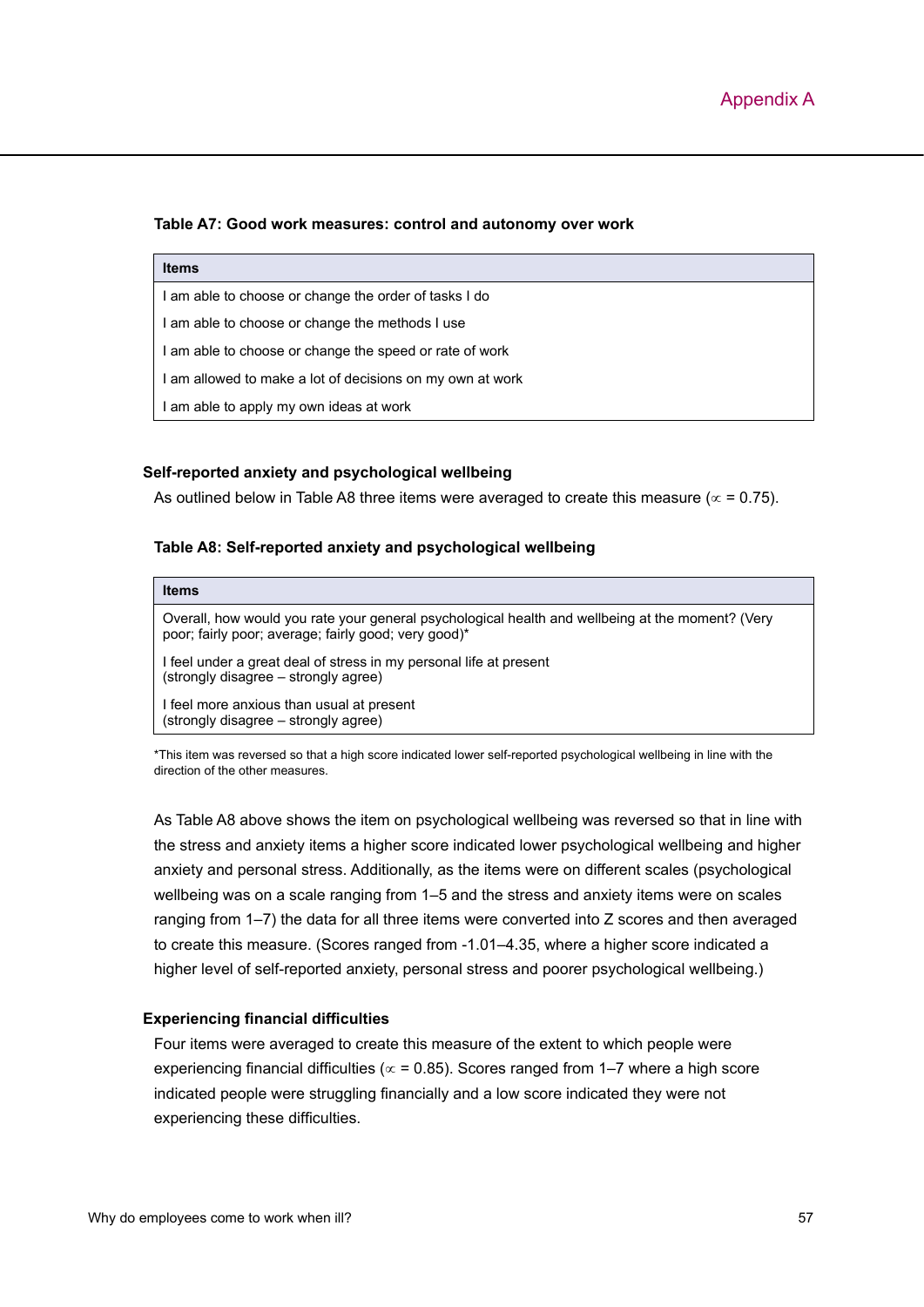**Table A7: Good work measures: control and autonomy over work**

| Items |
|---|
| I am able to choose or change the order of tasks I do |
| I am able to choose or change the methods I use |
| I am able to choose or change the speed or rate of work |
| I am allowed to make a lot of decisions on my own at work |
| I am able to apply my own ideas at work |

### Self-reported anxiety and psychological wellbeing

As outlined below in Table A8 three items were averaged to create this measure ($\propto$ = 0.75).

**Table A8: Self-reported anxiety and psychological wellbeing**

| Items |
|---|
| Overall, how would you rate your general psychological health and wellbeing at the moment? (Very poor; fairly poor; average; fairly good; very good)* |
| I feel under a great deal of stress in my personal life at present (strongly disagree – strongly agree) |
| I feel more anxious than usual at present (strongly disagree – strongly agree) |

*This item was reversed so that a high score indicated lower self-reported psychological wellbeing in line with the direction of the other measures.

As Table A8 above shows the item on psychological wellbeing was reversed so that in line with the stress and anxiety items a higher score indicated lower psychological wellbeing and higher anxiety and personal stress. Additionally, as the items were on different scales (psychological wellbeing was on a scale ranging from 1–5 and the stress and anxiety items were on scales ranging from 1–7) the data for all three items were converted into Z scores and then averaged to create this measure. (Scores ranged from -1.01–4.35, where a higher score indicated a higher level of self-reported anxiety, personal stress and poorer psychological wellbeing.)

### Experiencing financial difficulties

Four items were averaged to create this measure of the extent to which people were experiencing financial difficulties ($\propto$ = 0.85). Scores ranged from 1–7 where a high score indicated people were struggling financially and a low score indicated they were not experiencing these difficulties.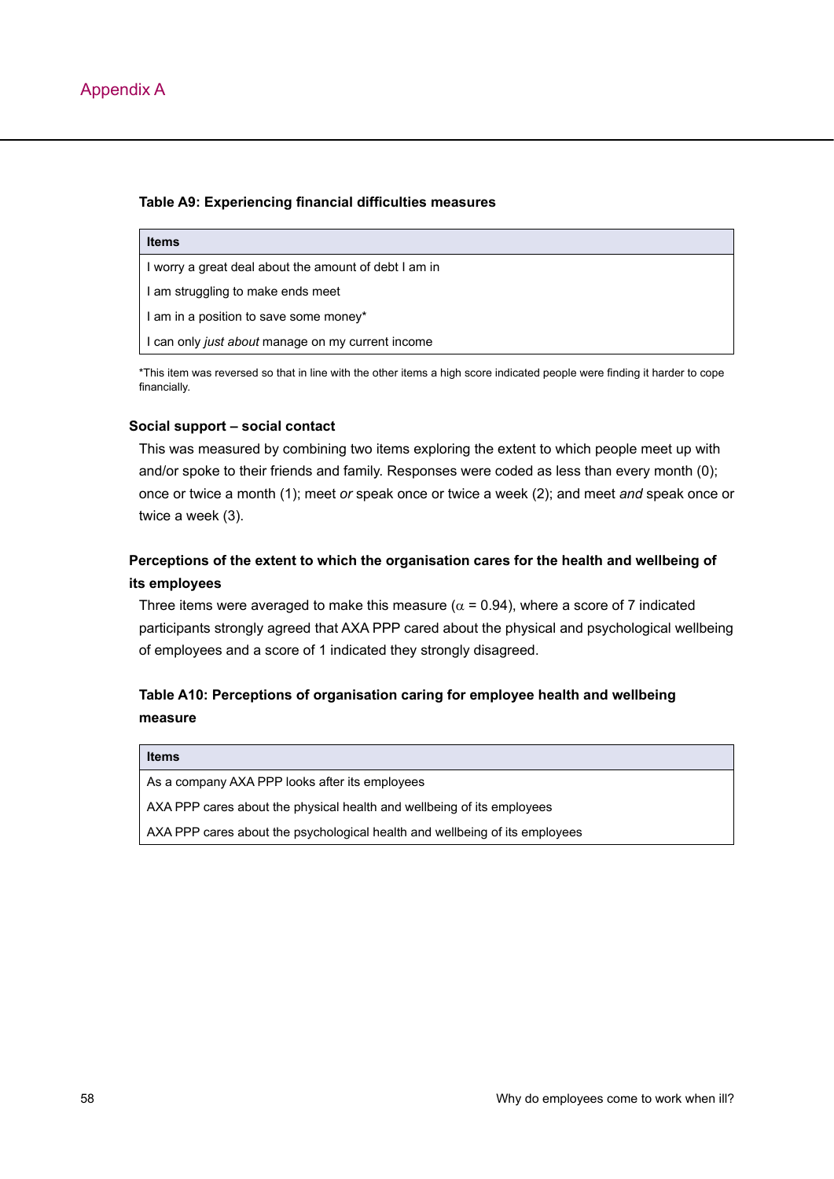## Appendix A

**Table A9: Experiencing financial difficulties measures**

| Items |
|---|
| I worry a great deal about the amount of debt I am in |
| I am struggling to make ends meet |
| I am in a position to save some money* |
| I can only *just about* manage on my current income |

*This item was reversed so that in line with the other items a high score indicated people were finding it harder to cope financially.

### Social support – social contact

This was measured by combining two items exploring the extent to which people meet up with and/or spoke to their friends and family. Responses were coded as less than every month (0); once or twice a month (1); meet *or* speak once or twice a week (2); and meet *and* speak once or twice a week (3).

### Perceptions of the extent to which the organisation cares for the health and wellbeing of its employees

Three items were averaged to make this measure ($\alpha$ = 0.94), where a score of 7 indicated participants strongly agreed that AXA PPP cared about the physical and psychological wellbeing of employees and a score of 1 indicated they strongly disagreed.

**Table A10: Perceptions of organisation caring for employee health and wellbeing measure**

| Items |
|---|
| As a company AXA PPP looks after its employees |
| AXA PPP cares about the physical health and wellbeing of its employees |
| AXA PPP cares about the psychological health and wellbeing of its employees |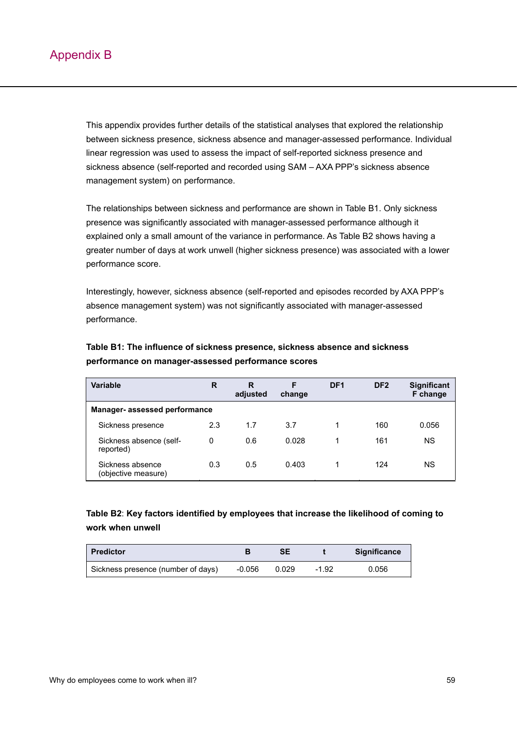# Appendix B

This appendix provides further details of the statistical analyses that explored the relationship between sickness presence, sickness absence and manager-assessed performance. Individual linear regression was used to assess the impact of self-reported sickness presence and sickness absence (self-reported and recorded using SAM – AXA PPP's sickness absence management system) on performance.

The relationships between sickness and performance are shown in Table B1. Only sickness presence was significantly associated with manager-assessed performance although it explained only a small amount of the variance in performance. As Table B2 shows having a greater number of days at work unwell (higher sickness presence) was associated with a lower performance score.

Interestingly, however, sickness absence (self-reported and episodes recorded by AXA PPP's absence management system) was not significantly associated with manager-assessed performance.

**Table B1: The influence of sickness presence, sickness absence and sickness performance on manager-assessed performance scores**

| Variable | R | R adjusted | F change | DF1 | DF2 | Significant F change |
|---|---|---|---|---|---|---|
| **Manager- assessed performance** | | | | | | |
| Sickness presence | 2.3 | 1.7 | 3.7 | 1 | 160 | 0.056 |
| Sickness absence (self-reported) | 0 | 0.6 | 0.028 | 1 | 161 | NS |
| Sickness absence (objective measure) | 0.3 | 0.5 | 0.403 | 1 | 124 | NS |

**Table B2**: **Key factors identified by employees that increase the likelihood of coming to work when unwell**

| Predictor | B | SE | t | Significance |
|---|---|---|---|---|
| Sickness presence (number of days) | -0.056 | 0.029 | -1.92 | 0.056 |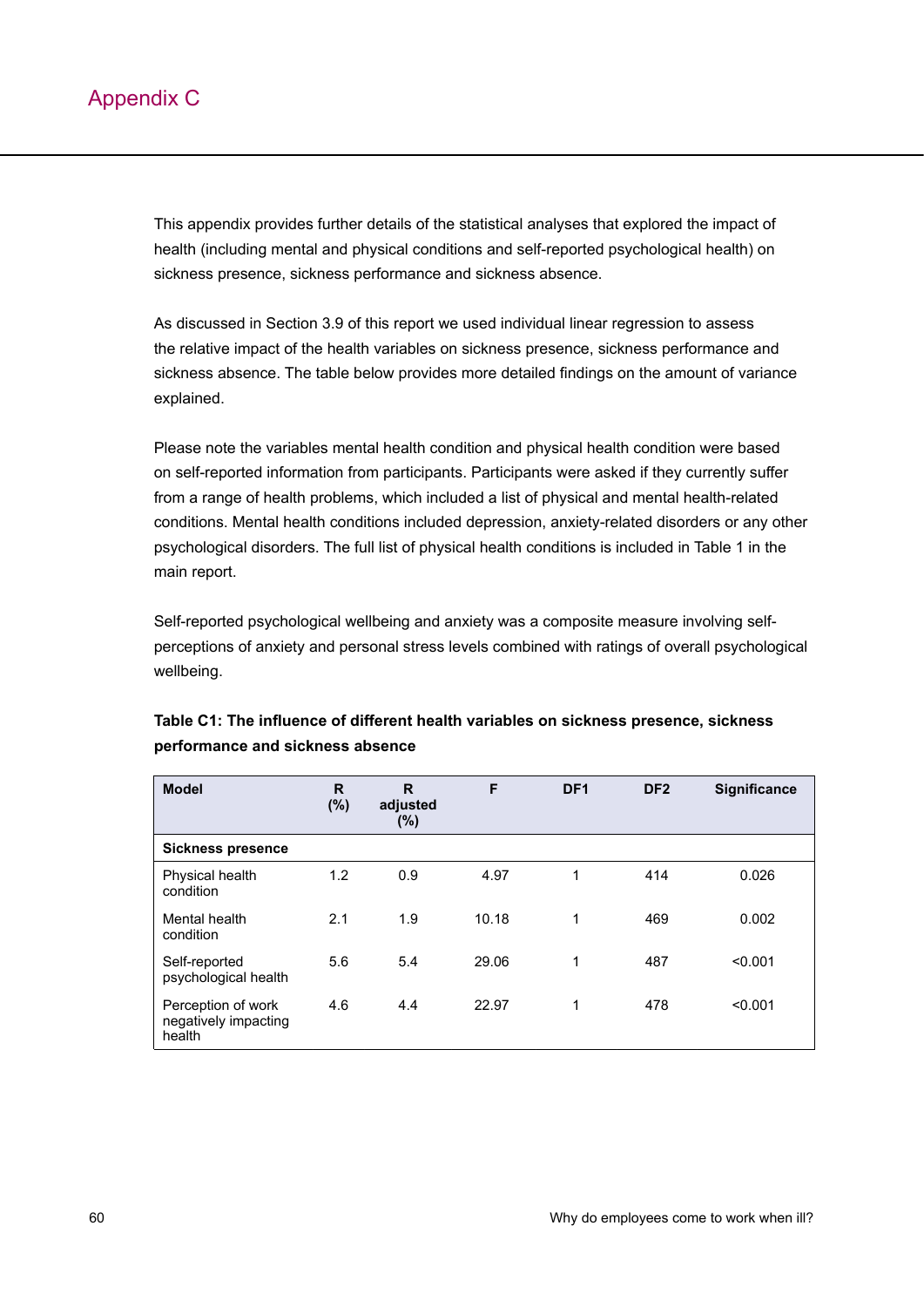# Appendix C

This appendix provides further details of the statistical analyses that explored the impact of health (including mental and physical conditions and self-reported psychological health) on sickness presence, sickness performance and sickness absence.

As discussed in Section 3.9 of this report we used individual linear regression to assess the relative impact of the health variables on sickness presence, sickness performance and sickness absence. The table below provides more detailed findings on the amount of variance explained.

Please note the variables mental health condition and physical health condition were based on self-reported information from participants. Participants were asked if they currently suffer from a range of health problems, which included a list of physical and mental health-related conditions. Mental health conditions included depression, anxiety-related disorders or any other psychological disorders. The full list of physical health conditions is included in Table 1 in the main report.

Self-reported psychological wellbeing and anxiety was a composite measure involving self-perceptions of anxiety and personal stress levels combined with ratings of overall psychological wellbeing.

**Table C1: The influence of different health variables on sickness presence, sickness performance and sickness absence**

| Model | R (%) | R adjusted (%) | F | DF1 | DF2 | Significance |
|---|---|---|---|---|---|---|
| **Sickness presence** | | | | | | |
| Physical health condition | 1.2 | 0.9 | 4.97 | 1 | 414 | 0.026 |
| Mental health condition | 2.1 | 1.9 | 10.18 | 1 | 469 | 0.002 |
| Self-reported psychological health | 5.6 | 5.4 | 29.06 | 1 | 487 | <0.001 |
| Perception of work negatively impacting health | 4.6 | 4.4 | 22.97 | 1 | 478 | <0.001 |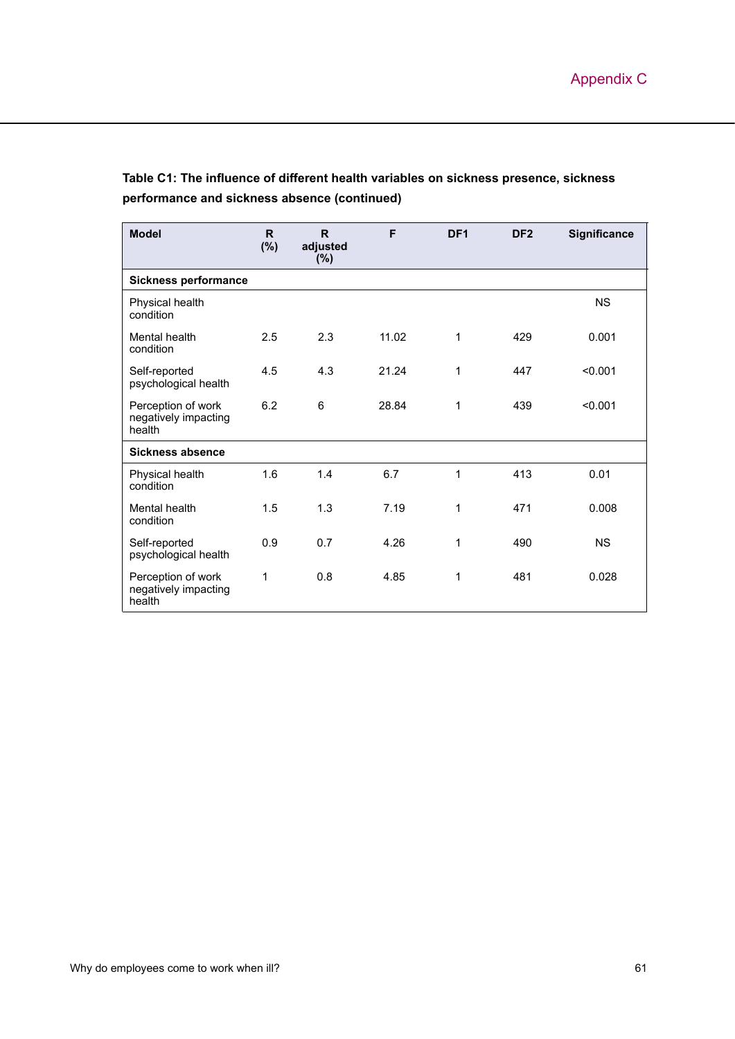## Appendix C

**Table C1: The influence of different health variables on sickness presence, sickness performance and sickness absence (continued)**

| Model | R (%) | R adjusted (%) | F | DF1 | DF2 | Significance |
|---|---|---|---|---|---|---|
| **Sickness performance** | | | | | | |
| Physical health condition | | | | | | NS |
| Mental health condition | 2.5 | 2.3 | 11.02 | 1 | 429 | 0.001 |
| Self-reported psychological health | 4.5 | 4.3 | 21.24 | 1 | 447 | <0.001 |
| Perception of work negatively impacting health | 6.2 | 6 | 28.84 | 1 | 439 | <0.001 |
| **Sickness absence** | | | | | | |
| Physical health condition | 1.6 | 1.4 | 6.7 | 1 | 413 | 0.01 |
| Mental health condition | 1.5 | 1.3 | 7.19 | 1 | 471 | 0.008 |
| Self-reported psychological health | 0.9 | 0.7 | 4.26 | 1 | 490 | NS |
| Perception of work negatively impacting health | 1 | 0.8 | 4.85 | 1 | 481 | 0.028 |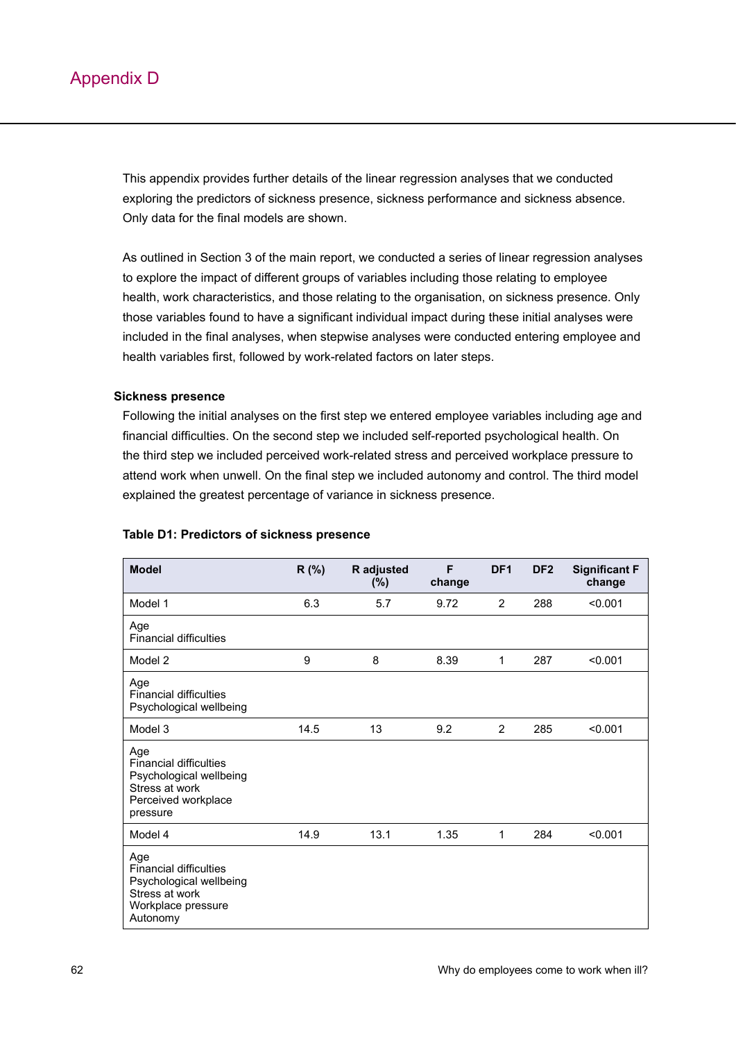# Appendix D

This appendix provides further details of the linear regression analyses that we conducted exploring the predictors of sickness presence, sickness performance and sickness absence. Only data for the final models are shown.

As outlined in Section 3 of the main report, we conducted a series of linear regression analyses to explore the impact of different groups of variables including those relating to employee health, work characteristics, and those relating to the organisation, on sickness presence. Only those variables found to have a significant individual impact during these initial analyses were included in the final analyses, when stepwise analyses were conducted entering employee and health variables first, followed by work-related factors on later steps.

### Sickness presence

Following the initial analyses on the first step we entered employee variables including age and financial difficulties. On the second step we included self-reported psychological health. On the third step we included perceived work-related stress and perceived workplace pressure to attend work when unwell. On the final step we included autonomy and control. The third model explained the greatest percentage of variance in sickness presence.

**Table D1: Predictors of sickness presence**

| Model | R (%) | R adjusted (%) | F change | DF1 | DF2 | Significant F change |
|---|---|---|---|---|---|---|
| Model 1 | 6.3 | 5.7 | 9.72 | 2 | 288 | <0.001 |
| Age<br>Financial difficulties | | | | | | |
| Model 2 | 9 | 8 | 8.39 | 1 | 287 | <0.001 |
| Age<br>Financial difficulties<br>Psychological wellbeing | | | | | | |
| Model 3 | 14.5 | 13 | 9.2 | 2 | 285 | <0.001 |
| Age<br>Financial difficulties<br>Psychological wellbeing<br>Stress at work<br>Perceived workplace pressure | | | | | | |
| Model 4 | 14.9 | 13.1 | 1.35 | 1 | 284 | <0.001 |
| Age<br>Financial difficulties<br>Psychological wellbeing<br>Stress at work<br>Workplace pressure<br>Autonomy | | | | | | |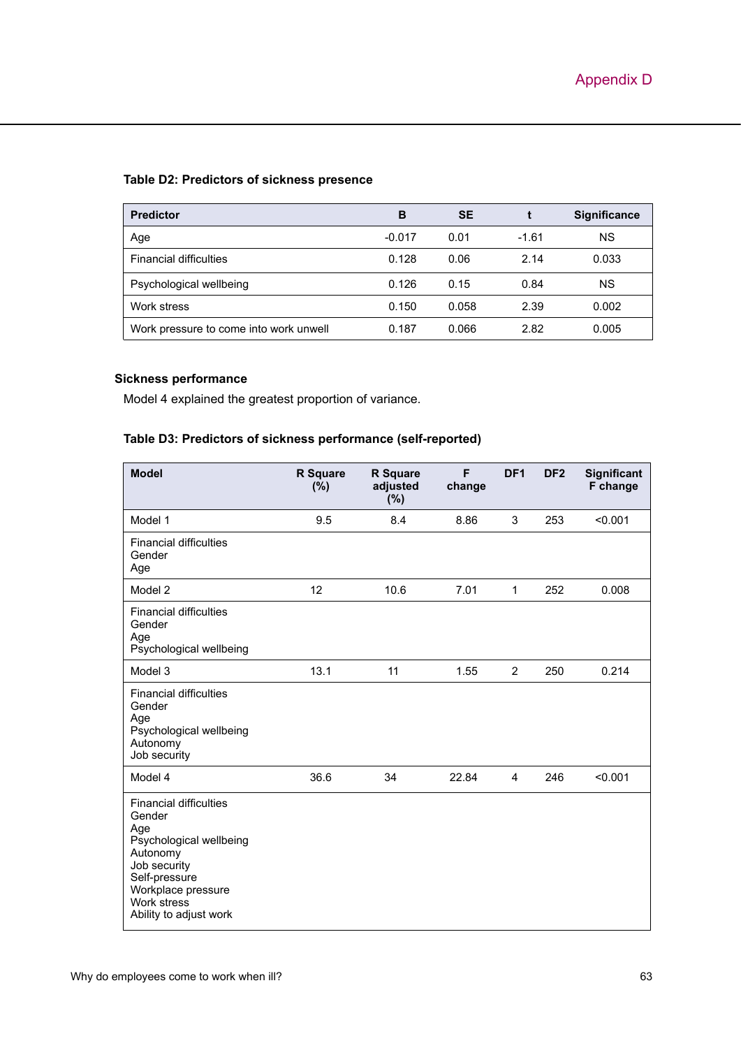#### Table D2: Predictors of sickness presence

| Predictor | B | SE | t | Significance |
|---|---|---|---|---|
| Age | -0.017 | 0.01 | -1.61 | NS |
| Financial difficulties | 0.128 | 0.06 | 2.14 | 0.033 |
| Psychological wellbeing | 0.126 | 0.15 | 0.84 | NS |
| Work stress | 0.150 | 0.058 | 2.39 | 0.002 |
| Work pressure to come into work unwell | 0.187 | 0.066 | 2.82 | 0.005 |

### Sickness performance

Model 4 explained the greatest proportion of variance.

#### Table D3: Predictors of sickness performance (self-reported)

| Model | R Square (%) | R Square adjusted (%) | F change | DF1 | DF2 | Significant F change |
|---|---|---|---|---|---|---|
| Model 1 | 9.5 | 8.4 | 8.86 | 3 | 253 | <0.001 |
| Financial difficulties<br>Gender<br>Age | | | | | | |
| Model 2 | 12 | 10.6 | 7.01 | 1 | 252 | 0.008 |
| Financial difficulties<br>Gender<br>Age<br>Psychological wellbeing | | | | | | |
| Model 3 | 13.1 | 11 | 1.55 | 2 | 250 | 0.214 |
| Financial difficulties<br>Gender<br>Age<br>Psychological wellbeing<br>Autonomy<br>Job security | | | | | | |
| Model 4 | 36.6 | 34 | 22.84 | 4 | 246 | <0.001 |
| Financial difficulties<br>Gender<br>Age<br>Psychological wellbeing<br>Autonomy<br>Job security<br>Self-pressure<br>Workplace pressure<br>Work stress<br>Ability to adjust work | | | | | | |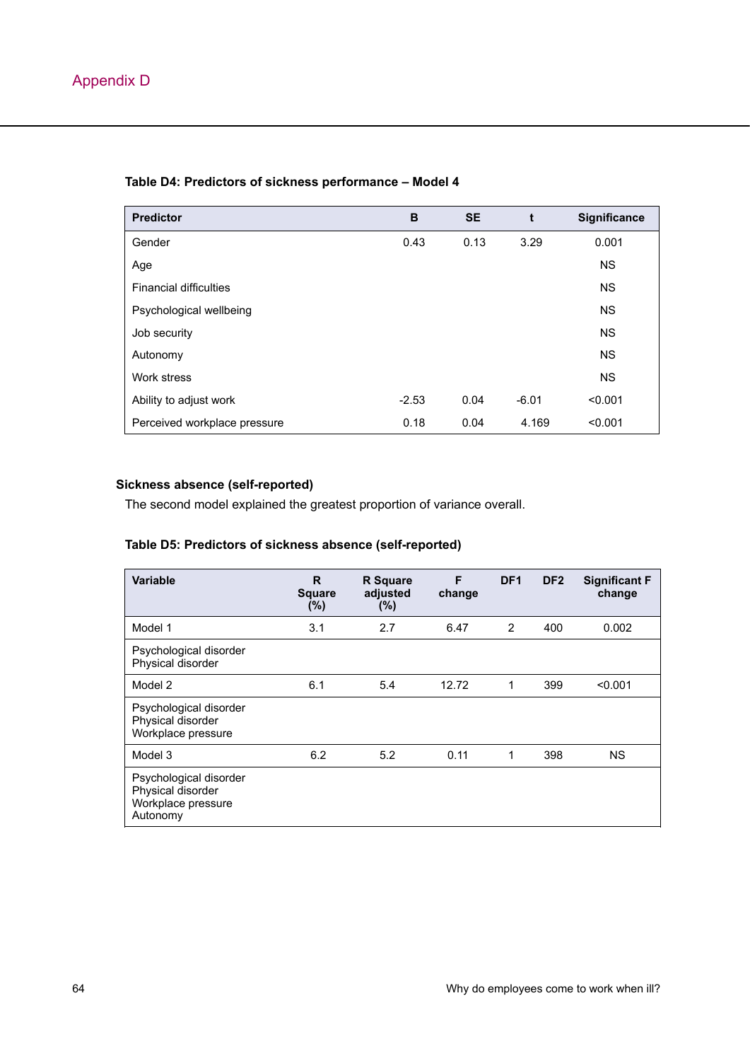## Appendix D

**Table D4: Predictors of sickness performance – Model 4**

| Predictor | B | SE | t | Significance |
|---|---|---|---|---|
| Gender | 0.43 | 0.13 | 3.29 | 0.001 |
| Age | | | | NS |
| Financial difficulties | | | | NS |
| Psychological wellbeing | | | | NS |
| Job security | | | | NS |
| Autonomy | | | | NS |
| Work stress | | | | NS |
| Ability to adjust work | -2.53 | 0.04 | -6.01 | <0.001 |
| Perceived workplace pressure | 0.18 | 0.04 | 4.169 | <0.001 |

### Sickness absence (self-reported)

The second model explained the greatest proportion of variance overall.

**Table D5: Predictors of sickness absence (self-reported)**

| Variable | R Square (%) | R Square adjusted (%) | F change | DF1 | DF2 | Significant F change |
|---|---|---|---|---|---|---|
| Model 1 | 3.1 | 2.7 | 6.47 | 2 | 400 | 0.002 |
| Psychological disorder<br>Physical disorder | | | | | | |
| Model 2 | 6.1 | 5.4 | 12.72 | 1 | 399 | <0.001 |
| Psychological disorder<br>Physical disorder<br>Workplace pressure | | | | | | |
| Model 3 | 6.2 | 5.2 | 0.11 | 1 | 398 | NS |
| Psychological disorder<br>Physical disorder<br>Workplace pressure<br>Autonomy | | | | | | |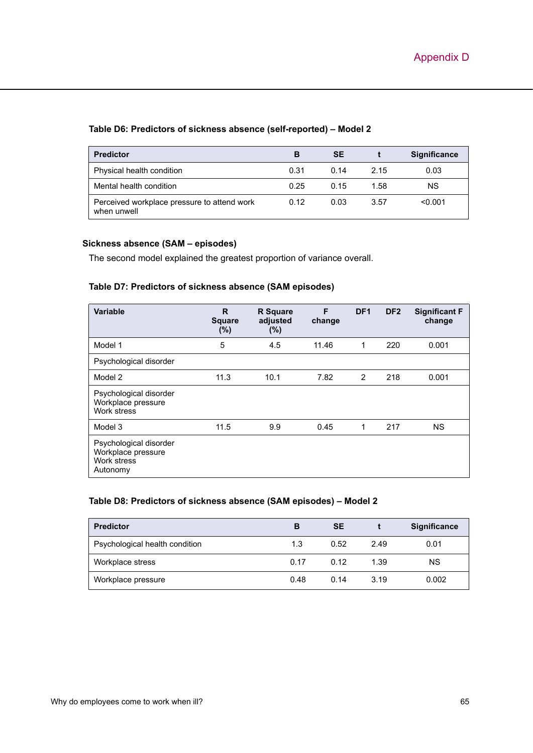**Table D6: Predictors of sickness absence (self-reported) – Model 2**

| Predictor | B | SE | t | Significance |
|---|---|---|---|---|
| Physical health condition | 0.31 | 0.14 | 2.15 | 0.03 |
| Mental health condition | 0.25 | 0.15 | 1.58 | NS |
| Perceived workplace pressure to attend work when unwell | 0.12 | 0.03 | 3.57 | <0.001 |

### Sickness absence (SAM – episodes)

The second model explained the greatest proportion of variance overall.

**Table D7: Predictors of sickness absence (SAM episodes)**

| Variable | R Square (%) | R Square adjusted (%) | F change | DF1 | DF2 | Significant F change |
|---|---|---|---|---|---|---|
| Model 1 | 5 | 4.5 | 11.46 | 1 | 220 | 0.001 |
| Psychological disorder | | | | | | |
| Model 2 | 11.3 | 10.1 | 7.82 | 2 | 218 | 0.001 |
| Psychological disorder<br>Workplace pressure<br>Work stress | | | | | | |
| Model 3 | 11.5 | 9.9 | 0.45 | 1 | 217 | NS |
| Psychological disorder<br>Workplace pressure<br>Work stress<br>Autonomy | | | | | | |

**Table D8: Predictors of sickness absence (SAM episodes) – Model 2**

| Predictor | B | SE | t | Significance |
|---|---|---|---|---|
| Psychological health condition | 1.3 | 0.52 | 2.49 | 0.01 |
| Workplace stress | 0.17 | 0.12 | 1.39 | NS |
| Workplace pressure | 0.48 | 0.14 | 3.19 | 0.002 |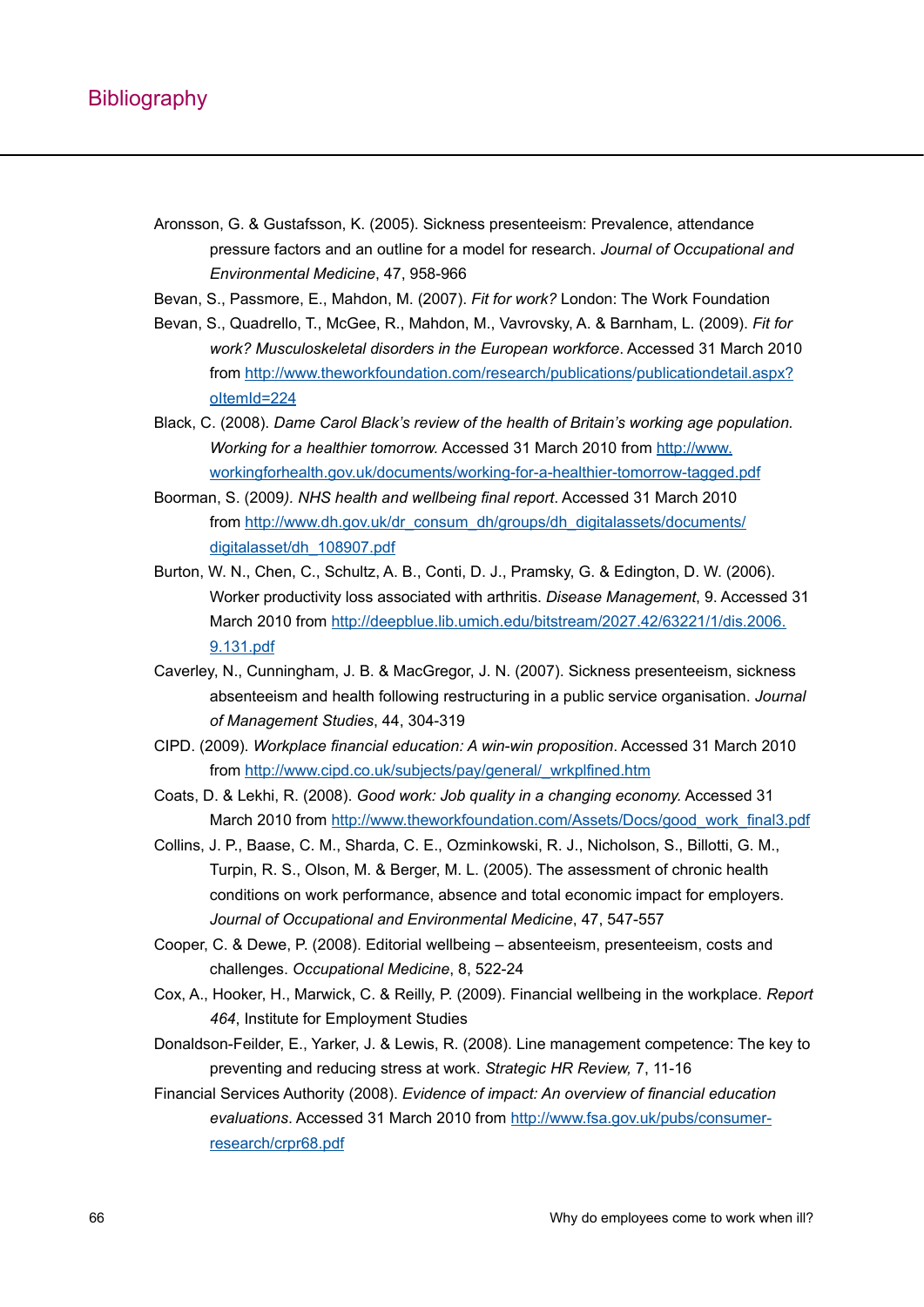# Bibliography

Aronsson, G. & Gustafsson, K. (2005). Sickness presenteeism: Prevalence, attendance pressure factors and an outline for a model for research. *Journal of Occupational and Environmental Medicine*, 47, 958-966

Bevan, S., Passmore, E., Mahdon, M. (2007). *Fit for work?* London: The Work Foundation

Bevan, S., Quadrello, T., McGee, R., Mahdon, M., Vavrovsky, A. & Barnham, L. (2009). *Fit for work? Musculoskeletal disorders in the European workforce*. Accessed 31 March 2010 from http://www.theworkfoundation.com/research/publications/publicationdetail.aspx?oItemId=224

Black, C. (2008). *Dame Carol Black's review of the health of Britain's working age population. Working for a healthier tomorrow.* Accessed 31 March 2010 from http://www.workingforhealth.gov.uk/documents/working-for-a-healthier-tomorrow-tagged.pdf

Boorman, S. (2009*). NHS health and wellbeing final report*. Accessed 31 March 2010 from http://www.dh.gov.uk/dr_consum_dh/groups/dh_digitalassets/documents/digitalasset/dh_108907.pdf

Burton, W. N., Chen, C., Schultz, A. B., Conti, D. J., Pramsky, G. & Edington, D. W. (2006). Worker productivity loss associated with arthritis. *Disease Management*, 9. Accessed 31 March 2010 from http://deepblue.lib.umich.edu/bitstream/2027.42/63221/1/dis.2006.9.131.pdf

Caverley, N., Cunningham, J. B. & MacGregor, J. N. (2007). Sickness presenteeism, sickness absenteeism and health following restructuring in a public service organisation. *Journal of Management Studies*, 44, 304-319

CIPD. (2009). *Workplace financial education: A win-win proposition*. Accessed 31 March 2010 from http://www.cipd.co.uk/subjects/pay/general/_wrkplfined.htm

Coats, D. & Lekhi, R. (2008). *Good work: Job quality in a changing economy.* Accessed 31 March 2010 from http://www.theworkfoundation.com/Assets/Docs/good_work_final3.pdf

Collins, J. P., Baase, C. M., Sharda, C. E., Ozminkowski, R. J., Nicholson, S., Billotti, G. M., Turpin, R. S., Olson, M. & Berger, M. L. (2005). The assessment of chronic health conditions on work performance, absence and total economic impact for employers. *Journal of Occupational and Environmental Medicine*, 47, 547-557

Cooper, C. & Dewe, P. (2008). Editorial wellbeing – absenteeism, presenteeism, costs and challenges. *Occupational Medicine*, 8, 522-24

Cox, A., Hooker, H., Marwick, C. & Reilly, P. (2009). Financial wellbeing in the workplace. *Report 464*, Institute for Employment Studies

Donaldson-Feilder, E., Yarker, J. & Lewis, R. (2008). Line management competence: The key to preventing and reducing stress at work. *Strategic HR Review,* 7, 11-16

Financial Services Authority (2008). *Evidence of impact: An overview of financial education evaluations*. Accessed 31 March 2010 from http://www.fsa.gov.uk/pubs/consumer-research/crpr68.pdf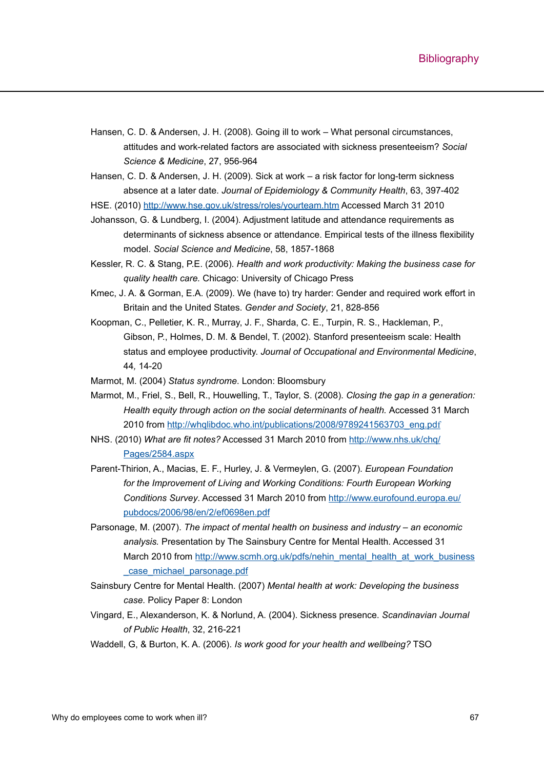Hansen, C. D. & Andersen, J. H. (2008). Going ill to work – What personal circumstances, attitudes and work-related factors are associated with sickness presenteeism? *Social Science & Medicine*, 27, 956-964

Hansen, C. D. & Andersen, J. H. (2009). Sick at work – a risk factor for long-term sickness absence at a later date. *Journal of Epidemiology & Community Health*, 63, 397-402

HSE. (2010) http://www.hse.gov.uk/stress/roles/yourteam.htm Accessed March 31 2010

Johansson, G. & Lundberg, I. (2004). Adjustment latitude and attendance requirements as determinants of sickness absence or attendance. Empirical tests of the illness flexibility model. *Social Science and Medicine*, 58, 1857-1868

Kessler, R. C. & Stang, P.E. (2006). *Health and work productivity: Making the business case for quality health care.* Chicago: University of Chicago Press

Kmec, J. A. & Gorman, E.A. (2009). We (have to) try harder: Gender and required work effort in Britain and the United States. *Gender and Society*, 21, 828-856

Koopman, C., Pelletier, K. R., Murray, J. F., Sharda, C. E., Turpin, R. S., Hackleman, P., Gibson, P., Holmes, D. M. & Bendel, T. (2002). Stanford presenteeism scale: Health status and employee productivity. *Journal of Occupational and Environmental Medicine*, 44*,* 14-20

Marmot, M. (2004) *Status syndrome.* London: Bloomsbury

Marmot, M., Friel, S., Bell, R., Houwelling, T., Taylor, S. (2008). *Closing the gap in a generation: Health equity through action on the social determinants of health.* Accessed 31 March 2010 from http://whqlibdoc.who.int/publications/2008/9789241563703_eng.pdf

NHS. (2010) *What are fit notes?* Accessed 31 March 2010 from http://www.nhs.uk/chq/Pages/2584.aspx

Parent-Thirion, A., Macias, E. F., Hurley, J. & Vermeylen, G. (2007). *European Foundation for the Improvement of Living and Working Conditions: Fourth European Working Conditions Survey*. Accessed 31 March 2010 from http://www.eurofound.europa.eu/pubdocs/2006/98/en/2/ef0698en.pdf

Parsonage, M. (2007). *The impact of mental health on business and industry – an economic analysis.* Presentation by The Sainsbury Centre for Mental Health. Accessed 31 March 2010 from http://www.scmh.org.uk/pdfs/nehin_mental_health_at_work_business_case_michael_parsonage.pdf

Sainsbury Centre for Mental Health. (2007) *Mental health at work: Developing the business case.* Policy Paper 8: London

Vingard, E., Alexanderson, K. & Norlund, A. (2004). Sickness presence. *Scandinavian Journal of Public Health*, 32, 216-221

Waddell, G, & Burton, K. A. (2006). *Is work good for your health and wellbeing?* TSO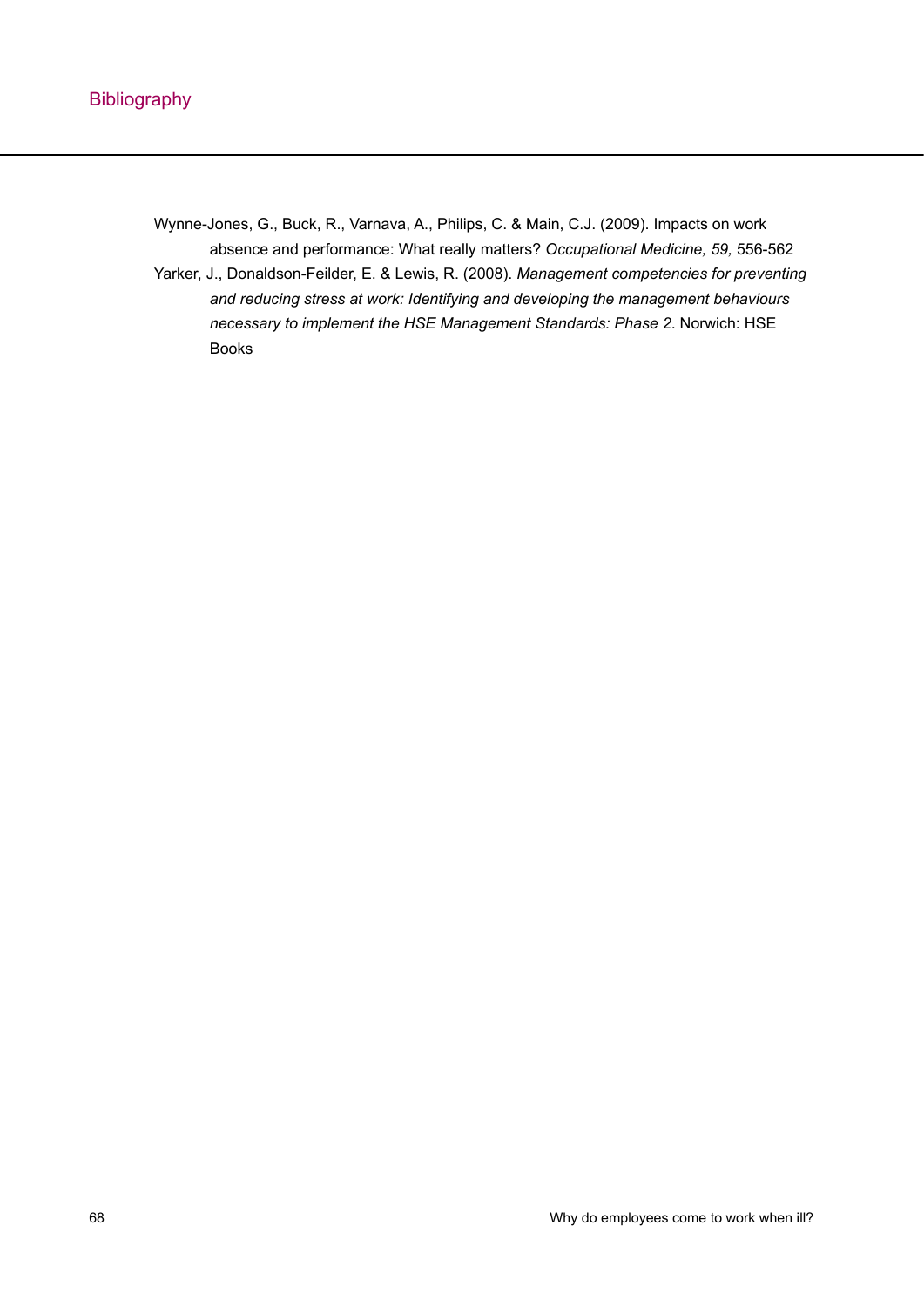Wynne-Jones, G., Buck, R., Varnava, A., Philips, C. & Main, C.J. (2009). Impacts on work absence and performance: What really matters? *Occupational Medicine, 59,* 556-562

Yarker, J., Donaldson-Feilder, E. & Lewis, R. (2008). *Management competencies for preventing and reducing stress at work: Identifying and developing the management behaviours necessary to implement the HSE Management Standards: Phase 2*. Norwich: HSE Books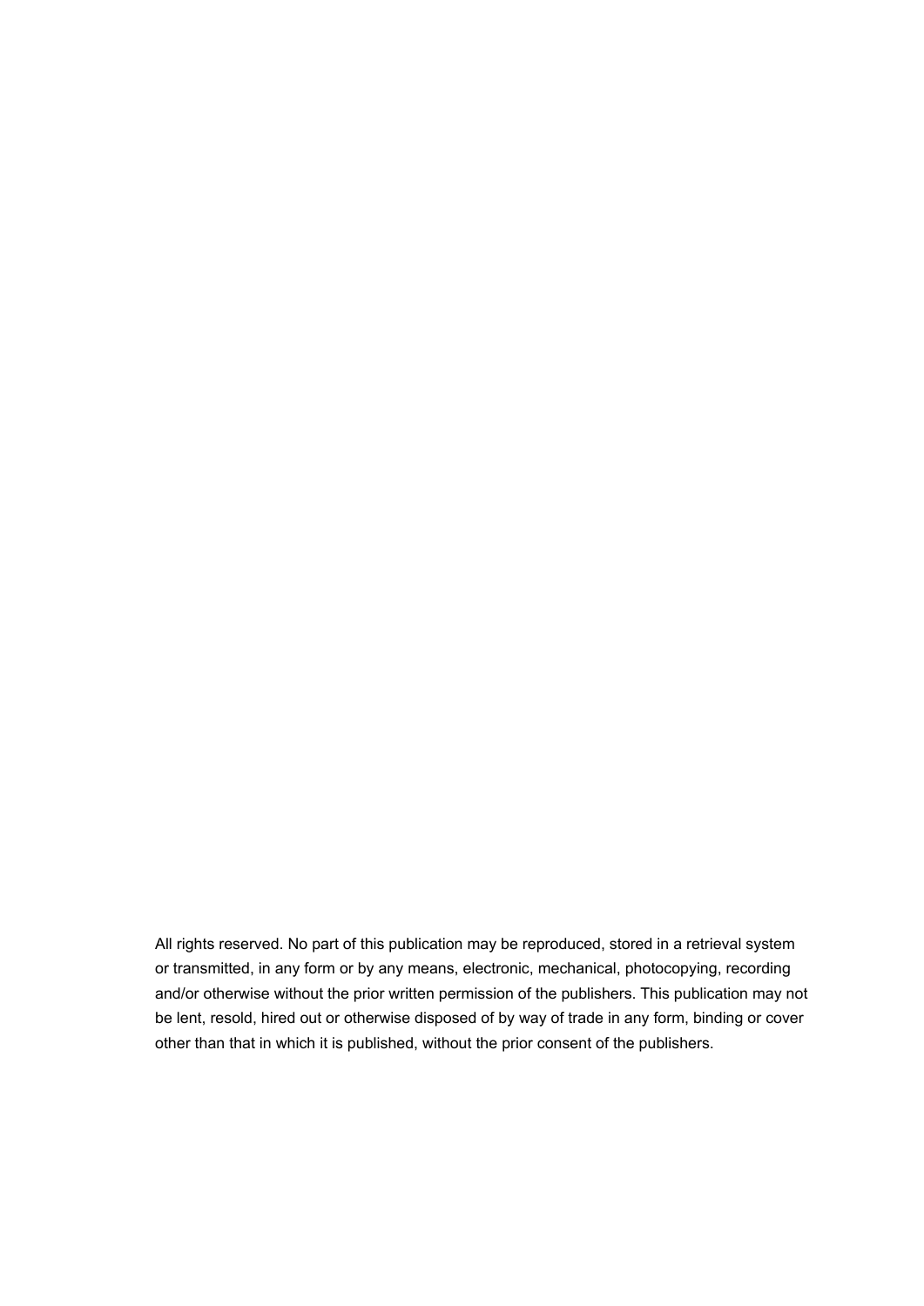All rights reserved. No part of this publication may be reproduced, stored in a retrieval system or transmitted, in any form or by any means, electronic, mechanical, photocopying, recording and/or otherwise without the prior written permission of the publishers. This publication may not be lent, resold, hired out or otherwise disposed of by way of trade in any form, binding or cover other than that in which it is published, without the prior consent of the publishers.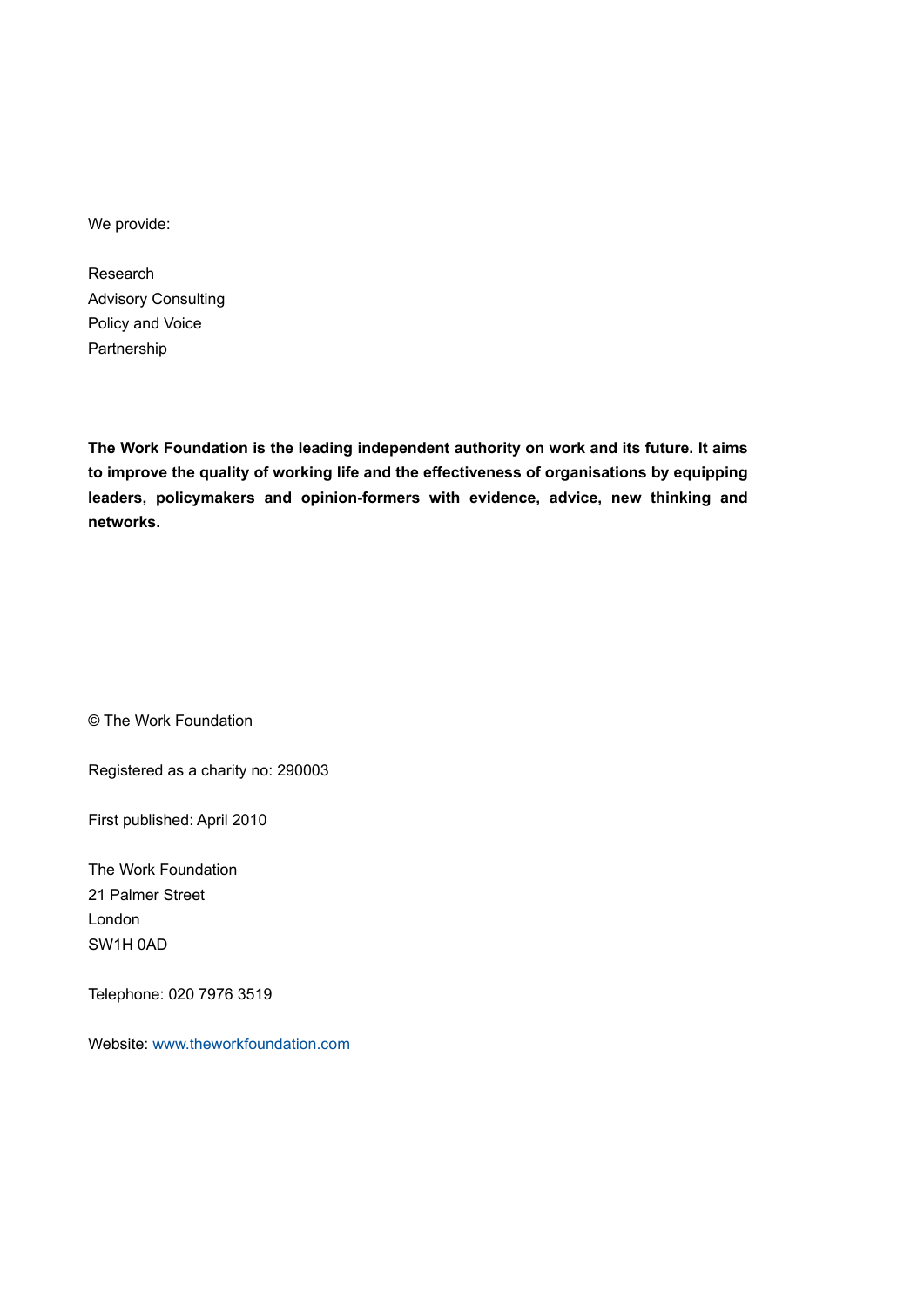We provide:

Research
Advisory Consulting
Policy and Voice
Partnership

**The Work Foundation is the leading independent authority on work and its future. It aims to improve the quality of working life and the effectiveness of organisations by equipping leaders, policymakers and opinion-formers with evidence, advice, new thinking and networks.**

© The Work Foundation

Registered as a charity no: 290003

First published: April 2010

The Work Foundation
21 Palmer Street
London
SW1H 0AD

Telephone: 020 7976 3519

Website: www.theworkfoundation.com